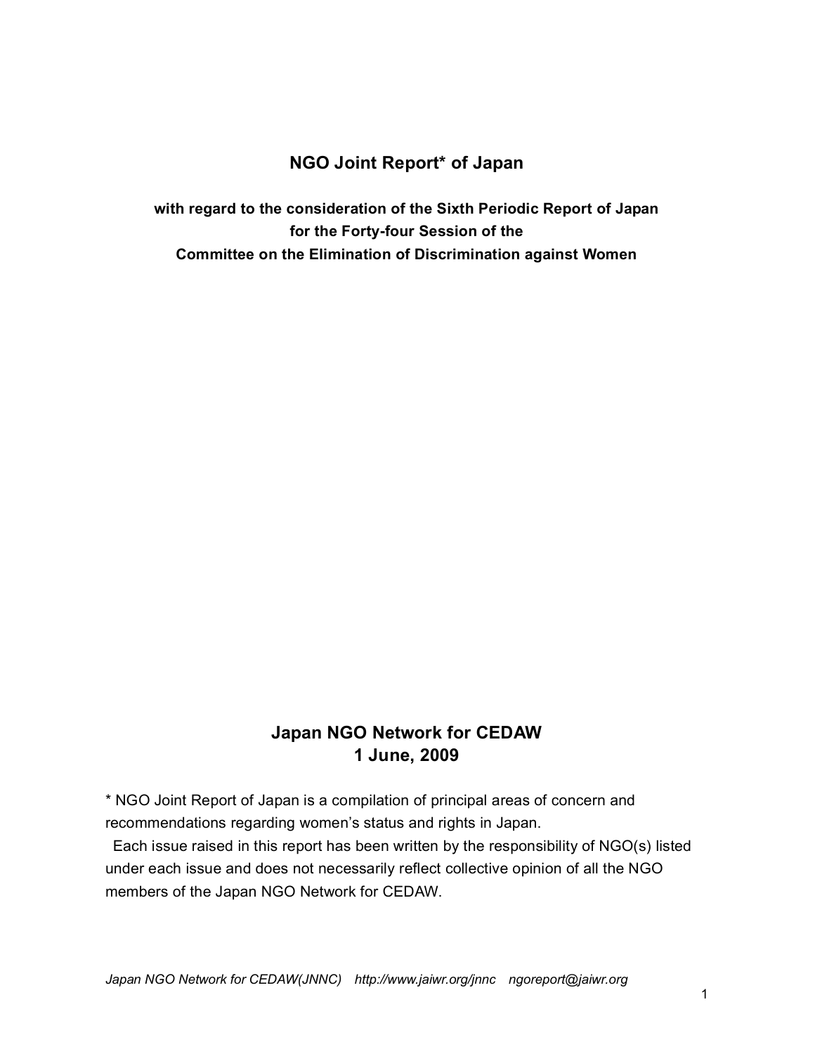# NGO Joint Report* of Japan

**with regard to the consideration of the Sixth Periodic Report of Japan for the Forty-four Session of the Committee on the Elimination of Discrimination against Women**

**Japan NGO Network for CEDAW**
**1 June, 2009**

* NGO Joint Report of Japan is a compilation of principal areas of concern and recommendations regarding women's status and rights in Japan.

Each issue raised in this report has been written by the responsibility of NGO(s) listed under each issue and does not necessarily reflect collective opinion of all the NGO members of the Japan NGO Network for CEDAW.

*Japan NGO Network for CEDAW(JNNC) http://www.jaiwr.org/jnnc ngoreport@jaiwr.org*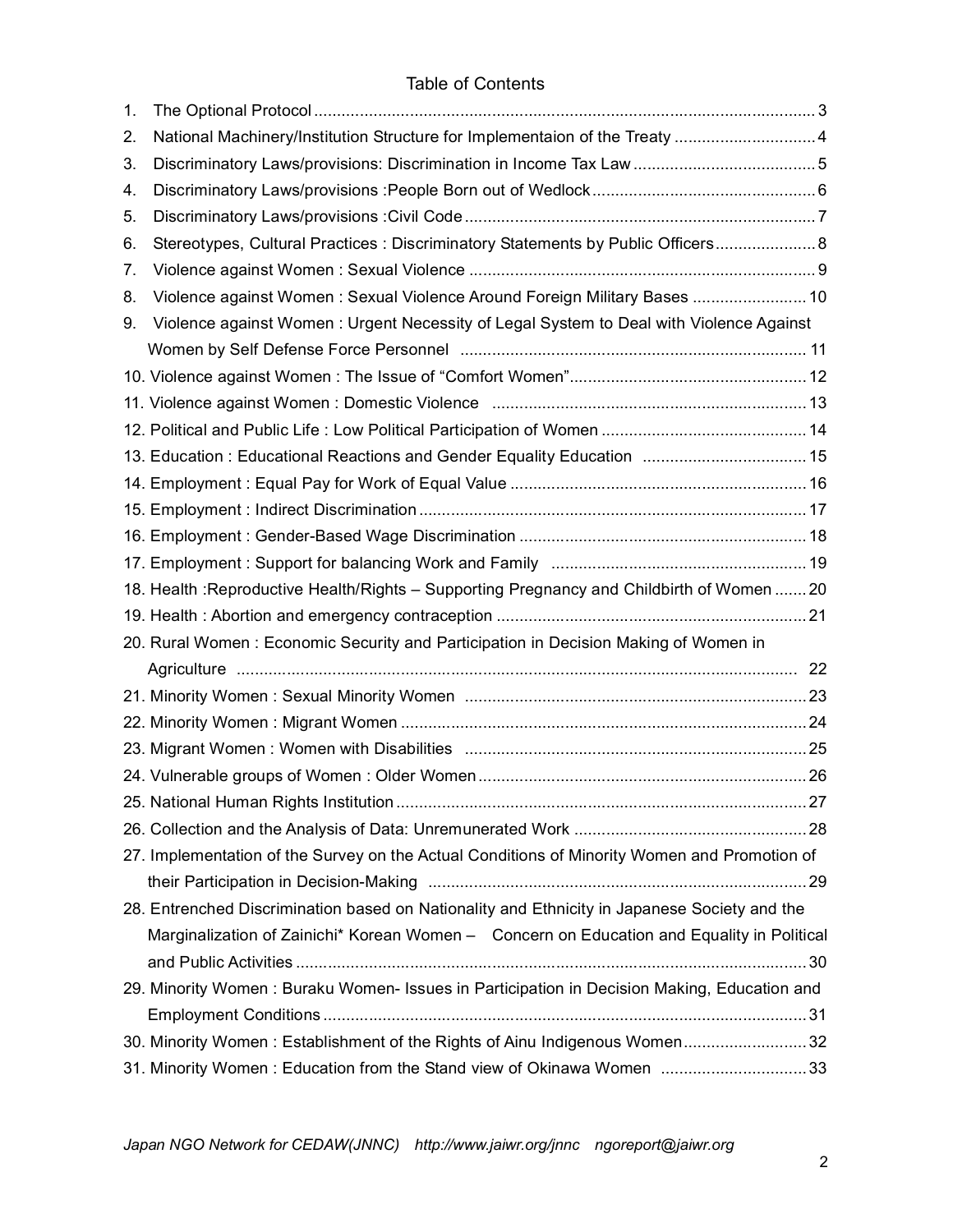# Table of Contents

1. The Optional Protocol ........ 3
2. National Machinery/Institution Structure for Implementaion of the Treaty ........ 4
3. Discriminatory Laws/provisions: Discrimination in Income Tax Law ........ 5
4. Discriminatory Laws/provisions :People Born out of Wedlock ........ 6
5. Discriminatory Laws/provisions :Civil Code ........ 7
6. Stereotypes, Cultural Practices : Discriminatory Statements by Public Officers ........ 8
7. Violence against Women : Sexual Violence ........ 9
8. Violence against Women : Sexual Violence Around Foreign Military Bases ........ 10
9. Violence against Women : Urgent Necessity of Legal System to Deal with Violence Against Women by Self Defense Force Personnel ........ 11
10. Violence against Women : The Issue of "Comfort Women" ........ 12
11. Violence against Women : Domestic Violence ........ 13
12. Political and Public Life : Low Political Participation of Women ........ 14
13. Education : Educational Reactions and Gender Equality Education ........ 15
14. Employment : Equal Pay for Work of Equal Value ........ 16
15. Employment : Indirect Discrimination ........ 17
16. Employment : Gender-Based Wage Discrimination ........ 18
17. Employment : Support for balancing Work and Family ........ 19
18. Health :Reproductive Health/Rights – Supporting Pregnancy and Childbirth of Women ........ 20
19. Health : Abortion and emergency contraception ........ 21
20. Rural Women : Economic Security and Participation in Decision Making of Women in Agriculture ........ 22
21. Minority Women : Sexual Minority Women ........ 23
22. Minority Women : Migrant Women ........ 24
23. Migrant Women : Women with Disabilities ........ 25
24. Vulnerable groups of Women : Older Women ........ 26
25. National Human Rights Institution ........ 27
26. Collection and the Analysis of Data: Unremunerated Work ........ 28
27. Implementation of the Survey on the Actual Conditions of Minority Women and Promotion of their Participation in Decision-Making ........ 29
28. Entrenched Discrimination based on Nationality and Ethnicity in Japanese Society and the Marginalization of Zainichi* Korean Women – Concern on Education and Equality in Political and Public Activities ........ 30
29. Minority Women : Buraku Women- Issues in Participation in Decision Making, Education and Employment Conditions ........ 31
30. Minority Women : Establishment of the Rights of Ainu Indigenous Women ........ 32
31. Minority Women : Education from the Stand view of Okinawa Women ........ 33

*Japan NGO Network for CEDAW(JNNC) http://www.jaiwr.org/jnnc ngoreport@jaiwr.org*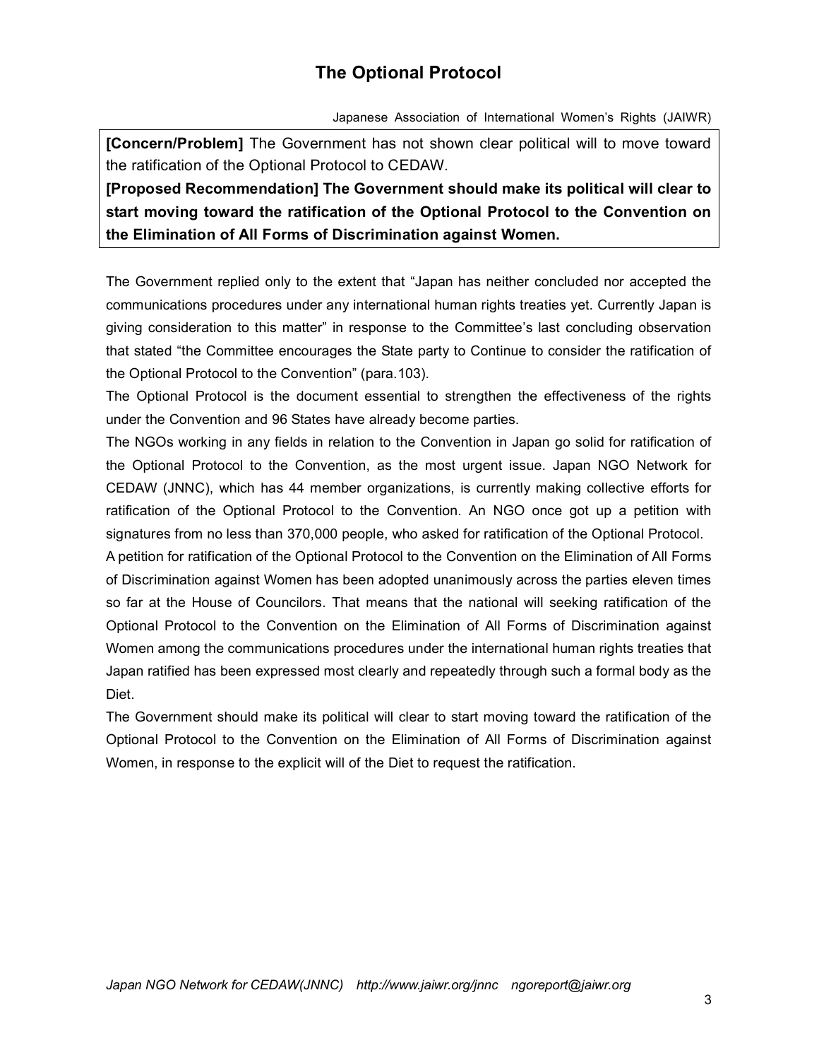## The Optional Protocol

Japanese Association of International Women's Rights (JAIWR)

**[Concern/Problem]** The Government has not shown clear political will to move toward the ratification of the Optional Protocol to CEDAW.

**[Proposed Recommendation] The Government should make its political will clear to start moving toward the ratification of the Optional Protocol to the Convention on the Elimination of All Forms of Discrimination against Women.**

The Government replied only to the extent that "Japan has neither concluded nor accepted the communications procedures under any international human rights treaties yet. Currently Japan is giving consideration to this matter" in response to the Committee's last concluding observation that stated "the Committee encourages the State party to Continue to consider the ratification of the Optional Protocol to the Convention" (para.103).

The Optional Protocol is the document essential to strengthen the effectiveness of the rights under the Convention and 96 States have already become parties.

The NGOs working in any fields in relation to the Convention in Japan go solid for ratification of the Optional Protocol to the Convention, as the most urgent issue. Japan NGO Network for CEDAW (JNNC), which has 44 member organizations, is currently making collective efforts for ratification of the Optional Protocol to the Convention. An NGO once got up a petition with signatures from no less than 370,000 people, who asked for ratification of the Optional Protocol.

A petition for ratification of the Optional Protocol to the Convention on the Elimination of All Forms of Discrimination against Women has been adopted unanimously across the parties eleven times so far at the House of Councilors. That means that the national will seeking ratification of the Optional Protocol to the Convention on the Elimination of All Forms of Discrimination against Women among the communications procedures under the international human rights treaties that Japan ratified has been expressed most clearly and repeatedly through such a formal body as the Diet.

The Government should make its political will clear to start moving toward the ratification of the Optional Protocol to the Convention on the Elimination of All Forms of Discrimination against Women, in response to the explicit will of the Diet to request the ratification.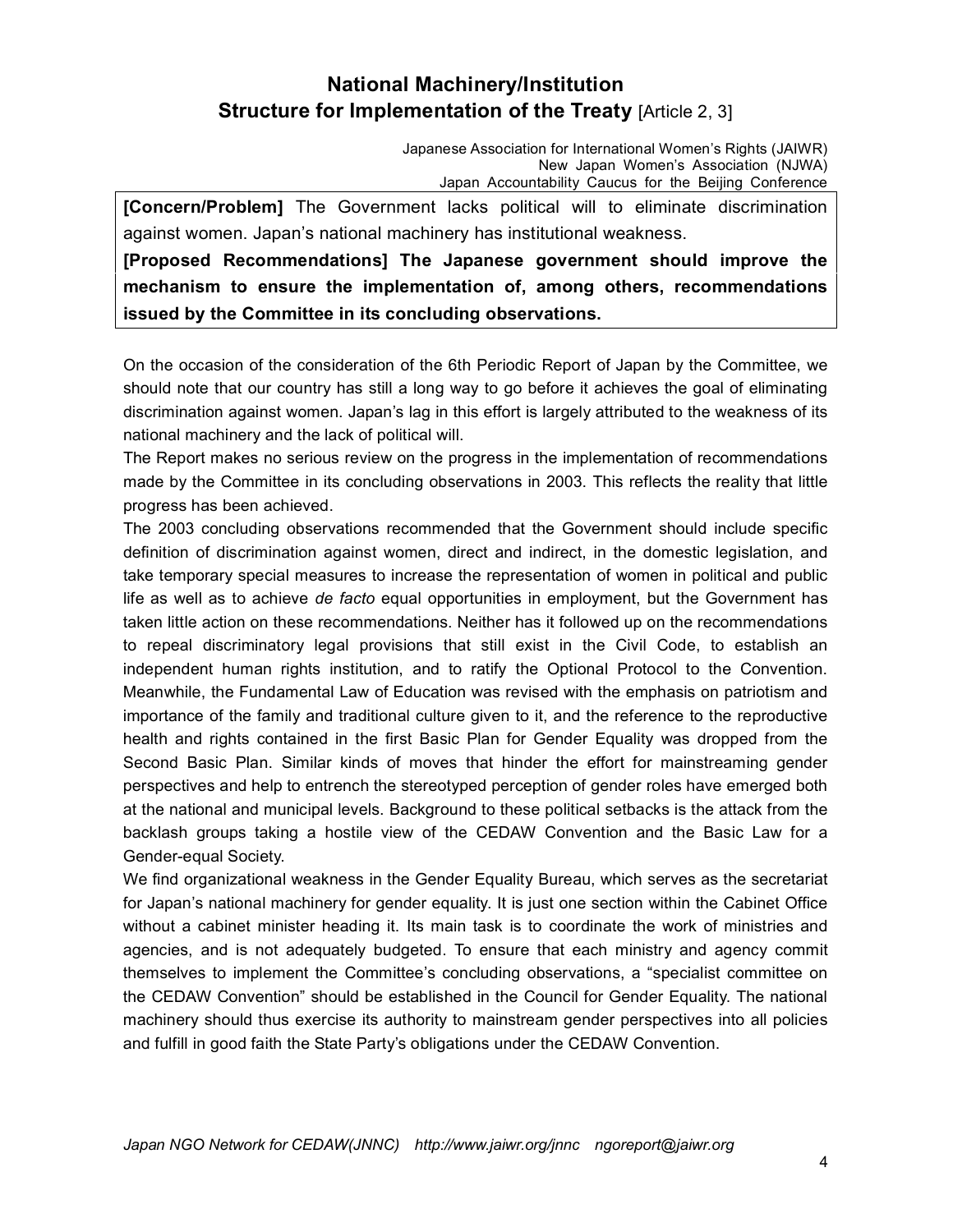## National Machinery/Institution
## Structure for Implementation of the Treaty [Article 2, 3]

Japanese Association for International Women's Rights (JAIWR)
New Japan Women's Association (NJWA)
Japan Accountability Caucus for the Beijing Conference

**[Concern/Problem]** The Government lacks political will to eliminate discrimination against women. Japan's national machinery has institutional weakness.

**[Proposed Recommendations] The Japanese government should improve the mechanism to ensure the implementation of, among others, recommendations issued by the Committee in its concluding observations.**

On the occasion of the consideration of the 6th Periodic Report of Japan by the Committee, we should note that our country has still a long way to go before it achieves the goal of eliminating discrimination against women. Japan's lag in this effort is largely attributed to the weakness of its national machinery and the lack of political will.

The Report makes no serious review on the progress in the implementation of recommendations made by the Committee in its concluding observations in 2003. This reflects the reality that little progress has been achieved.

The 2003 concluding observations recommended that the Government should include specific definition of discrimination against women, direct and indirect, in the domestic legislation, and take temporary special measures to increase the representation of women in political and public life as well as to achieve *de facto* equal opportunities in employment, but the Government has taken little action on these recommendations. Neither has it followed up on the recommendations to repeal discriminatory legal provisions that still exist in the Civil Code, to establish an independent human rights institution, and to ratify the Optional Protocol to the Convention. Meanwhile, the Fundamental Law of Education was revised with the emphasis on patriotism and importance of the family and traditional culture given to it, and the reference to the reproductive health and rights contained in the first Basic Plan for Gender Equality was dropped from the Second Basic Plan. Similar kinds of moves that hinder the effort for mainstreaming gender perspectives and help to entrench the stereotyped perception of gender roles have emerged both at the national and municipal levels. Background to these political setbacks is the attack from the backlash groups taking a hostile view of the CEDAW Convention and the Basic Law for a Gender-equal Society.

We find organizational weakness in the Gender Equality Bureau, which serves as the secretariat for Japan's national machinery for gender equality. It is just one section within the Cabinet Office without a cabinet minister heading it. Its main task is to coordinate the work of ministries and agencies, and is not adequately budgeted. To ensure that each ministry and agency commit themselves to implement the Committee's concluding observations, a "specialist committee on the CEDAW Convention" should be established in the Council for Gender Equality. The national machinery should thus exercise its authority to mainstream gender perspectives into all policies and fulfill in good faith the State Party's obligations under the CEDAW Convention.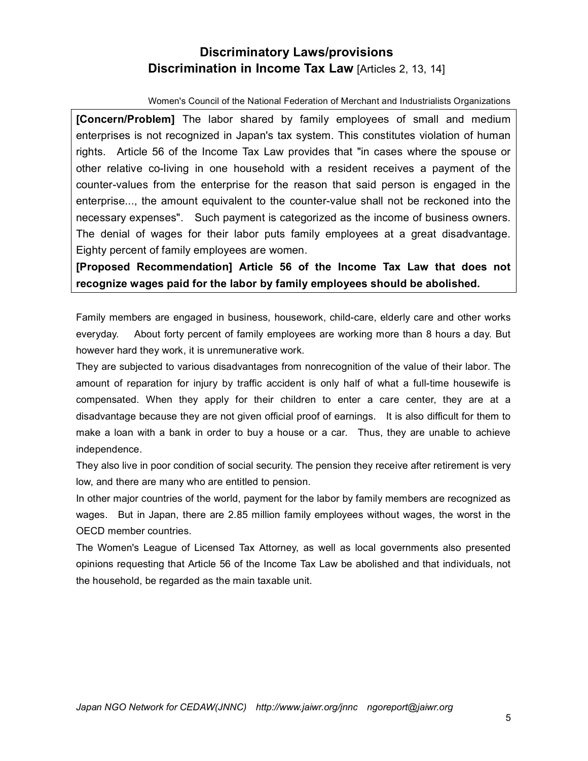## Discriminatory Laws/provisions
## Discrimination in Income Tax Law [Articles 2, 13, 14]

Women's Council of the National Federation of Merchant and Industrialists Organizations

**[Concern/Problem]** The labor shared by family employees of small and medium enterprises is not recognized in Japan's tax system. This constitutes violation of human rights. Article 56 of the Income Tax Law provides that "in cases where the spouse or other relative co-living in one household with a resident receives a payment of the counter-values from the enterprise for the reason that said person is engaged in the enterprise..., the amount equivalent to the counter-value shall not be reckoned into the necessary expenses". Such payment is categorized as the income of business owners. The denial of wages for their labor puts family employees at a great disadvantage. Eighty percent of family employees are women.

**[Proposed Recommendation] Article 56 of the Income Tax Law that does not recognize wages paid for the labor by family employees should be abolished.**

Family members are engaged in business, housework, child-care, elderly care and other works everyday. About forty percent of family employees are working more than 8 hours a day. But however hard they work, it is unremunerative work.

They are subjected to various disadvantages from nonrecognition of the value of their labor. The amount of reparation for injury by traffic accident is only half of what a full-time housewife is compensated. When they apply for their children to enter a care center, they are at a disadvantage because they are not given official proof of earnings. It is also difficult for them to make a loan with a bank in order to buy a house or a car. Thus, they are unable to achieve independence.

They also live in poor condition of social security. The pension they receive after retirement is very low, and there are many who are entitled to pension.

In other major countries of the world, payment for the labor by family members are recognized as wages. But in Japan, there are 2.85 million family employees without wages, the worst in the OECD member countries.

The Women's League of Licensed Tax Attorney, as well as local governments also presented opinions requesting that Article 56 of the Income Tax Law be abolished and that individuals, not the household, be regarded as the main taxable unit.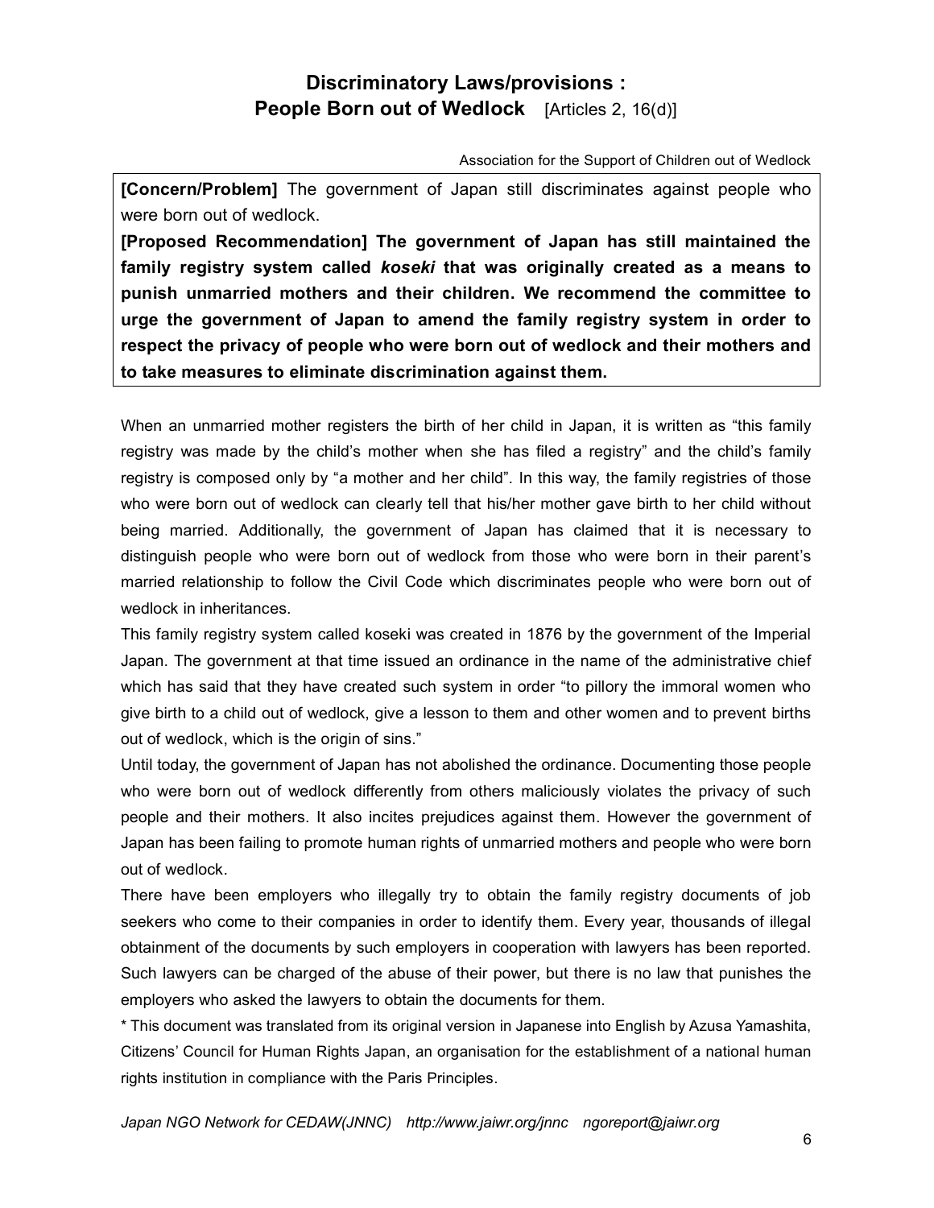## Discriminatory Laws/provisions : People Born out of Wedlock [Articles 2, 16(d)]

Association for the Support of Children out of Wedlock

**[Concern/Problem]** The government of Japan still discriminates against people who were born out of wedlock.

**[Proposed Recommendation] The government of Japan has still maintained the family registry system called *koseki* that was originally created as a means to punish unmarried mothers and their children. We recommend the committee to urge the government of Japan to amend the family registry system in order to respect the privacy of people who were born out of wedlock and their mothers and to take measures to eliminate discrimination against them.**

When an unmarried mother registers the birth of her child in Japan, it is written as "this family registry was made by the child's mother when she has filed a registry" and the child's family registry is composed only by "a mother and her child". In this way, the family registries of those who were born out of wedlock can clearly tell that his/her mother gave birth to her child without being married. Additionally, the government of Japan has claimed that it is necessary to distinguish people who were born out of wedlock from those who were born in their parent's married relationship to follow the Civil Code which discriminates people who were born out of wedlock in inheritances.

This family registry system called koseki was created in 1876 by the government of the Imperial Japan. The government at that time issued an ordinance in the name of the administrative chief which has said that they have created such system in order "to pillory the immoral women who give birth to a child out of wedlock, give a lesson to them and other women and to prevent births out of wedlock, which is the origin of sins."

Until today, the government of Japan has not abolished the ordinance. Documenting those people who were born out of wedlock differently from others maliciously violates the privacy of such people and their mothers. It also incites prejudices against them. However the government of Japan has been failing to promote human rights of unmarried mothers and people who were born out of wedlock.

There have been employers who illegally try to obtain the family registry documents of job seekers who come to their companies in order to identify them. Every year, thousands of illegal obtainment of the documents by such employers in cooperation with lawyers has been reported. Such lawyers can be charged of the abuse of their power, but there is no law that punishes the employers who asked the lawyers to obtain the documents for them.

* This document was translated from its original version in Japanese into English by Azusa Yamashita, Citizens' Council for Human Rights Japan, an organisation for the establishment of a national human rights institution in compliance with the Paris Principles.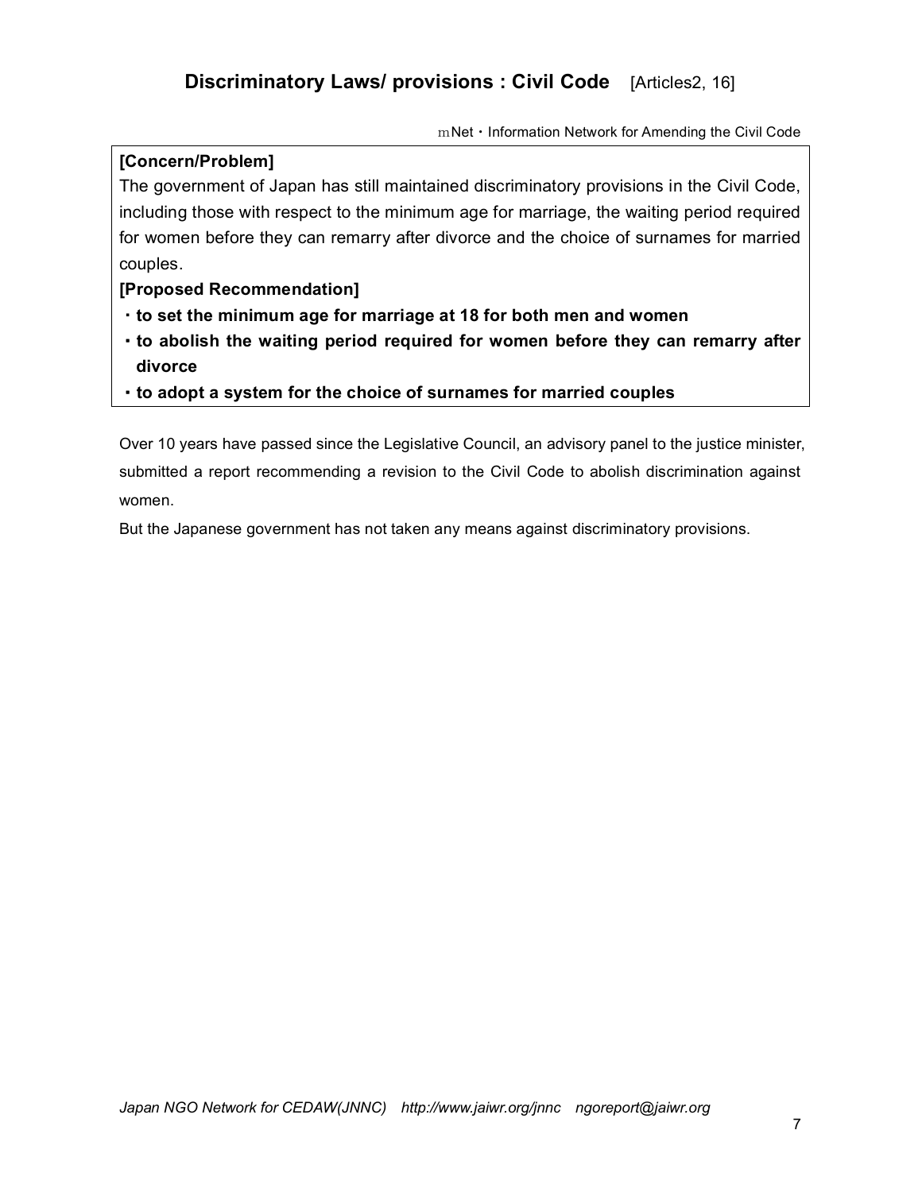## Discriminatory Laws/ provisions : Civil Code [Articles2, 16]

mNet・Information Network for Amending the Civil Code

**[Concern/Problem]**

The government of Japan has still maintained discriminatory provisions in the Civil Code, including those with respect to the minimum age for marriage, the waiting period required for women before they can remarry after divorce and the choice of surnames for married couples.

**[Proposed Recommendation]**

- **to set the minimum age for marriage at 18 for both men and women**
- **to abolish the waiting period required for women before they can remarry after divorce**
- **to adopt a system for the choice of surnames for married couples**

Over 10 years have passed since the Legislative Council, an advisory panel to the justice minister, submitted a report recommending a revision to the Civil Code to abolish discrimination against women.

But the Japanese government has not taken any means against discriminatory provisions.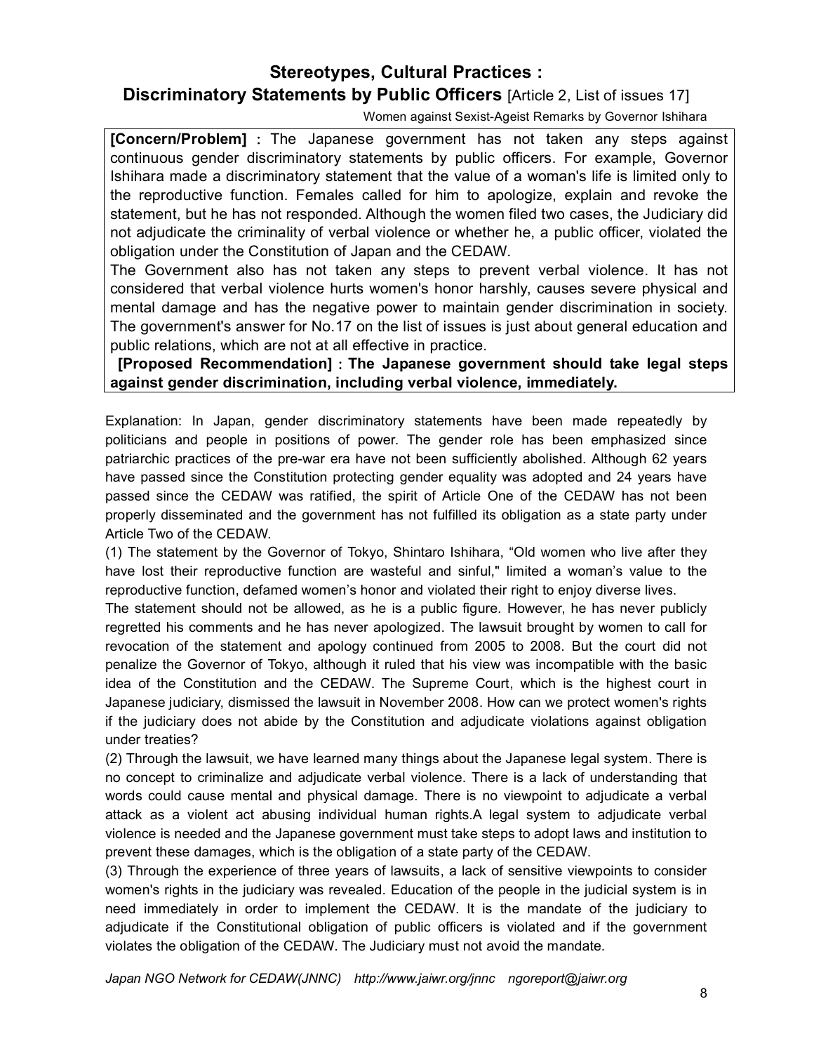## Stereotypes, Cultural Practices :
## Discriminatory Statements by Public Officers [Article 2, List of issues 17]

Women against Sexist-Ageist Remarks by Governor Ishihara

**[Concern/Problem] :** The Japanese government has not taken any steps against continuous gender discriminatory statements by public officers. For example, Governor Ishihara made a discriminatory statement that the value of a woman's life is limited only to the reproductive function. Females called for him to apologize, explain and revoke the statement, but he has not responded. Although the women filed two cases, the Judiciary did not adjudicate the criminality of verbal violence or whether he, a public officer, violated the obligation under the Constitution of Japan and the CEDAW.

The Government also has not taken any steps to prevent verbal violence. It has not considered that verbal violence hurts women's honor harshly, causes severe physical and mental damage and has the negative power to maintain gender discrimination in society. The government's answer for No.17 on the list of issues is just about general education and public relations, which are not at all effective in practice.

**[Proposed Recommendation] : The Japanese government should take legal steps against gender discrimination, including verbal violence, immediately.**

Explanation: In Japan, gender discriminatory statements have been made repeatedly by politicians and people in positions of power. The gender role has been emphasized since patriarchic practices of the pre-war era have not been sufficiently abolished. Although 62 years have passed since the Constitution protecting gender equality was adopted and 24 years have passed since the CEDAW was ratified, the spirit of Article One of the CEDAW has not been properly disseminated and the government has not fulfilled its obligation as a state party under Article Two of the CEDAW.

(1) The statement by the Governor of Tokyo, Shintaro Ishihara, "Old women who live after they have lost their reproductive function are wasteful and sinful," limited a woman's value to the reproductive function, defamed women's honor and violated their right to enjoy diverse lives.

The statement should not be allowed, as he is a public figure. However, he has never publicly regretted his comments and he has never apologized. The lawsuit brought by women to call for revocation of the statement and apology continued from 2005 to 2008. But the court did not penalize the Governor of Tokyo, although it ruled that his view was incompatible with the basic idea of the Constitution and the CEDAW. The Supreme Court, which is the highest court in Japanese judiciary, dismissed the lawsuit in November 2008. How can we protect women's rights if the judiciary does not abide by the Constitution and adjudicate violations against obligation under treaties?

(2) Through the lawsuit, we have learned many things about the Japanese legal system. There is no concept to criminalize and adjudicate verbal violence. There is a lack of understanding that words could cause mental and physical damage. There is no viewpoint to adjudicate a verbal attack as a violent act abusing individual human rights.A legal system to adjudicate verbal violence is needed and the Japanese government must take steps to adopt laws and institution to prevent these damages, which is the obligation of a state party of the CEDAW.

(3) Through the experience of three years of lawsuits, a lack of sensitive viewpoints to consider women's rights in the judiciary was revealed. Education of the people in the judicial system is in need immediately in order to implement the CEDAW. It is the mandate of the judiciary to adjudicate if the Constitutional obligation of public officers is violated and if the government violates the obligation of the CEDAW. The Judiciary must not avoid the mandate.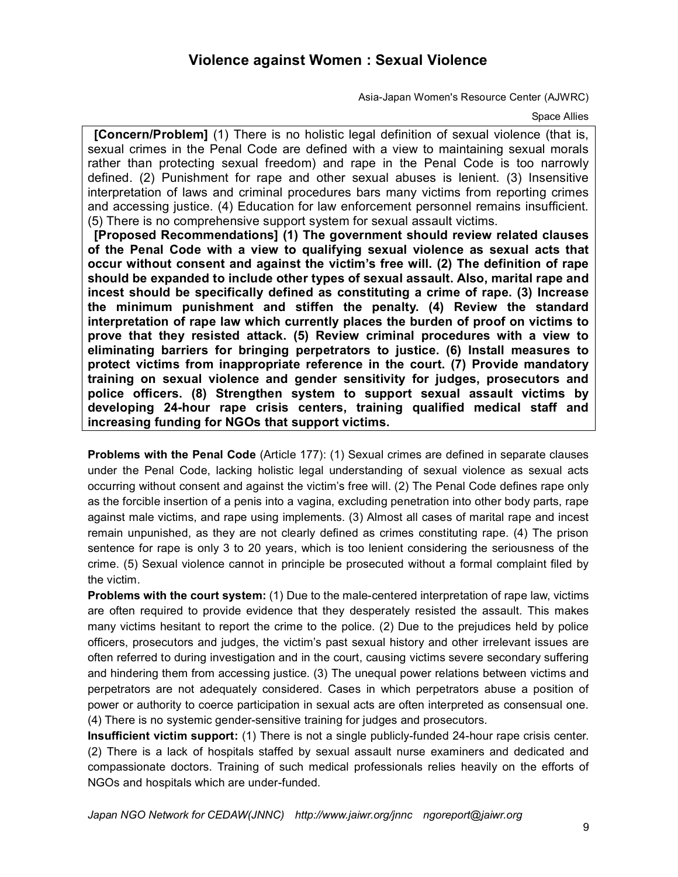# Violence against Women : Sexual Violence

Asia-Japan Women's Resource Center (AJWRC)

Space Allies

**[Concern/Problem]** (1) There is no holistic legal definition of sexual violence (that is, sexual crimes in the Penal Code are defined with a view to maintaining sexual morals rather than protecting sexual freedom) and rape in the Penal Code is too narrowly defined. (2) Punishment for rape and other sexual abuses is lenient. (3) Insensitive interpretation of laws and criminal procedures bars many victims from reporting crimes and accessing justice. (4) Education for law enforcement personnel remains insufficient. (5) There is no comprehensive support system for sexual assault victims.

**[Proposed Recommendations] (1) The government should review related clauses of the Penal Code with a view to qualifying sexual violence as sexual acts that occur without consent and against the victim's free will. (2) The definition of rape should be expanded to include other types of sexual assault. Also, marital rape and incest should be specifically defined as constituting a crime of rape. (3) Increase the minimum punishment and stiffen the penalty. (4) Review the standard interpretation of rape law which currently places the burden of proof on victims to prove that they resisted attack. (5) Review criminal procedures with a view to eliminating barriers for bringing perpetrators to justice. (6) Install measures to protect victims from inappropriate reference in the court. (7) Provide mandatory training on sexual violence and gender sensitivity for judges, prosecutors and police officers. (8) Strengthen system to support sexual assault victims by developing 24-hour rape crisis centers, training qualified medical staff and increasing funding for NGOs that support victims.**

**Problems with the Penal Code** (Article 177): (1) Sexual crimes are defined in separate clauses under the Penal Code, lacking holistic legal understanding of sexual violence as sexual acts occurring without consent and against the victim's free will. (2) The Penal Code defines rape only as the forcible insertion of a penis into a vagina, excluding penetration into other body parts, rape against male victims, and rape using implements. (3) Almost all cases of marital rape and incest remain unpunished, as they are not clearly defined as crimes constituting rape. (4) The prison sentence for rape is only 3 to 20 years, which is too lenient considering the seriousness of the crime. (5) Sexual violence cannot in principle be prosecuted without a formal complaint filed by the victim.

**Problems with the court system:** (1) Due to the male-centered interpretation of rape law, victims are often required to provide evidence that they desperately resisted the assault. This makes many victims hesitant to report the crime to the police. (2) Due to the prejudices held by police officers, prosecutors and judges, the victim's past sexual history and other irrelevant issues are often referred to during investigation and in the court, causing victims severe secondary suffering and hindering them from accessing justice. (3) The unequal power relations between victims and perpetrators are not adequately considered. Cases in which perpetrators abuse a position of power or authority to coerce participation in sexual acts are often interpreted as consensual one. (4) There is no systemic gender-sensitive training for judges and prosecutors.

**Insufficient victim support:** (1) There is not a single publicly-funded 24-hour rape crisis center. (2) There is a lack of hospitals staffed by sexual assault nurse examiners and dedicated and compassionate doctors. Training of such medical professionals relies heavily on the efforts of NGOs and hospitals which are under-funded.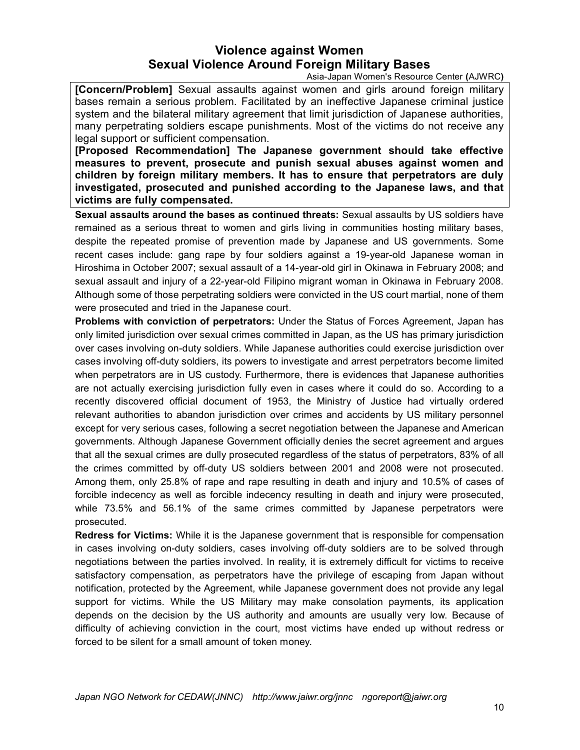# Violence against Women
## Sexual Violence Around Foreign Military Bases

Asia-Japan Women's Resource Center (AJWRC)

**[Concern/Problem]** Sexual assaults against women and girls around foreign military bases remain a serious problem. Facilitated by an ineffective Japanese criminal justice system and the bilateral military agreement that limit jurisdiction of Japanese authorities, many perpetrating soldiers escape punishments. Most of the victims do not receive any legal support or sufficient compensation.

**[Proposed Recommendation] The Japanese government should take effective measures to prevent, prosecute and punish sexual abuses against women and children by foreign military members. It has to ensure that perpetrators are duly investigated, prosecuted and punished according to the Japanese laws, and that victims are fully compensated.**

**Sexual assaults around the bases as continued threats:** Sexual assaults by US soldiers have remained as a serious threat to women and girls living in communities hosting military bases, despite the repeated promise of prevention made by Japanese and US governments. Some recent cases include: gang rape by four soldiers against a 19-year-old Japanese woman in Hiroshima in October 2007; sexual assault of a 14-year-old girl in Okinawa in February 2008; and sexual assault and injury of a 22-year-old Filipino migrant woman in Okinawa in February 2008. Although some of those perpetrating soldiers were convicted in the US court martial, none of them were prosecuted and tried in the Japanese court.

**Problems with conviction of perpetrators:** Under the Status of Forces Agreement, Japan has only limited jurisdiction over sexual crimes committed in Japan, as the US has primary jurisdiction over cases involving on-duty soldiers. While Japanese authorities could exercise jurisdiction over cases involving off-duty soldiers, its powers to investigate and arrest perpetrators become limited when perpetrators are in US custody. Furthermore, there is evidences that Japanese authorities are not actually exercising jurisdiction fully even in cases where it could do so. According to a recently discovered official document of 1953, the Ministry of Justice had virtually ordered relevant authorities to abandon jurisdiction over crimes and accidents by US military personnel except for very serious cases, following a secret negotiation between the Japanese and American governments. Although Japanese Government officially denies the secret agreement and argues that all the sexual crimes are dully prosecuted regardless of the status of perpetrators, 83% of all the crimes committed by off-duty US soldiers between 2001 and 2008 were not prosecuted. Among them, only 25.8% of rape and rape resulting in death and injury and 10.5% of cases of forcible indecency as well as forcible indecency resulting in death and injury were prosecuted, while 73.5% and 56.1% of the same crimes committed by Japanese perpetrators were prosecuted.

**Redress for Victims:** While it is the Japanese government that is responsible for compensation in cases involving on-duty soldiers, cases involving off-duty soldiers are to be solved through negotiations between the parties involved. In reality, it is extremely difficult for victims to receive satisfactory compensation, as perpetrators have the privilege of escaping from Japan without notification, protected by the Agreement, while Japanese government does not provide any legal support for victims. While the US Military may make consolation payments, its application depends on the decision by the US authority and amounts are usually very low. Because of difficulty of achieving conviction in the court, most victims have ended up without redress or forced to be silent for a small amount of token money.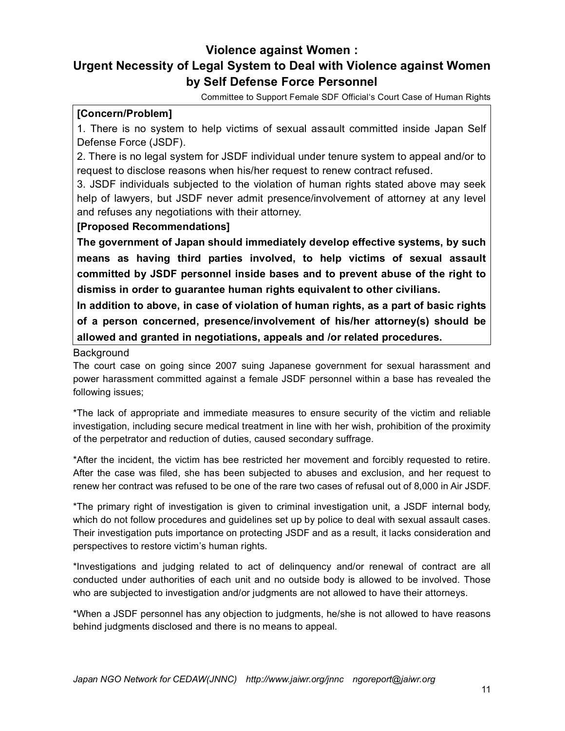## Violence against Women : Urgent Necessity of Legal System to Deal with Violence against Women by Self Defense Force Personnel

Committee to Support Female SDF Official's Court Case of Human Rights

**[Concern/Problem]**

1. There is no system to help victims of sexual assault committed inside Japan Self Defense Force (JSDF).
2. There is no legal system for JSDF individual under tenure system to appeal and/or to request to disclose reasons when his/her request to renew contract refused.
3. JSDF individuals subjected to the violation of human rights stated above may seek help of lawyers, but JSDF never admit presence/involvement of attorney at any level and refuses any negotiations with their attorney.

**[Proposed Recommendations]**

**The government of Japan should immediately develop effective systems, by such means as having third parties involved, to help victims of sexual assault committed by JSDF personnel inside bases and to prevent abuse of the right to dismiss in order to guarantee human rights equivalent to other civilians.**

**In addition to above, in case of violation of human rights, as a part of basic rights of a person concerned, presence/involvement of his/her attorney(s) should be allowed and granted in negotiations, appeals and /or related procedures.**

Background

The court case on going since 2007 suing Japanese government for sexual harassment and power harassment committed against a female JSDF personnel within a base has revealed the following issues;

*The lack of appropriate and immediate measures to ensure security of the victim and reliable investigation, including secure medical treatment in line with her wish, prohibition of the proximity of the perpetrator and reduction of duties, caused secondary suffrage.

*After the incident, the victim has bee restricted her movement and forcibly requested to retire. After the case was filed, she has been subjected to abuses and exclusion, and her request to renew her contract was refused to be one of the rare two cases of refusal out of 8,000 in Air JSDF.

*The primary right of investigation is given to criminal investigation unit, a JSDF internal body, which do not follow procedures and guidelines set up by police to deal with sexual assault cases. Their investigation puts importance on protecting JSDF and as a result, it lacks consideration and perspectives to restore victim's human rights.

*Investigations and judging related to act of delinquency and/or renewal of contract are all conducted under authorities of each unit and no outside body is allowed to be involved. Those who are subjected to investigation and/or judgments are not allowed to have their attorneys.

*When a JSDF personnel has any objection to judgments, he/she is not allowed to have reasons behind judgments disclosed and there is no means to appeal.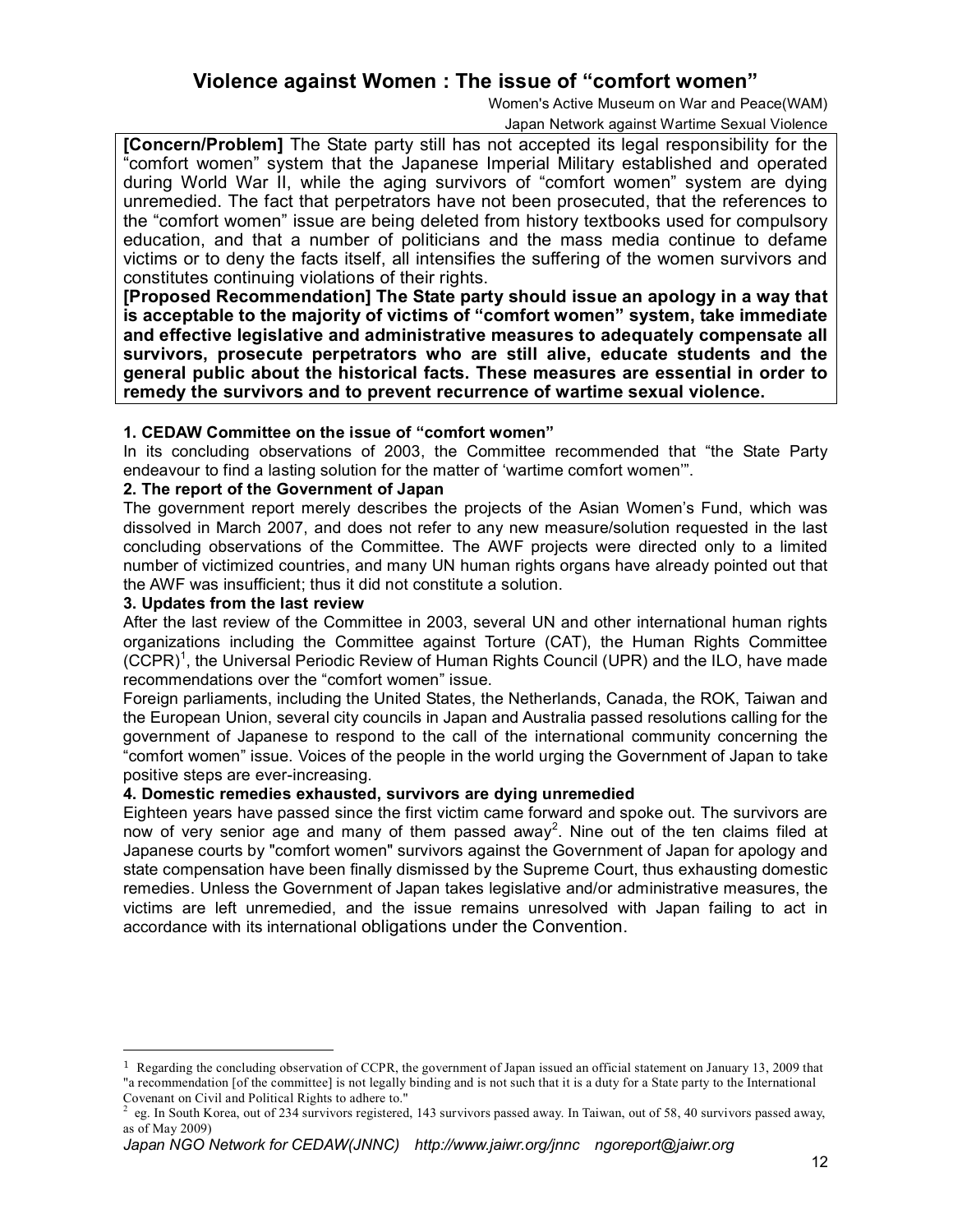# Violence against Women : The issue of "comfort women"

Women's Active Museum on War and Peace(WAM)
Japan Network against Wartime Sexual Violence

**[Concern/Problem]** The State party still has not accepted its legal responsibility for the "comfort women" system that the Japanese Imperial Military established and operated during World War II, while the aging survivors of "comfort women" system are dying unremedied. The fact that perpetrators have not been prosecuted, that the references to the "comfort women" issue are being deleted from history textbooks used for compulsory education, and that a number of politicians and the mass media continue to defame victims or to deny the facts itself, all intensifies the suffering of the women survivors and constitutes continuing violations of their rights.

**[Proposed Recommendation] The State party should issue an apology in a way that is acceptable to the majority of victims of "comfort women" system, take immediate and effective legislative and administrative measures to adequately compensate all survivors, prosecute perpetrators who are still alive, educate students and the general public about the historical facts. These measures are essential in order to remedy the survivors and to prevent recurrence of wartime sexual violence.**

### 1. CEDAW Committee on the issue of "comfort women"

In its concluding observations of 2003, the Committee recommended that "the State Party endeavour to find a lasting solution for the matter of 'wartime comfort women'".

### 2. The report of the Government of Japan

The government report merely describes the projects of the Asian Women's Fund, which was dissolved in March 2007, and does not refer to any new measure/solution requested in the last concluding observations of the Committee. The AWF projects were directed only to a limited number of victimized countries, and many UN human rights organs have already pointed out that the AWF was insufficient; thus it did not constitute a solution.

### 3. Updates from the last review

After the last review of the Committee in 2003, several UN and other international human rights organizations including the Committee against Torture (CAT), the Human Rights Committee (CCPR)[1], the Universal Periodic Review of Human Rights Council (UPR) and the ILO, have made recommendations over the "comfort women" issue.

Foreign parliaments, including the United States, the Netherlands, Canada, the ROK, Taiwan and the European Union, several city councils in Japan and Australia passed resolutions calling for the government of Japanese to respond to the call of the international community concerning the "comfort women" issue. Voices of the people in the world urging the Government of Japan to take positive steps are ever-increasing.

### 4. Domestic remedies exhausted, survivors are dying unremedied

Eighteen years have passed since the first victim came forward and spoke out. The survivors are now of very senior age and many of them passed away[2]. Nine out of the ten claims filed at Japanese courts by "comfort women" survivors against the Government of Japan for apology and state compensation have been finally dismissed by the Supreme Court, thus exhausting domestic remedies. Unless the Government of Japan takes legislative and/or administrative measures, the victims are left unremedied, and the issue remains unresolved with Japan failing to act in accordance with its international obligations under the Convention.

---

[1] Regarding the concluding observation of CCPR, the government of Japan issued an official statement on January 13, 2009 that "a recommendation [of the committee] is not legally binding and is not such that it is a duty for a State party to the International Covenant on Civil and Political Rights to adhere to."

[2] eg. In South Korea, out of 234 survivors registered, 143 survivors passed away. In Taiwan, out of 58, 40 survivors passed away, as of May 2009)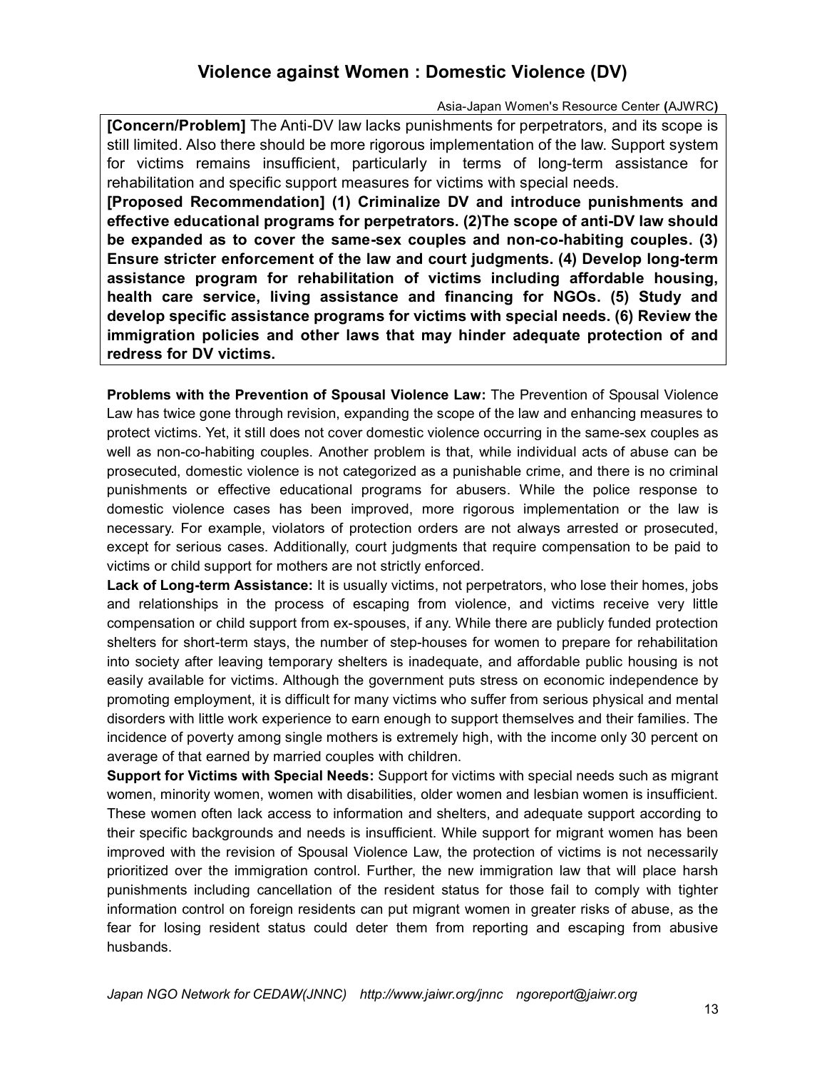# Violence against Women : Domestic Violence (DV)

Asia-Japan Women's Resource Center (AJWRC)

**[Concern/Problem]** The Anti-DV law lacks punishments for perpetrators, and its scope is still limited. Also there should be more rigorous implementation of the law. Support system for victims remains insufficient, particularly in terms of long-term assistance for rehabilitation and specific support measures for victims with special needs.

**[Proposed Recommendation] (1) Criminalize DV and introduce punishments and effective educational programs for perpetrators. (2)The scope of anti-DV law should be expanded as to cover the same-sex couples and non-co-habiting couples. (3) Ensure stricter enforcement of the law and court judgments. (4) Develop long-term assistance program for rehabilitation of victims including affordable housing, health care service, living assistance and financing for NGOs. (5) Study and develop specific assistance programs for victims with special needs. (6) Review the immigration policies and other laws that may hinder adequate protection of and redress for DV victims.**

**Problems with the Prevention of Spousal Violence Law:** The Prevention of Spousal Violence Law has twice gone through revision, expanding the scope of the law and enhancing measures to protect victims. Yet, it still does not cover domestic violence occurring in the same-sex couples as well as non-co-habiting couples. Another problem is that, while individual acts of abuse can be prosecuted, domestic violence is not categorized as a punishable crime, and there is no criminal punishments or effective educational programs for abusers. While the police response to domestic violence cases has been improved, more rigorous implementation or the law is necessary. For example, violators of protection orders are not always arrested or prosecuted, except for serious cases. Additionally, court judgments that require compensation to be paid to victims or child support for mothers are not strictly enforced.

**Lack of Long-term Assistance:** It is usually victims, not perpetrators, who lose their homes, jobs and relationships in the process of escaping from violence, and victims receive very little compensation or child support from ex-spouses, if any. While there are publicly funded protection shelters for short-term stays, the number of step-houses for women to prepare for rehabilitation into society after leaving temporary shelters is inadequate, and affordable public housing is not easily available for victims. Although the government puts stress on economic independence by promoting employment, it is difficult for many victims who suffer from serious physical and mental disorders with little work experience to earn enough to support themselves and their families. The incidence of poverty among single mothers is extremely high, with the income only 30 percent on average of that earned by married couples with children.

**Support for Victims with Special Needs:** Support for victims with special needs such as migrant women, minority women, women with disabilities, older women and lesbian women is insufficient. These women often lack access to information and shelters, and adequate support according to their specific backgrounds and needs is insufficient. While support for migrant women has been improved with the revision of Spousal Violence Law, the protection of victims is not necessarily prioritized over the immigration control. Further, the new immigration law that will place harsh punishments including cancellation of the resident status for those fail to comply with tighter information control on foreign residents can put migrant women in greater risks of abuse, as the fear for losing resident status could deter them from reporting and escaping from abusive husbands.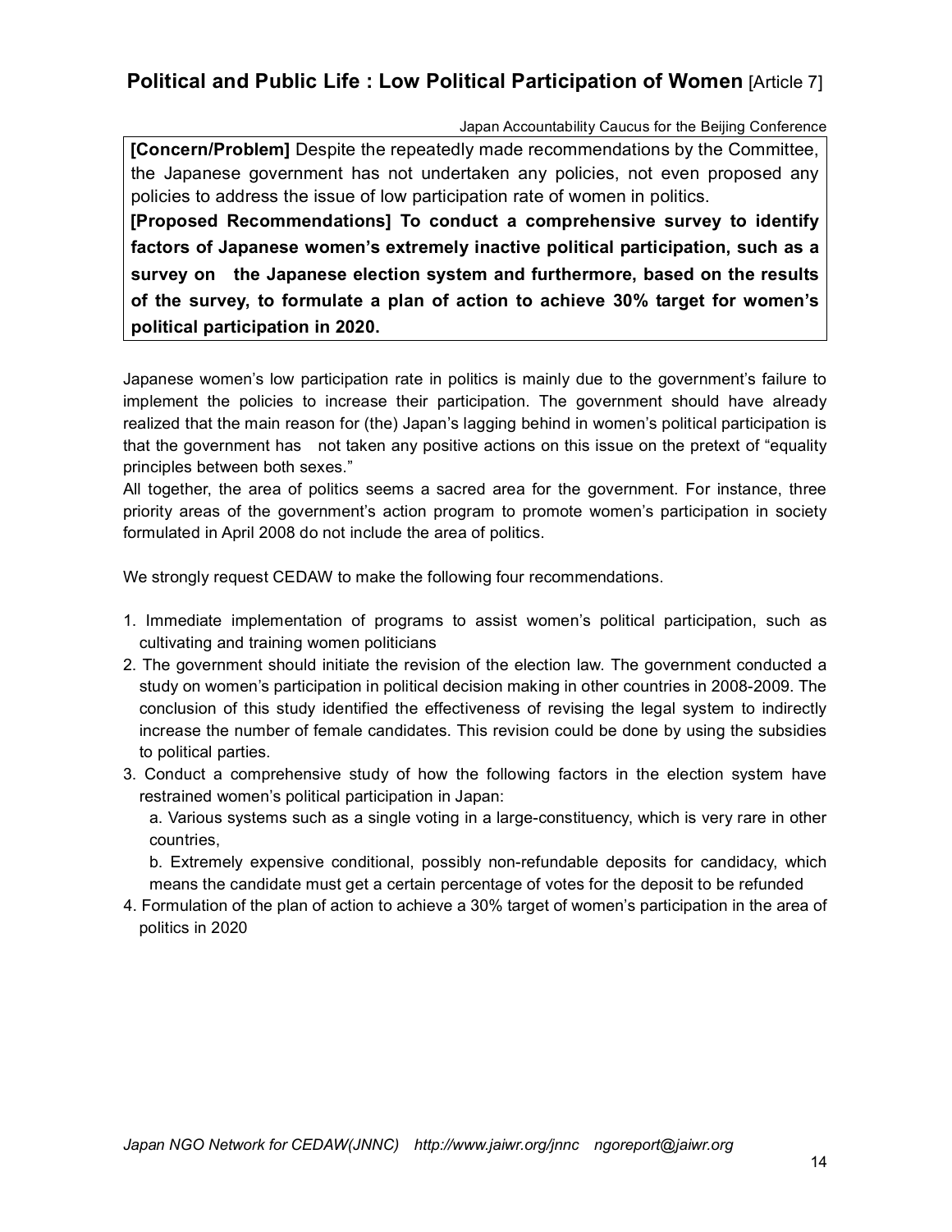## Political and Public Life : Low Political Participation of Women [Article 7]

Japan Accountability Caucus for the Beijing Conference

**[Concern/Problem]** Despite the repeatedly made recommendations by the Committee, the Japanese government has not undertaken any policies, not even proposed any policies to address the issue of low participation rate of women in politics.

**[Proposed Recommendations] To conduct a comprehensive survey to identify factors of Japanese women's extremely inactive political participation, such as a survey on the Japanese election system and furthermore, based on the results of the survey, to formulate a plan of action to achieve 30% target for women's political participation in 2020.**

Japanese women's low participation rate in politics is mainly due to the government's failure to implement the policies to increase their participation. The government should have already realized that the main reason for (the) Japan's lagging behind in women's political participation is that the government has not taken any positive actions on this issue on the pretext of "equality principles between both sexes."

All together, the area of politics seems a sacred area for the government. For instance, three priority areas of the government's action program to promote women's participation in society formulated in April 2008 do not include the area of politics.

We strongly request CEDAW to make the following four recommendations.

1. Immediate implementation of programs to assist women's political participation, such as cultivating and training women politicians
2. The government should initiate the revision of the election law. The government conducted a study on women's participation in political decision making in other countries in 2008-2009. The conclusion of this study identified the effectiveness of revising the legal system to indirectly increase the number of female candidates. This revision could be done by using the subsidies to political parties.
3. Conduct a comprehensive study of how the following factors in the election system have restrained women's political participation in Japan:
   a. Various systems such as a single voting in a large-constituency, which is very rare in other countries,
   b. Extremely expensive conditional, possibly non-refundable deposits for candidacy, which means the candidate must get a certain percentage of votes for the deposit to be refunded
4. Formulation of the plan of action to achieve a 30% target of women's participation in the area of politics in 2020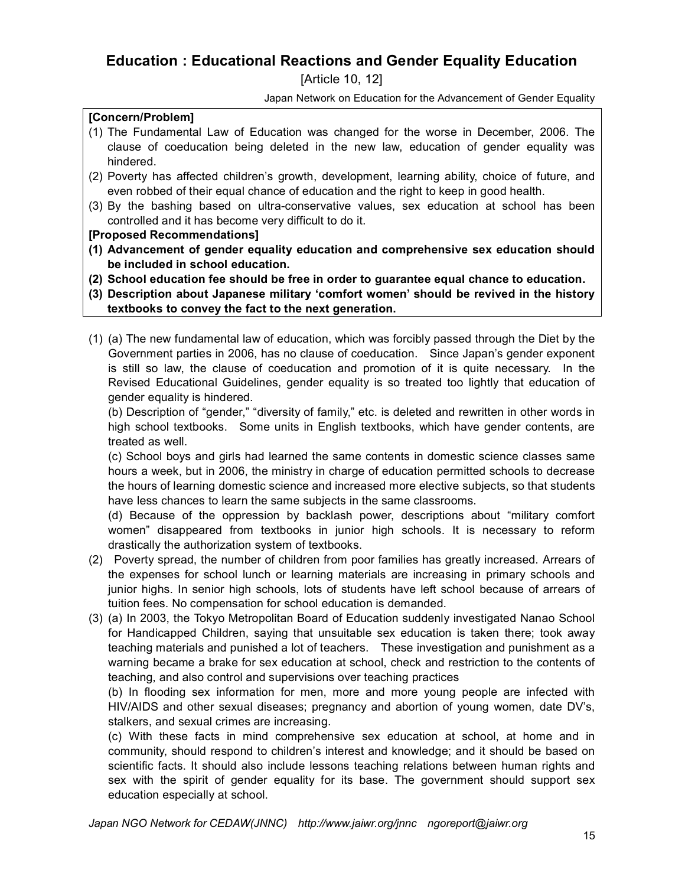# Education : Educational Reactions and Gender Equality Education

[Article 10, 12]

Japan Network on Education for the Advancement of Gender Equality

**[Concern/Problem]**

(1) The Fundamental Law of Education was changed for the worse in December, 2006. The clause of coeducation being deleted in the new law, education of gender equality was hindered.

(2) Poverty has affected children's growth, development, learning ability, choice of future, and even robbed of their equal chance of education and the right to keep in good health.

(3) By the bashing based on ultra-conservative values, sex education at school has been controlled and it has become very difficult to do it.

**[Proposed Recommendations]**

**(1) Advancement of gender equality education and comprehensive sex education should be included in school education.**

**(2) School education fee should be free in order to guarantee equal chance to education.**

**(3) Description about Japanese military 'comfort women' should be revived in the history textbooks to convey the fact to the next generation.**

(1) (a) The new fundamental law of education, which was forcibly passed through the Diet by the Government parties in 2006, has no clause of coeducation. Since Japan's gender exponent is still so law, the clause of coeducation and promotion of it is quite necessary. In the Revised Educational Guidelines, gender equality is so treated too lightly that education of gender equality is hindered.

(b) Description of "gender," "diversity of family," etc. is deleted and rewritten in other words in high school textbooks. Some units in English textbooks, which have gender contents, are treated as well.

(c) School boys and girls had learned the same contents in domestic science classes same hours a week, but in 2006, the ministry in charge of education permitted schools to decrease the hours of learning domestic science and increased more elective subjects, so that students have less chances to learn the same subjects in the same classrooms.

(d) Because of the oppression by backlash power, descriptions about "military comfort women" disappeared from textbooks in junior high schools. It is necessary to reform drastically the authorization system of textbooks.

(2) Poverty spread, the number of children from poor families has greatly increased. Arrears of the expenses for school lunch or learning materials are increasing in primary schools and junior highs. In senior high schools, lots of students have left school because of arrears of tuition fees. No compensation for school education is demanded.

(3) (a) In 2003, the Tokyo Metropolitan Board of Education suddenly investigated Nanao School for Handicapped Children, saying that unsuitable sex education is taken there; took away teaching materials and punished a lot of teachers. These investigation and punishment as a warning became a brake for sex education at school, check and restriction to the contents of teaching, and also control and supervisions over teaching practices

(b) In flooding sex information for men, more and more young people are infected with HIV/AIDS and other sexual diseases; pregnancy and abortion of young women, date DV's, stalkers, and sexual crimes are increasing.

(c) With these facts in mind comprehensive sex education at school, at home and in community, should respond to children's interest and knowledge; and it should be based on scientific facts. It should also include lessons teaching relations between human rights and sex with the spirit of gender equality for its base. The government should support sex education especially at school.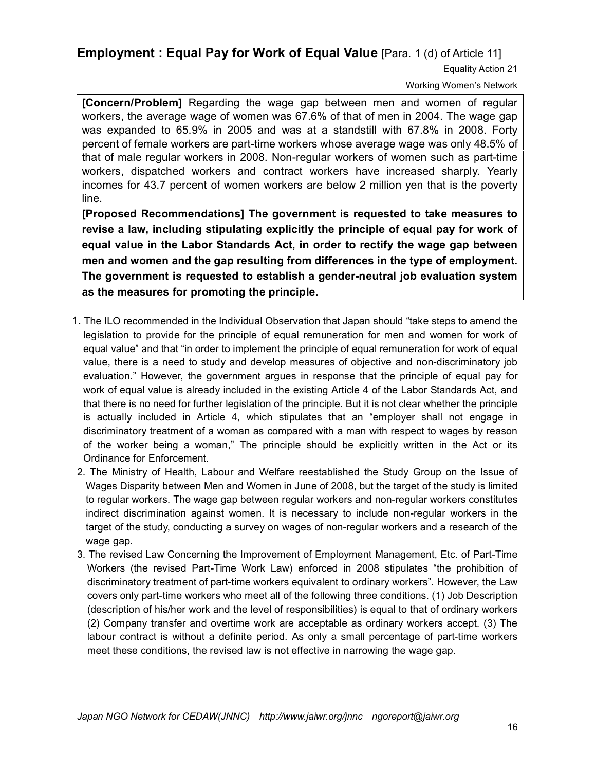## Employment : Equal Pay for Work of Equal Value [Para. 1 (d) of Article 11]

Equality Action 21

Working Women's Network

**[Concern/Problem]** Regarding the wage gap between men and women of regular workers, the average wage of women was 67.6% of that of men in 2004. The wage gap was expanded to 65.9% in 2005 and was at a standstill with 67.8% in 2008. Forty percent of female workers are part-time workers whose average wage was only 48.5% of that of male regular workers in 2008. Non-regular workers of women such as part-time workers, dispatched workers and contract workers have increased sharply. Yearly incomes for 43.7 percent of women workers are below 2 million yen that is the poverty line.

**[Proposed Recommendations] The government is requested to take measures to revise a law, including stipulating explicitly the principle of equal pay for work of equal value in the Labor Standards Act, in order to rectify the wage gap between men and women and the gap resulting from differences in the type of employment. The government is requested to establish a gender-neutral job evaluation system as the measures for promoting the principle.**

1. The ILO recommended in the Individual Observation that Japan should "take steps to amend the legislation to provide for the principle of equal remuneration for men and women for work of equal value" and that "in order to implement the principle of equal remuneration for work of equal value, there is a need to study and develop measures of objective and non-discriminatory job evaluation." However, the government argues in response that the principle of equal pay for work of equal value is already included in the existing Article 4 of the Labor Standards Act, and that there is no need for further legislation of the principle. But it is not clear whether the principle is actually included in Article 4, which stipulates that an "employer shall not engage in discriminatory treatment of a woman as compared with a man with respect to wages by reason of the worker being a woman," The principle should be explicitly written in the Act or its Ordinance for Enforcement.
2. The Ministry of Health, Labour and Welfare reestablished the Study Group on the Issue of Wages Disparity between Men and Women in June of 2008, but the target of the study is limited to regular workers. The wage gap between regular workers and non-regular workers constitutes indirect discrimination against women. It is necessary to include non-regular workers in the target of the study, conducting a survey on wages of non-regular workers and a research of the wage gap.
3. The revised Law Concerning the Improvement of Employment Management, Etc. of Part-Time Workers (the revised Part-Time Work Law) enforced in 2008 stipulates "the prohibition of discriminatory treatment of part-time workers equivalent to ordinary workers". However, the Law covers only part-time workers who meet all of the following three conditions. (1) Job Description (description of his/her work and the level of responsibilities) is equal to that of ordinary workers (2) Company transfer and overtime work are acceptable as ordinary workers accept. (3) The labour contract is without a definite period. As only a small percentage of part-time workers meet these conditions, the revised law is not effective in narrowing the wage gap.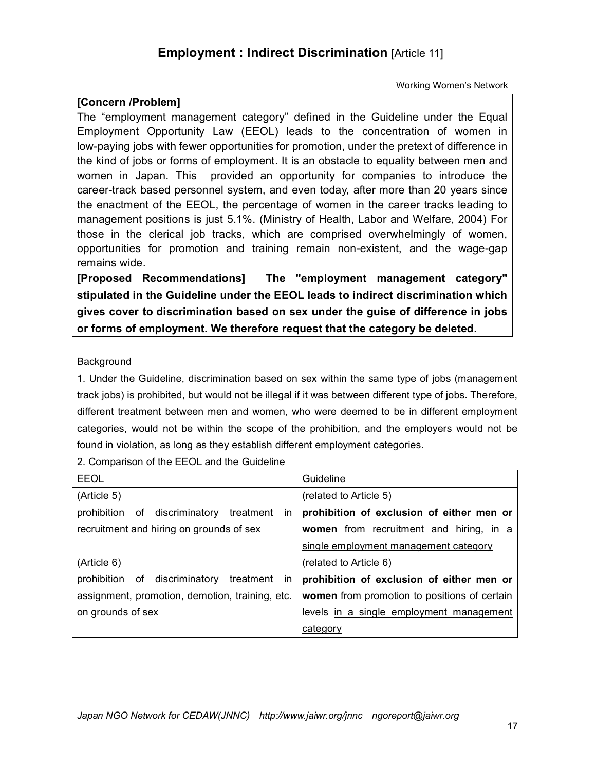## Employment : Indirect Discrimination [Article 11]

Working Women's Network

**[Concern /Problem]**

The "employment management category" defined in the Guideline under the Equal Employment Opportunity Law (EEOL) leads to the concentration of women in low-paying jobs with fewer opportunities for promotion, under the pretext of difference in the kind of jobs or forms of employment. It is an obstacle to equality between men and women in Japan. This provided an opportunity for companies to introduce the career-track based personnel system, and even today, after more than 20 years since the enactment of the EEOL, the percentage of women in the career tracks leading to management positions is just 5.1%. (Ministry of Health, Labor and Welfare, 2004) For those in the clerical job tracks, which are comprised overwhelmingly of women, opportunities for promotion and training remain non-existent, and the wage-gap remains wide.

**[Proposed Recommendations] The "employment management category" stipulated in the Guideline under the EEOL leads to indirect discrimination which gives cover to discrimination based on sex under the guise of difference in jobs or forms of employment. We therefore request that the category be deleted.**

Background

1. Under the Guideline, discrimination based on sex within the same type of jobs (management track jobs) is prohibited, but would not be illegal if it was between different type of jobs. Therefore, different treatment between men and women, who were deemed to be in different employment categories, would not be within the scope of the prohibition, and the employers would not be found in violation, as long as they establish different employment categories.

2. Comparison of the EEOL and the Guideline

| EEOL | Guideline |
|---|---|
| (Article 5)<br>prohibition of discriminatory treatment in recruitment and hiring on grounds of sex | (related to Article 5)<br>**prohibition of exclusion of either men or women** from recruitment and hiring, <u>in a single employment management category</u> |
| (Article 6)<br>prohibition of discriminatory treatment in assignment, promotion, demotion, training, etc. on grounds of sex | (related to Article 6)<br>**prohibition of exclusion of either men or women** from promotion to positions of certain levels <u>in a single employment management category</u> |

*Japan NGO Network for CEDAW(JNNC) http://www.jaiwr.org/jnnc ngoreport@jaiwr.org*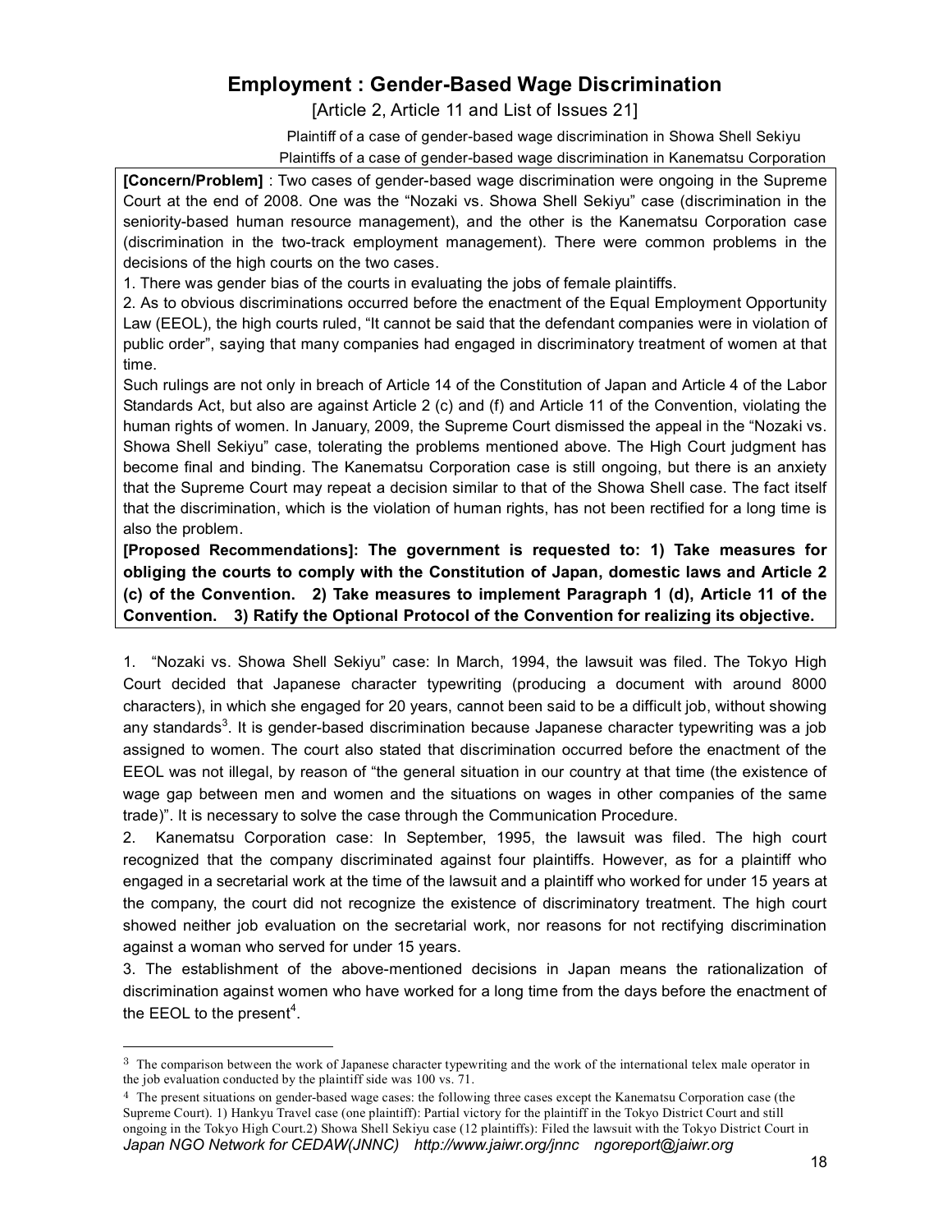## Employment : Gender-Based Wage Discrimination

[Article 2, Article 11 and List of Issues 21]

Plaintiff of a case of gender-based wage discrimination in Showa Shell Sekiyu
Plaintiffs of a case of gender-based wage discrimination in Kanematsu Corporation

**[Concern/Problem]** : Two cases of gender-based wage discrimination were ongoing in the Supreme Court at the end of 2008. One was the "Nozaki vs. Showa Shell Sekiyu" case (discrimination in the seniority-based human resource management), and the other is the Kanematsu Corporation case (discrimination in the two-track employment management). There were common problems in the decisions of the high courts on the two cases.

1. There was gender bias of the courts in evaluating the jobs of female plaintiffs.
2. As to obvious discriminations occurred before the enactment of the Equal Employment Opportunity Law (EEOL), the high courts ruled, "It cannot be said that the defendant companies were in violation of public order", saying that many companies had engaged in discriminatory treatment of women at that time.

Such rulings are not only in breach of Article 14 of the Constitution of Japan and Article 4 of the Labor Standards Act, but also are against Article 2 (c) and (f) and Article 11 of the Convention, violating the human rights of women. In January, 2009, the Supreme Court dismissed the appeal in the "Nozaki vs. Showa Shell Sekiyu" case, tolerating the problems mentioned above. The High Court judgment has become final and binding. The Kanematsu Corporation case is still ongoing, but there is an anxiety that the Supreme Court may repeat a decision similar to that of the Showa Shell case. The fact itself that the discrimination, which is the violation of human rights, has not been rectified for a long time is also the problem.

**[Proposed Recommendations]: The government is requested to: 1) Take measures for obliging the courts to comply with the Constitution of Japan, domestic laws and Article 2 (c) of the Convention. 2) Take measures to implement Paragraph 1 (d), Article 11 of the Convention. 3) Ratify the Optional Protocol of the Convention for realizing its objective.**

1. "Nozaki vs. Showa Shell Sekiyu" case: In March, 1994, the lawsuit was filed. The Tokyo High Court decided that Japanese character typewriting (producing a document with around 8000 characters), in which she engaged for 20 years, cannot been said to be a difficult job, without showing any standards[3]. It is gender-based discrimination because Japanese character typewriting was a job assigned to women. The court also stated that discrimination occurred before the enactment of the EEOL was not illegal, by reason of "the general situation in our country at that time (the existence of wage gap between men and women and the situations on wages in other companies of the same trade)". It is necessary to solve the case through the Communication Procedure.
2. Kanematsu Corporation case: In September, 1995, the lawsuit was filed. The high court recognized that the company discriminated against four plaintiffs. However, as for a plaintiff who engaged in a secretarial work at the time of the lawsuit and a plaintiff who worked for under 15 years at the company, the court did not recognize the existence of discriminatory treatment. The high court showed neither job evaluation on the secretarial work, nor reasons for not rectifying discrimination against a woman who served for under 15 years.
3. The establishment of the above-mentioned decisions in Japan means the rationalization of discrimination against women who have worked for a long time from the days before the enactment of the EEOL to the present[4].

---

[3] The comparison between the work of Japanese character typewriting and the work of the international telex male operator in the job evaluation conducted by the plaintiff side was 100 vs. 71.

[4] The present situations on gender-based wage cases: the following three cases except the Kanematsu Corporation case (the Supreme Court). 1) Hankyu Travel case (one plaintiff): Partial victory for the plaintiff in the Tokyo District Court and still ongoing in the Tokyo High Court.2) Showa Shell Sekiyu case (12 plaintiffs): Filed the lawsuit with the Tokyo District Court in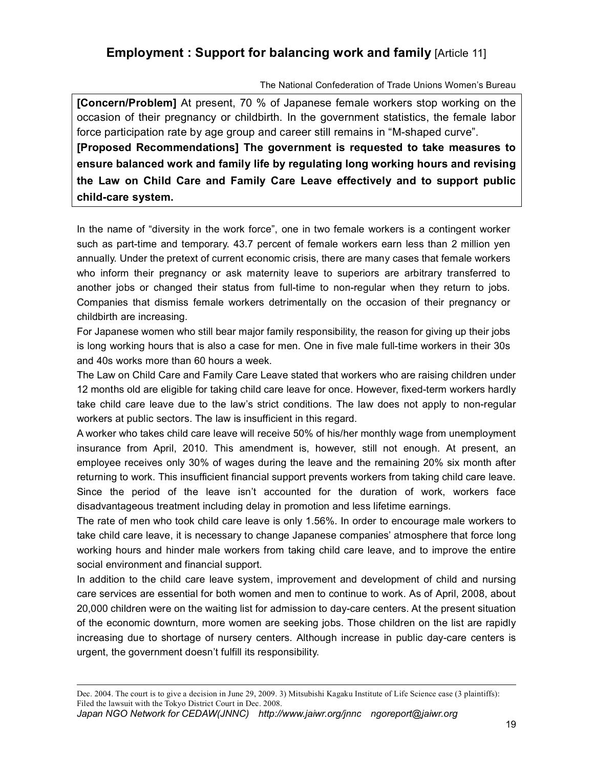## Employment : Support for balancing work and family [Article 11]

The National Confederation of Trade Unions Women's Bureau

**[Concern/Problem]** At present, 70 % of Japanese female workers stop working on the occasion of their pregnancy or childbirth. In the government statistics, the female labor force participation rate by age group and career still remains in "M-shaped curve".

**[Proposed Recommendations] The government is requested to take measures to ensure balanced work and family life by regulating long working hours and revising the Law on Child Care and Family Care Leave effectively and to support public child-care system.**

In the name of "diversity in the work force", one in two female workers is a contingent worker such as part-time and temporary. 43.7 percent of female workers earn less than 2 million yen annually. Under the pretext of current economic crisis, there are many cases that female workers who inform their pregnancy or ask maternity leave to superiors are arbitrary transferred to another jobs or changed their status from full-time to non-regular when they return to jobs. Companies that dismiss female workers detrimentally on the occasion of their pregnancy or childbirth are increasing.

For Japanese women who still bear major family responsibility, the reason for giving up their jobs is long working hours that is also a case for men. One in five male full-time workers in their 30s and 40s works more than 60 hours a week.

The Law on Child Care and Family Care Leave stated that workers who are raising children under 12 months old are eligible for taking child care leave for once. However, fixed-term workers hardly take child care leave due to the law's strict conditions. The law does not apply to non-regular workers at public sectors. The law is insufficient in this regard.

A worker who takes child care leave will receive 50% of his/her monthly wage from unemployment insurance from April, 2010. This amendment is, however, still not enough. At present, an employee receives only 30% of wages during the leave and the remaining 20% six month after returning to work. This insufficient financial support prevents workers from taking child care leave. Since the period of the leave isn't accounted for the duration of work, workers face disadvantageous treatment including delay in promotion and less lifetime earnings.

The rate of men who took child care leave is only 1.56%. In order to encourage male workers to take child care leave, it is necessary to change Japanese companies' atmosphere that force long working hours and hinder male workers from taking child care leave, and to improve the entire social environment and financial support.

In addition to the child care leave system, improvement and development of child and nursing care services are essential for both women and men to continue to work. As of April, 2008, about 20,000 children were on the waiting list for admission to day-care centers. At the present situation of the economic downturn, more women are seeking jobs. Those children on the list are rapidly increasing due to shortage of nursery centers. Although increase in public day-care centers is urgent, the government doesn't fulfill its responsibility.

---

Dec. 2004. The court is to give a decision in June 29, 2009. 3) Mitsubishi Kagaku Institute of Life Science case (3 plaintiffs): Filed the lawsuit with the Tokyo District Court in Dec. 2008.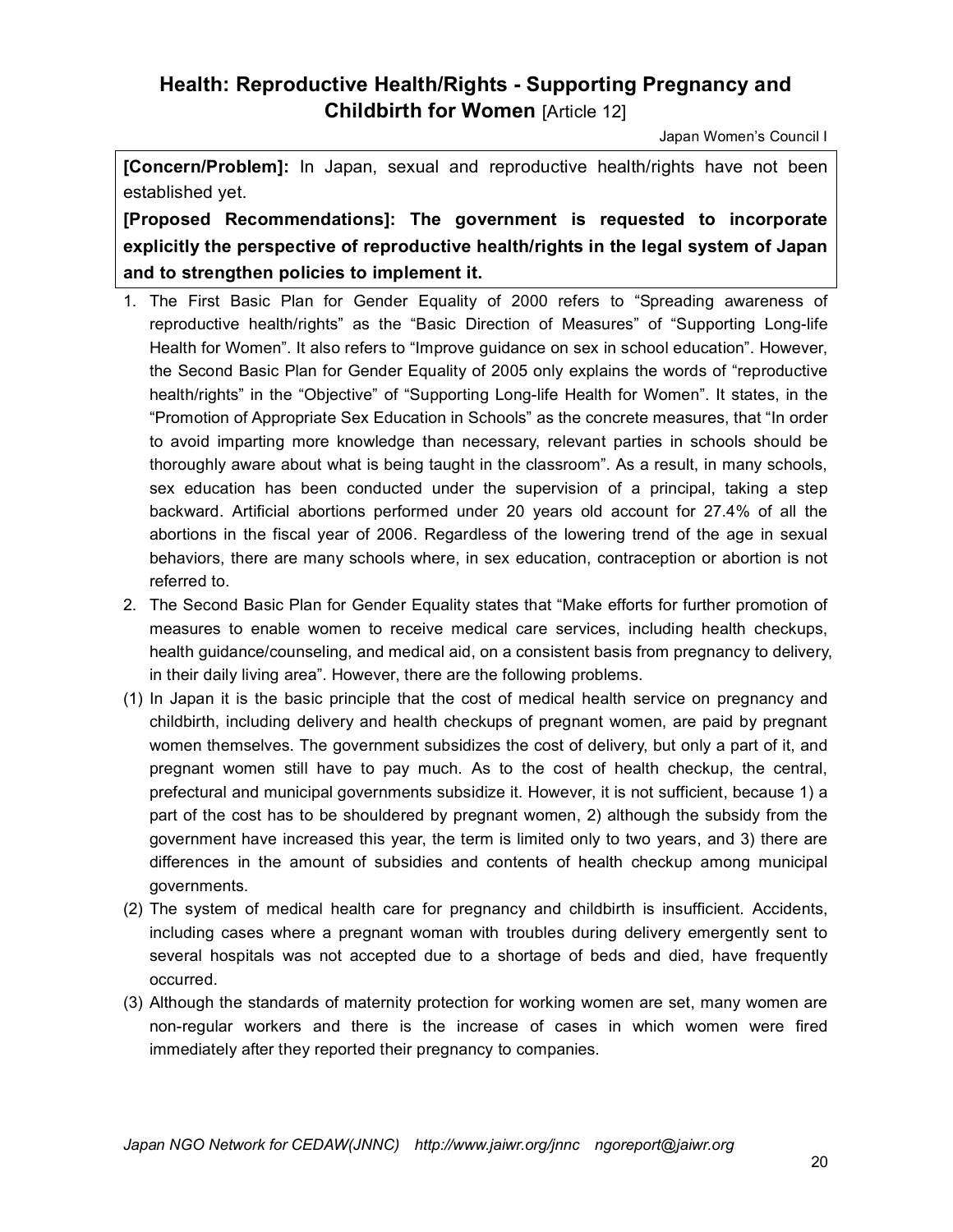## Health: Reproductive Health/Rights - Supporting Pregnancy and Childbirth for Women [Article 12]

Japan Women's Council I

**[Concern/Problem]:** In Japan, sexual and reproductive health/rights have not been established yet.

**[Proposed Recommendations]: The government is requested to incorporate explicitly the perspective of reproductive health/rights in the legal system of Japan and to strengthen policies to implement it.**

1. The First Basic Plan for Gender Equality of 2000 refers to "Spreading awareness of reproductive health/rights" as the "Basic Direction of Measures" of "Supporting Long-life Health for Women". It also refers to "Improve guidance on sex in school education". However, the Second Basic Plan for Gender Equality of 2005 only explains the words of "reproductive health/rights" in the "Objective" of "Supporting Long-life Health for Women". It states, in the "Promotion of Appropriate Sex Education in Schools" as the concrete measures, that "In order to avoid imparting more knowledge than necessary, relevant parties in schools should be thoroughly aware about what is being taught in the classroom". As a result, in many schools, sex education has been conducted under the supervision of a principal, taking a step backward. Artificial abortions performed under 20 years old account for 27.4% of all the abortions in the fiscal year of 2006. Regardless of the lowering trend of the age in sexual behaviors, there are many schools where, in sex education, contraception or abortion is not referred to.
2. The Second Basic Plan for Gender Equality states that "Make efforts for further promotion of measures to enable women to receive medical care services, including health checkups, health guidance/counseling, and medical aid, on a consistent basis from pregnancy to delivery, in their daily living area". However, there are the following problems.

(1) In Japan it is the basic principle that the cost of medical health service on pregnancy and childbirth, including delivery and health checkups of pregnant women, are paid by pregnant women themselves. The government subsidizes the cost of delivery, but only a part of it, and pregnant women still have to pay much. As to the cost of health checkup, the central, prefectural and municipal governments subsidize it. However, it is not sufficient, because 1) a part of the cost has to be shouldered by pregnant women, 2) although the subsidy from the government have increased this year, the term is limited only to two years, and 3) there are differences in the amount of subsidies and contents of health checkup among municipal governments.

(2) The system of medical health care for pregnancy and childbirth is insufficient. Accidents, including cases where a pregnant woman with troubles during delivery emergently sent to several hospitals was not accepted due to a shortage of beds and died, have frequently occurred.

(3) Although the standards of maternity protection for working women are set, many women are non-regular workers and there is the increase of cases in which women were fired immediately after they reported their pregnancy to companies.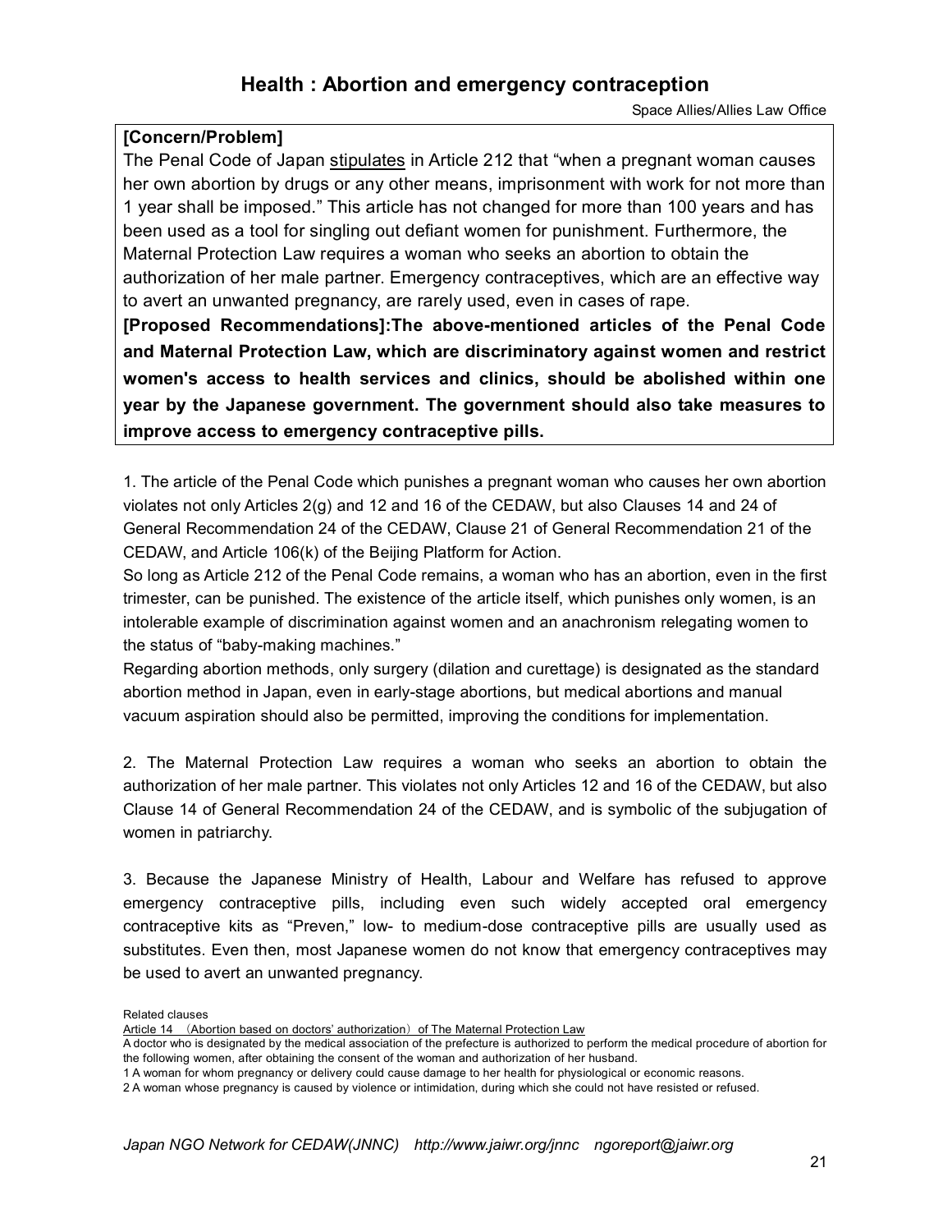## Health : Abortion and emergency contraception

Space Allies/Allies Law Office

**[Concern/Problem]**

The Penal Code of Japan stipulates in Article 212 that "when a pregnant woman causes her own abortion by drugs or any other means, imprisonment with work for not more than 1 year shall be imposed." This article has not changed for more than 100 years and has been used as a tool for singling out defiant women for punishment. Furthermore, the Maternal Protection Law requires a woman who seeks an abortion to obtain the authorization of her male partner. Emergency contraceptives, which are an effective way to avert an unwanted pregnancy, are rarely used, even in cases of rape.

**[Proposed Recommendations]:The above-mentioned articles of the Penal Code and Maternal Protection Law, which are discriminatory against women and restrict women's access to health services and clinics, should be abolished within one year by the Japanese government. The government should also take measures to improve access to emergency contraceptive pills.**

1. The article of the Penal Code which punishes a pregnant woman who causes her own abortion violates not only Articles 2(g) and 12 and 16 of the CEDAW, but also Clauses 14 and 24 of General Recommendation 24 of the CEDAW, Clause 21 of General Recommendation 21 of the CEDAW, and Article 106(k) of the Beijing Platform for Action.

So long as Article 212 of the Penal Code remains, a woman who has an abortion, even in the first trimester, can be punished. The existence of the article itself, which punishes only women, is an intolerable example of discrimination against women and an anachronism relegating women to the status of "baby-making machines."

Regarding abortion methods, only surgery (dilation and curettage) is designated as the standard abortion method in Japan, even in early-stage abortions, but medical abortions and manual vacuum aspiration should also be permitted, improving the conditions for implementation.

2. The Maternal Protection Law requires a woman who seeks an abortion to obtain the authorization of her male partner. This violates not only Articles 12 and 16 of the CEDAW, but also Clause 14 of General Recommendation 24 of the CEDAW, and is symbolic of the subjugation of women in patriarchy.

3. Because the Japanese Ministry of Health, Labour and Welfare has refused to approve emergency contraceptive pills, including even such widely accepted oral emergency contraceptive kits as "Preven," low- to medium-dose contraceptive pills are usually used as substitutes. Even then, most Japanese women do not know that emergency contraceptives may be used to avert an unwanted pregnancy.

Related clauses

Article 14 （Abortion based on doctors' authorization）of The Maternal Protection Law

A doctor who is designated by the medical association of the prefecture is authorized to perform the medical procedure of abortion for the following women, after obtaining the consent of the woman and authorization of her husband.

1 A woman for whom pregnancy or delivery could cause damage to her health for physiological or economic reasons.

2 A woman whose pregnancy is caused by violence or intimidation, during which she could not have resisted or refused.

*Japan NGO Network for CEDAW(JNNC) http://www.jaiwr.org/jnnc ngoreport@jaiwr.org*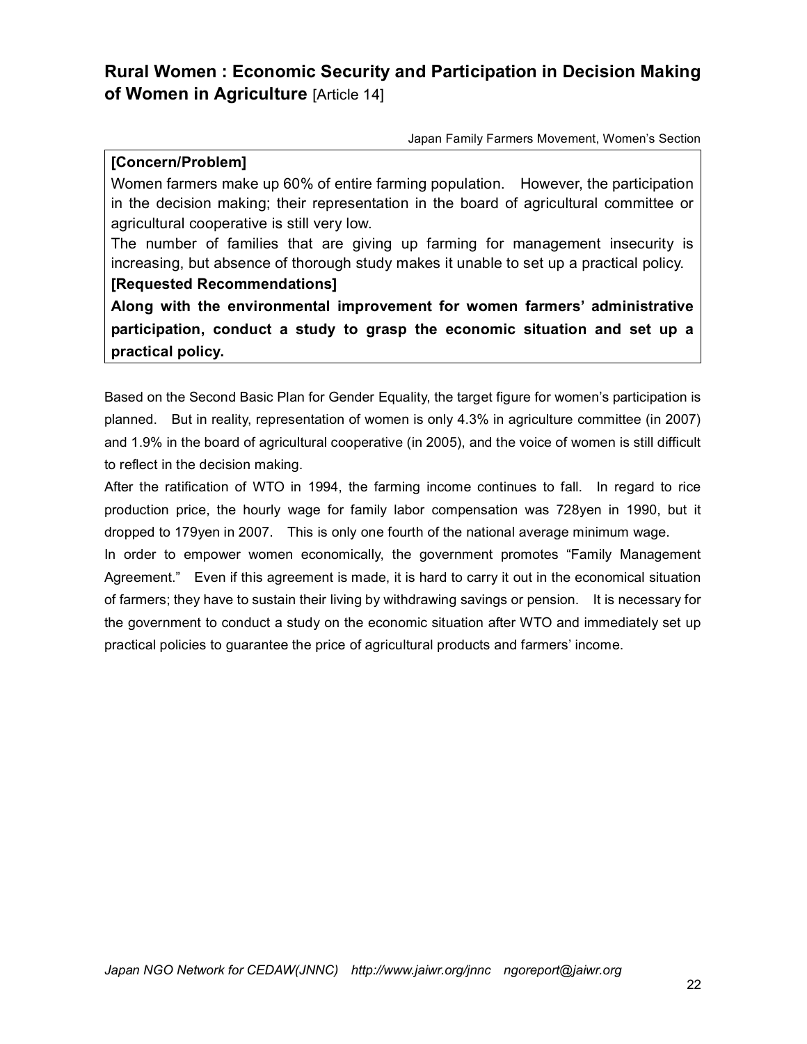## Rural Women : Economic Security and Participation in Decision Making of Women in Agriculture [Article 14]

Japan Family Farmers Movement, Women's Section

**[Concern/Problem]**

Women farmers make up 60% of entire farming population. However, the participation in the decision making; their representation in the board of agricultural committee or agricultural cooperative is still very low.

The number of families that are giving up farming for management insecurity is increasing, but absence of thorough study makes it unable to set up a practical policy.

**[Requested Recommendations]**

**Along with the environmental improvement for women farmers' administrative participation, conduct a study to grasp the economic situation and set up a practical policy.**

Based on the Second Basic Plan for Gender Equality, the target figure for women's participation is planned. But in reality, representation of women is only 4.3% in agriculture committee (in 2007) and 1.9% in the board of agricultural cooperative (in 2005), and the voice of women is still difficult to reflect in the decision making.

After the ratification of WTO in 1994, the farming income continues to fall. In regard to rice production price, the hourly wage for family labor compensation was 728yen in 1990, but it dropped to 179yen in 2007. This is only one fourth of the national average minimum wage.

In order to empower women economically, the government promotes "Family Management Agreement." Even if this agreement is made, it is hard to carry it out in the economical situation of farmers; they have to sustain their living by withdrawing savings or pension. It is necessary for the government to conduct a study on the economic situation after WTO and immediately set up practical policies to guarantee the price of agricultural products and farmers' income.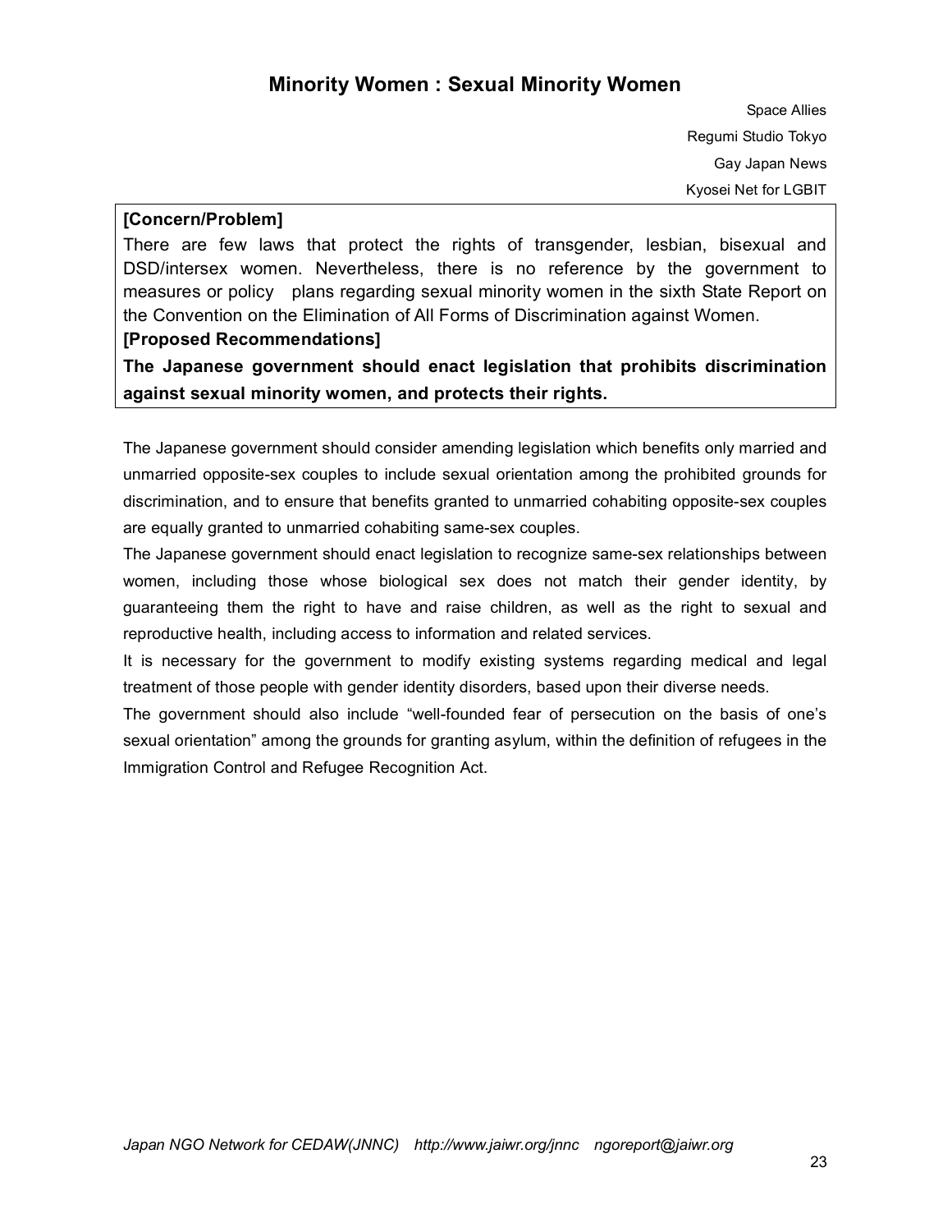## Minority Women : Sexual Minority Women

Space Allies
Regumi Studio Tokyo
Gay Japan News
Kyosei Net for LGBIT

**[Concern/Problem]**

There are few laws that protect the rights of transgender, lesbian, bisexual and DSD/intersex women. Nevertheless, there is no reference by the government to measures or policy plans regarding sexual minority women in the sixth State Report on the Convention on the Elimination of All Forms of Discrimination against Women.

**[Proposed Recommendations]**

**The Japanese government should enact legislation that prohibits discrimination against sexual minority women, and protects their rights.**

The Japanese government should consider amending legislation which benefits only married and unmarried opposite-sex couples to include sexual orientation among the prohibited grounds for discrimination, and to ensure that benefits granted to unmarried cohabiting opposite-sex couples are equally granted to unmarried cohabiting same-sex couples.

The Japanese government should enact legislation to recognize same-sex relationships between women, including those whose biological sex does not match their gender identity, by guaranteeing them the right to have and raise children, as well as the right to sexual and reproductive health, including access to information and related services.

It is necessary for the government to modify existing systems regarding medical and legal treatment of those people with gender identity disorders, based upon their diverse needs.

The government should also include "well-founded fear of persecution on the basis of one's sexual orientation" among the grounds for granting asylum, within the definition of refugees in the Immigration Control and Refugee Recognition Act.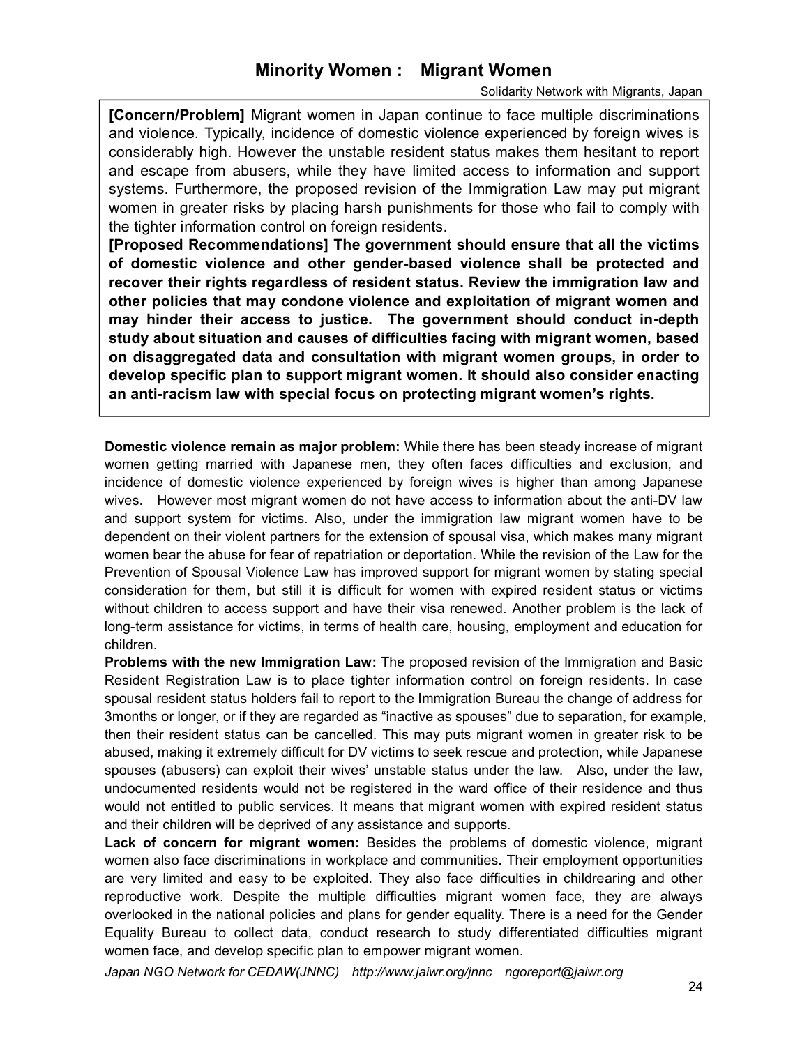## Minority Women : Migrant Women

Solidarity Network with Migrants, Japan

**[Concern/Problem]** Migrant women in Japan continue to face multiple discriminations and violence. Typically, incidence of domestic violence experienced by foreign wives is considerably high. However the unstable resident status makes them hesitant to report and escape from abusers, while they have limited access to information and support systems. Furthermore, the proposed revision of the Immigration Law may put migrant women in greater risks by placing harsh punishments for those who fail to comply with the tighter information control on foreign residents.

**[Proposed Recommendations] The government should ensure that all the victims of domestic violence and other gender-based violence shall be protected and recover their rights regardless of resident status. Review the immigration law and other policies that may condone violence and exploitation of migrant women and may hinder their access to justice. The government should conduct in-depth study about situation and causes of difficulties facing with migrant women, based on disaggregated data and consultation with migrant women groups, in order to develop specific plan to support migrant women. It should also consider enacting an anti-racism law with special focus on protecting migrant women's rights.**

**Domestic violence remain as major problem:** While there has been steady increase of migrant women getting married with Japanese men, they often faces difficulties and exclusion, and incidence of domestic violence experienced by foreign wives is higher than among Japanese wives. However most migrant women do not have access to information about the anti-DV law and support system for victims. Also, under the immigration law migrant women have to be dependent on their violent partners for the extension of spousal visa, which makes many migrant women bear the abuse for fear of repatriation or deportation. While the revision of the Law for the Prevention of Spousal Violence Law has improved support for migrant women by stating special consideration for them, but still it is difficult for women with expired resident status or victims without children to access support and have their visa renewed. Another problem is the lack of long-term assistance for victims, in terms of health care, housing, employment and education for children.

**Problems with the new Immigration Law:** The proposed revision of the Immigration and Basic Resident Registration Law is to place tighter information control on foreign residents. In case spousal resident status holders fail to report to the Immigration Bureau the change of address for 3months or longer, or if they are regarded as "inactive as spouses" due to separation, for example, then their resident status can be cancelled. This may puts migrant women in greater risk to be abused, making it extremely difficult for DV victims to seek rescue and protection, while Japanese spouses (abusers) can exploit their wives' unstable status under the law. Also, under the law, undocumented residents would not be registered in the ward office of their residence and thus would not entitled to public services. It means that migrant women with expired resident status and their children will be deprived of any assistance and supports.

**Lack of concern for migrant women:** Besides the problems of domestic violence, migrant women also face discriminations in workplace and communities. Their employment opportunities are very limited and easy to be exploited. They also face difficulties in childrearing and other reproductive work. Despite the multiple difficulties migrant women face, they are always overlooked in the national policies and plans for gender equality. There is a need for the Gender Equality Bureau to collect data, conduct research to study differentiated difficulties migrant women face, and develop specific plan to empower migrant women.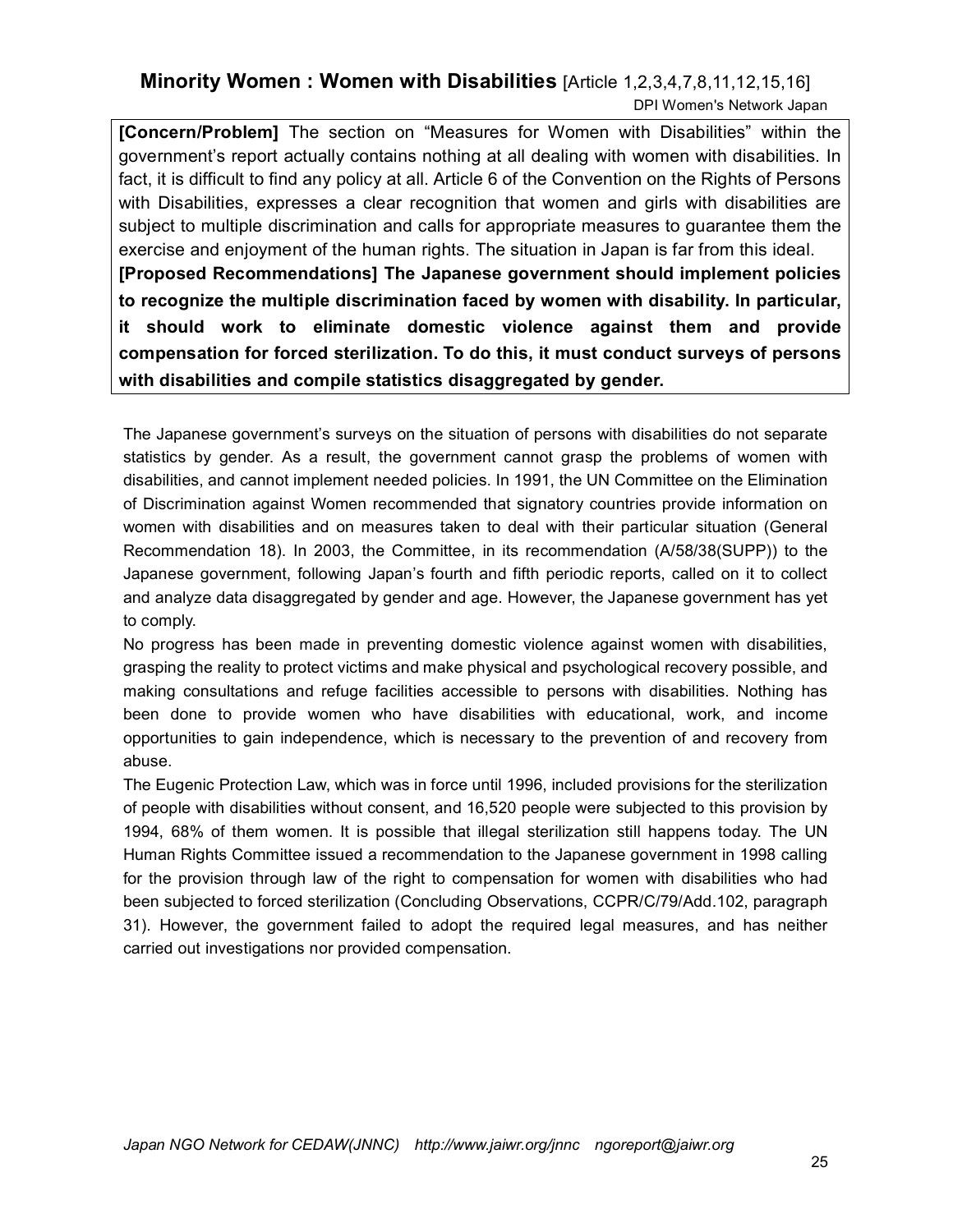## Minority Women : Women with Disabilities [Article 1,2,3,4,7,8,11,12,15,16]

DPI Women's Network Japan

**[Concern/Problem]** The section on "Measures for Women with Disabilities" within the government's report actually contains nothing at all dealing with women with disabilities. In fact, it is difficult to find any policy at all. Article 6 of the Convention on the Rights of Persons with Disabilities, expresses a clear recognition that women and girls with disabilities are subject to multiple discrimination and calls for appropriate measures to guarantee them the exercise and enjoyment of the human rights. The situation in Japan is far from this ideal.

**[Proposed Recommendations] The Japanese government should implement policies to recognize the multiple discrimination faced by women with disability. In particular, it should work to eliminate domestic violence against them and provide compensation for forced sterilization. To do this, it must conduct surveys of persons with disabilities and compile statistics disaggregated by gender.**

The Japanese government's surveys on the situation of persons with disabilities do not separate statistics by gender. As a result, the government cannot grasp the problems of women with disabilities, and cannot implement needed policies. In 1991, the UN Committee on the Elimination of Discrimination against Women recommended that signatory countries provide information on women with disabilities and on measures taken to deal with their particular situation (General Recommendation 18). In 2003, the Committee, in its recommendation (A/58/38(SUPP)) to the Japanese government, following Japan's fourth and fifth periodic reports, called on it to collect and analyze data disaggregated by gender and age. However, the Japanese government has yet to comply.

No progress has been made in preventing domestic violence against women with disabilities, grasping the reality to protect victims and make physical and psychological recovery possible, and making consultations and refuge facilities accessible to persons with disabilities. Nothing has been done to provide women who have disabilities with educational, work, and income opportunities to gain independence, which is necessary to the prevention of and recovery from abuse.

The Eugenic Protection Law, which was in force until 1996, included provisions for the sterilization of people with disabilities without consent, and 16,520 people were subjected to this provision by 1994, 68% of them women. It is possible that illegal sterilization still happens today. The UN Human Rights Committee issued a recommendation to the Japanese government in 1998 calling for the provision through law of the right to compensation for women with disabilities who had been subjected to forced sterilization (Concluding Observations, CCPR/C/79/Add.102, paragraph 31). However, the government failed to adopt the required legal measures, and has neither carried out investigations nor provided compensation.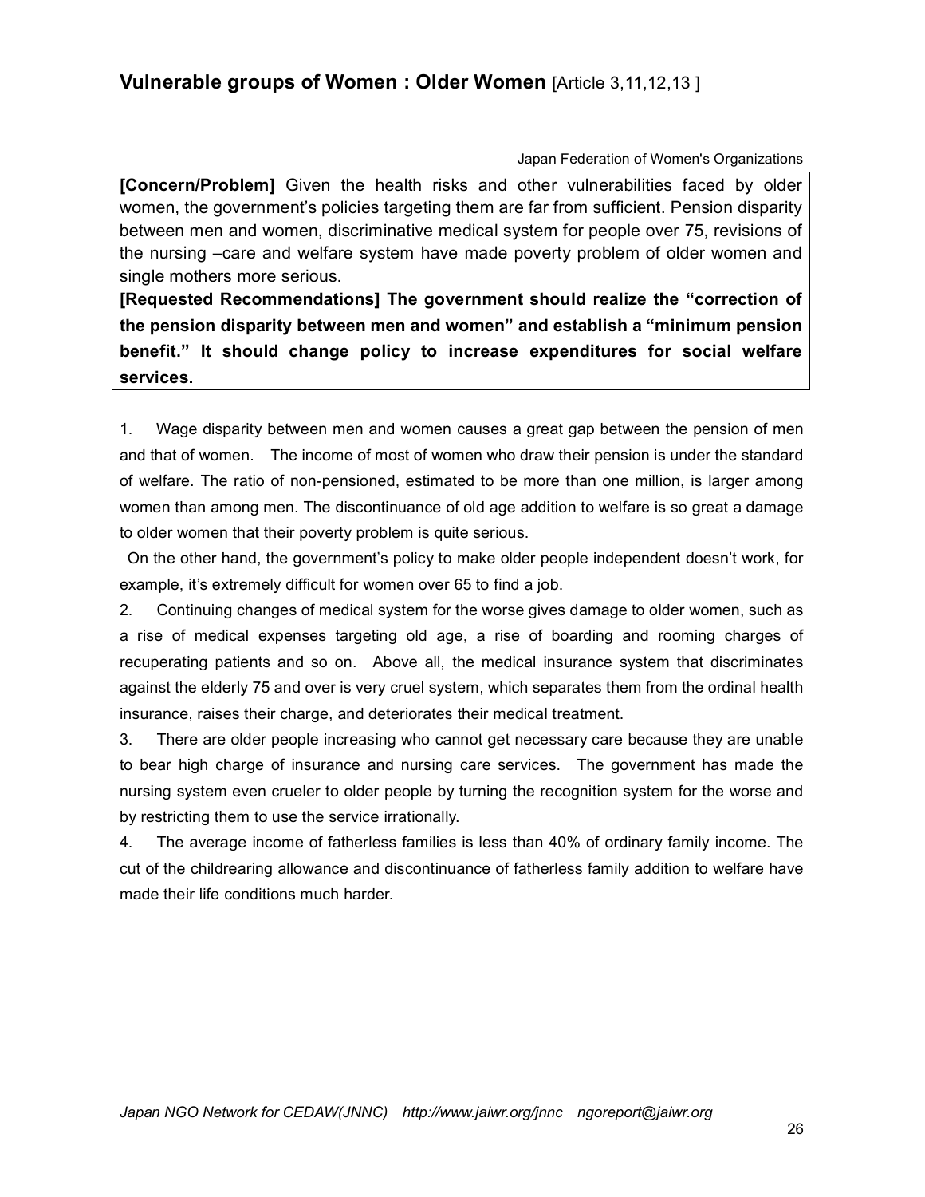## Vulnerable groups of Women : Older Women [Article 3,11,12,13 ]

Japan Federation of Women's Organizations

**[Concern/Problem]** Given the health risks and other vulnerabilities faced by older women, the government's policies targeting them are far from sufficient. Pension disparity between men and women, discriminative medical system for people over 75, revisions of the nursing –care and welfare system have made poverty problem of older women and single mothers more serious.

**[Requested Recommendations] The government should realize the "correction of the pension disparity between men and women" and establish a "minimum pension benefit." It should change policy to increase expenditures for social welfare services.**

1. Wage disparity between men and women causes a great gap between the pension of men and that of women. The income of most of women who draw their pension is under the standard of welfare. The ratio of non-pensioned, estimated to be more than one million, is larger among women than among men. The discontinuance of old age addition to welfare is so great a damage to older women that their poverty problem is quite serious.

   On the other hand, the government's policy to make older people independent doesn't work, for example, it's extremely difficult for women over 65 to find a job.

2. Continuing changes of medical system for the worse gives damage to older women, such as a rise of medical expenses targeting old age, a rise of boarding and rooming charges of recuperating patients and so on. Above all, the medical insurance system that discriminates against the elderly 75 and over is very cruel system, which separates them from the ordinal health insurance, raises their charge, and deteriorates their medical treatment.

3. There are older people increasing who cannot get necessary care because they are unable to bear high charge of insurance and nursing care services. The government has made the nursing system even crueler to older people by turning the recognition system for the worse and by restricting them to use the service irrationally.

4. The average income of fatherless families is less than 40% of ordinary family income. The cut of the childrearing allowance and discontinuance of fatherless family addition to welfare have made their life conditions much harder.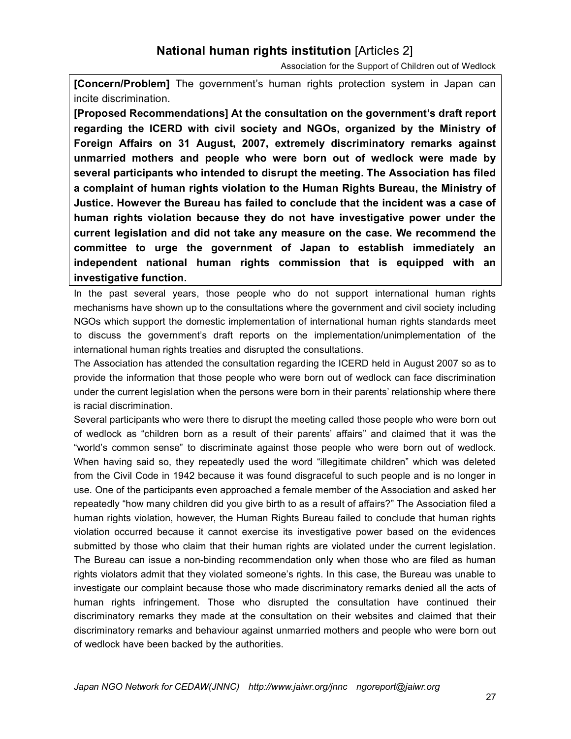## National human rights institution [Articles 2]

Association for the Support of Children out of Wedlock

**[Concern/Problem]** The government's human rights protection system in Japan can incite discrimination.

**[Proposed Recommendations] At the consultation on the government's draft report regarding the ICERD with civil society and NGOs, organized by the Ministry of Foreign Affairs on 31 August, 2007, extremely discriminatory remarks against unmarried mothers and people who were born out of wedlock were made by several participants who intended to disrupt the meeting. The Association has filed a complaint of human rights violation to the Human Rights Bureau, the Ministry of Justice. However the Bureau has failed to conclude that the incident was a case of human rights violation because they do not have investigative power under the current legislation and did not take any measure on the case. We recommend the committee to urge the government of Japan to establish immediately an independent national human rights commission that is equipped with an investigative function.**

In the past several years, those people who do not support international human rights mechanisms have shown up to the consultations where the government and civil society including NGOs which support the domestic implementation of international human rights standards meet to discuss the government's draft reports on the implementation/unimplementation of the international human rights treaties and disrupted the consultations.

The Association has attended the consultation regarding the ICERD held in August 2007 so as to provide the information that those people who were born out of wedlock can face discrimination under the current legislation when the persons were born in their parents' relationship where there is racial discrimination.

Several participants who were there to disrupt the meeting called those people who were born out of wedlock as "children born as a result of their parents' affairs" and claimed that it was the "world's common sense" to discriminate against those people who were born out of wedlock. When having said so, they repeatedly used the word "illegitimate children" which was deleted from the Civil Code in 1942 because it was found disgraceful to such people and is no longer in use. One of the participants even approached a female member of the Association and asked her repeatedly "how many children did you give birth to as a result of affairs?" The Association filed a human rights violation, however, the Human Rights Bureau failed to conclude that human rights violation occurred because it cannot exercise its investigative power based on the evidences submitted by those who claim that their human rights are violated under the current legislation. The Bureau can issue a non-binding recommendation only when those who are filed as human rights violators admit that they violated someone's rights. In this case, the Bureau was unable to investigate our complaint because those who made discriminatory remarks denied all the acts of human rights infringement. Those who disrupted the consultation have continued their discriminatory remarks they made at the consultation on their websites and claimed that their discriminatory remarks and behaviour against unmarried mothers and people who were born out of wedlock have been backed by the authorities.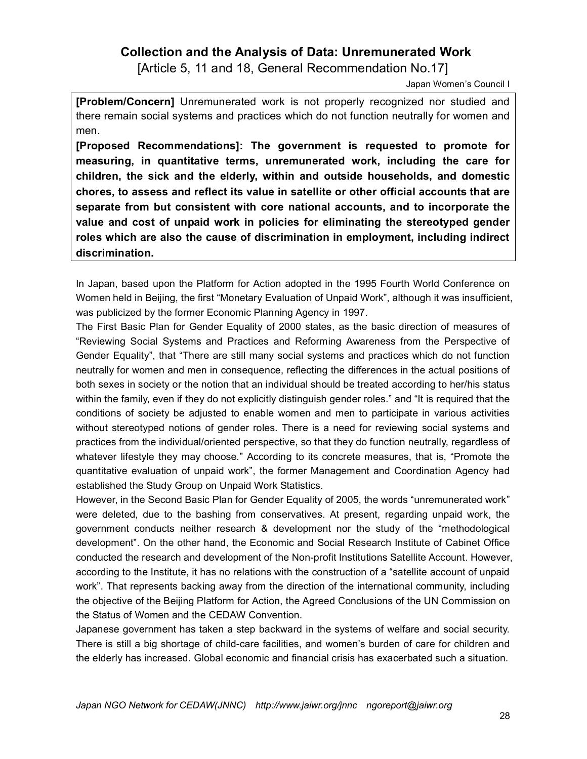## Collection and the Analysis of Data: Unremunerated Work

[Article 5, 11 and 18, General Recommendation No.17]

Japan Women's Council I

**[Problem/Concern]** Unremunerated work is not properly recognized nor studied and there remain social systems and practices which do not function neutrally for women and men.

**[Proposed Recommendations]: The government is requested to promote for measuring, in quantitative terms, unremunerated work, including the care for children, the sick and the elderly, within and outside households, and domestic chores, to assess and reflect its value in satellite or other official accounts that are separate from but consistent with core national accounts, and to incorporate the value and cost of unpaid work in policies for eliminating the stereotyped gender roles which are also the cause of discrimination in employment, including indirect discrimination.**

In Japan, based upon the Platform for Action adopted in the 1995 Fourth World Conference on Women held in Beijing, the first "Monetary Evaluation of Unpaid Work", although it was insufficient, was publicized by the former Economic Planning Agency in 1997.

The First Basic Plan for Gender Equality of 2000 states, as the basic direction of measures of "Reviewing Social Systems and Practices and Reforming Awareness from the Perspective of Gender Equality", that "There are still many social systems and practices which do not function neutrally for women and men in consequence, reflecting the differences in the actual positions of both sexes in society or the notion that an individual should be treated according to her/his status within the family, even if they do not explicitly distinguish gender roles." and "It is required that the conditions of society be adjusted to enable women and men to participate in various activities without stereotyped notions of gender roles. There is a need for reviewing social systems and practices from the individual/oriented perspective, so that they do function neutrally, regardless of whatever lifestyle they may choose." According to its concrete measures, that is, "Promote the quantitative evaluation of unpaid work", the former Management and Coordination Agency had established the Study Group on Unpaid Work Statistics.

However, in the Second Basic Plan for Gender Equality of 2005, the words "unremunerated work" were deleted, due to the bashing from conservatives. At present, regarding unpaid work, the government conducts neither research & development nor the study of the "methodological development". On the other hand, the Economic and Social Research Institute of Cabinet Office conducted the research and development of the Non-profit Institutions Satellite Account. However, according to the Institute, it has no relations with the construction of a "satellite account of unpaid work". That represents backing away from the direction of the international community, including the objective of the Beijing Platform for Action, the Agreed Conclusions of the UN Commission on the Status of Women and the CEDAW Convention.

Japanese government has taken a step backward in the systems of welfare and social security. There is still a big shortage of child-care facilities, and women's burden of care for children and the elderly has increased. Global economic and financial crisis has exacerbated such a situation.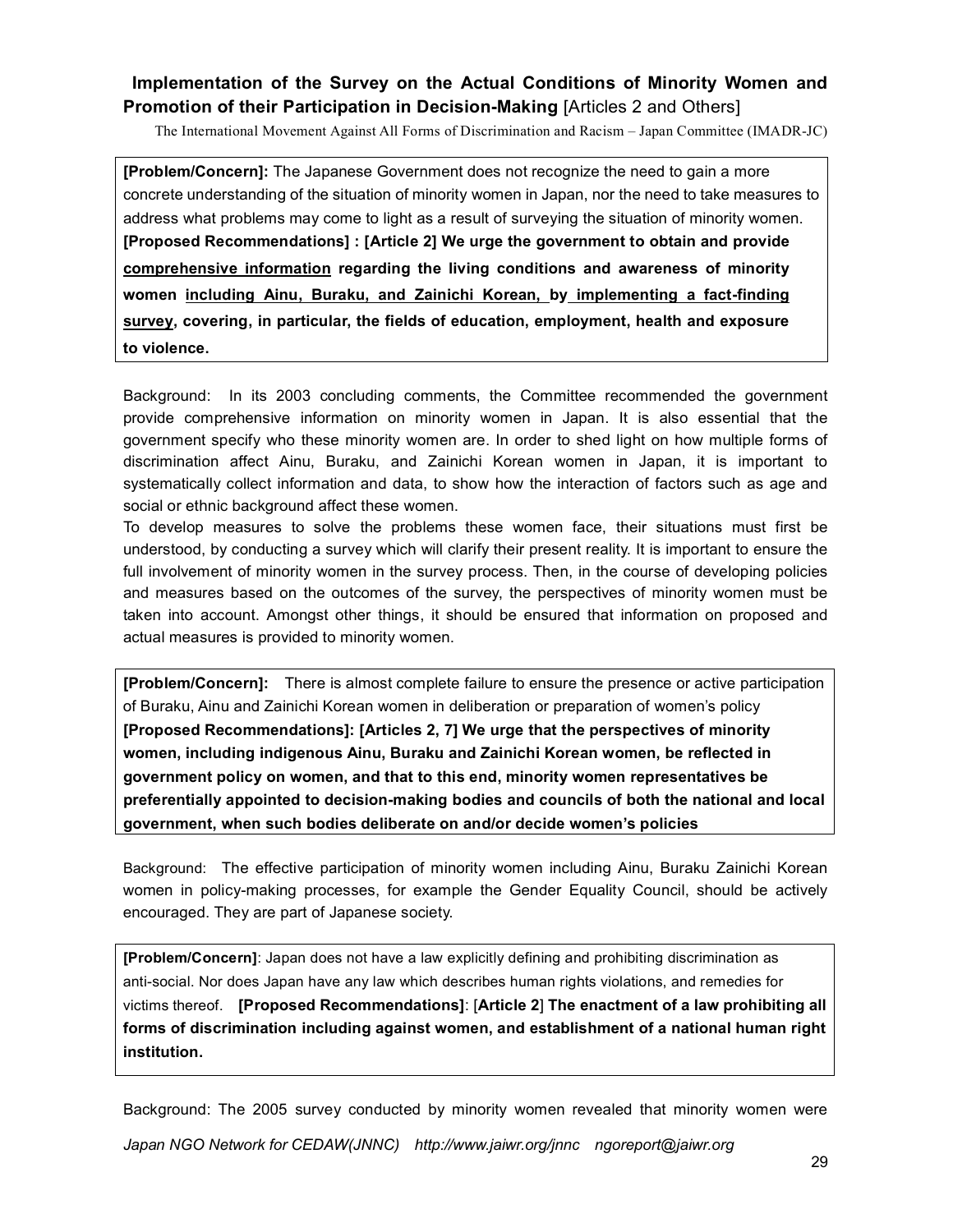## Implementation of the Survey on the Actual Conditions of Minority Women and Promotion of their Participation in Decision-Making [Articles 2 and Others]

The International Movement Against All Forms of Discrimination and Racism – Japan Committee (IMADR-JC)

**[Problem/Concern]:** The Japanese Government does not recognize the need to gain a more concrete understanding of the situation of minority women in Japan, nor the need to take measures to address what problems may come to light as a result of surveying the situation of minority women.

**[Proposed Recommendations] : [Article 2] We urge the government to obtain and provide <u>comprehensive information</u> regarding the living conditions and awareness of minority women <u>including Ainu, Buraku, and Zainichi Korean,</u> by <u>implementing a fact-finding survey</u>, covering, in particular, the fields of education, employment, health and exposure to violence.**

Background: In its 2003 concluding comments, the Committee recommended the government provide comprehensive information on minority women in Japan. It is also essential that the government specify who these minority women are. In order to shed light on how multiple forms of discrimination affect Ainu, Buraku, and Zainichi Korean women in Japan, it is important to systematically collect information and data, to show how the interaction of factors such as age and social or ethnic background affect these women.

To develop measures to solve the problems these women face, their situations must first be understood, by conducting a survey which will clarify their present reality. It is important to ensure the full involvement of minority women in the survey process. Then, in the course of developing policies and measures based on the outcomes of the survey, the perspectives of minority women must be taken into account. Amongst other things, it should be ensured that information on proposed and actual measures is provided to minority women.

**[Problem/Concern]:** There is almost complete failure to ensure the presence or active participation of Buraku, Ainu and Zainichi Korean women in deliberation or preparation of women's policy

**[Proposed Recommendations]: [Articles 2, 7] We urge that the perspectives of minority women, including indigenous Ainu, Buraku and Zainichi Korean women, be reflected in government policy on women, and that to this end, minority women representatives be preferentially appointed to decision-making bodies and councils of both the national and local government, when such bodies deliberate on and/or decide women's policies**

Background: The effective participation of minority women including Ainu, Buraku Zainichi Korean women in policy-making processes, for example the Gender Equality Council, should be actively encouraged. They are part of Japanese society.

**[Problem/Concern]**: Japan does not have a law explicitly defining and prohibiting discrimination as anti-social. Nor does Japan have any law which describes human rights violations, and remedies for victims thereof. **[Proposed Recommendations]**: [**Article 2**] **The enactment of a law prohibiting all forms of discrimination including against women, and establishment of a national human right institution.**

Background: The 2005 survey conducted by minority women revealed that minority women were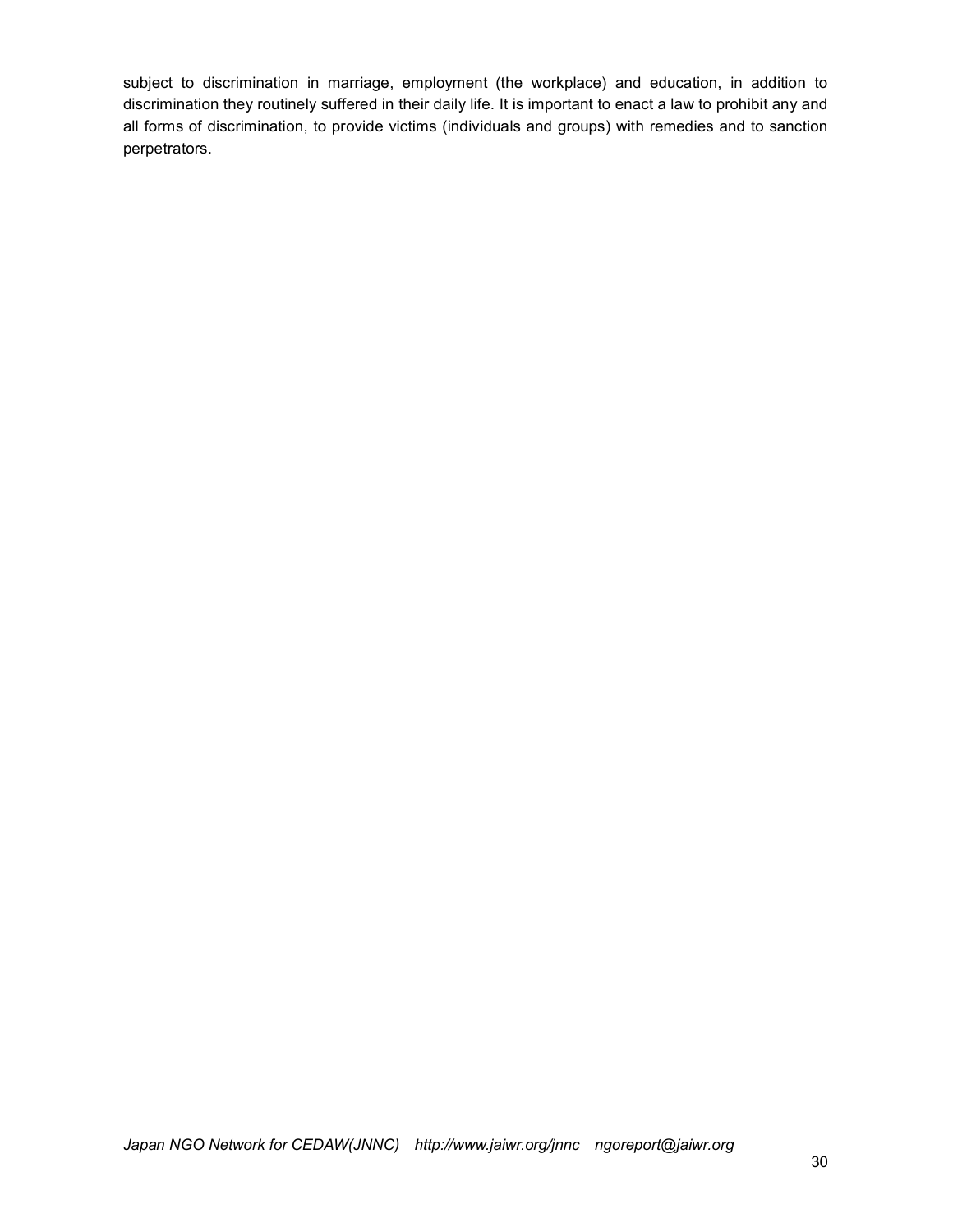subject to discrimination in marriage, employment (the workplace) and education, in addition to discrimination they routinely suffered in their daily life. It is important to enact a law to prohibit any and all forms of discrimination, to provide victims (individuals and groups) with remedies and to sanction perpetrators.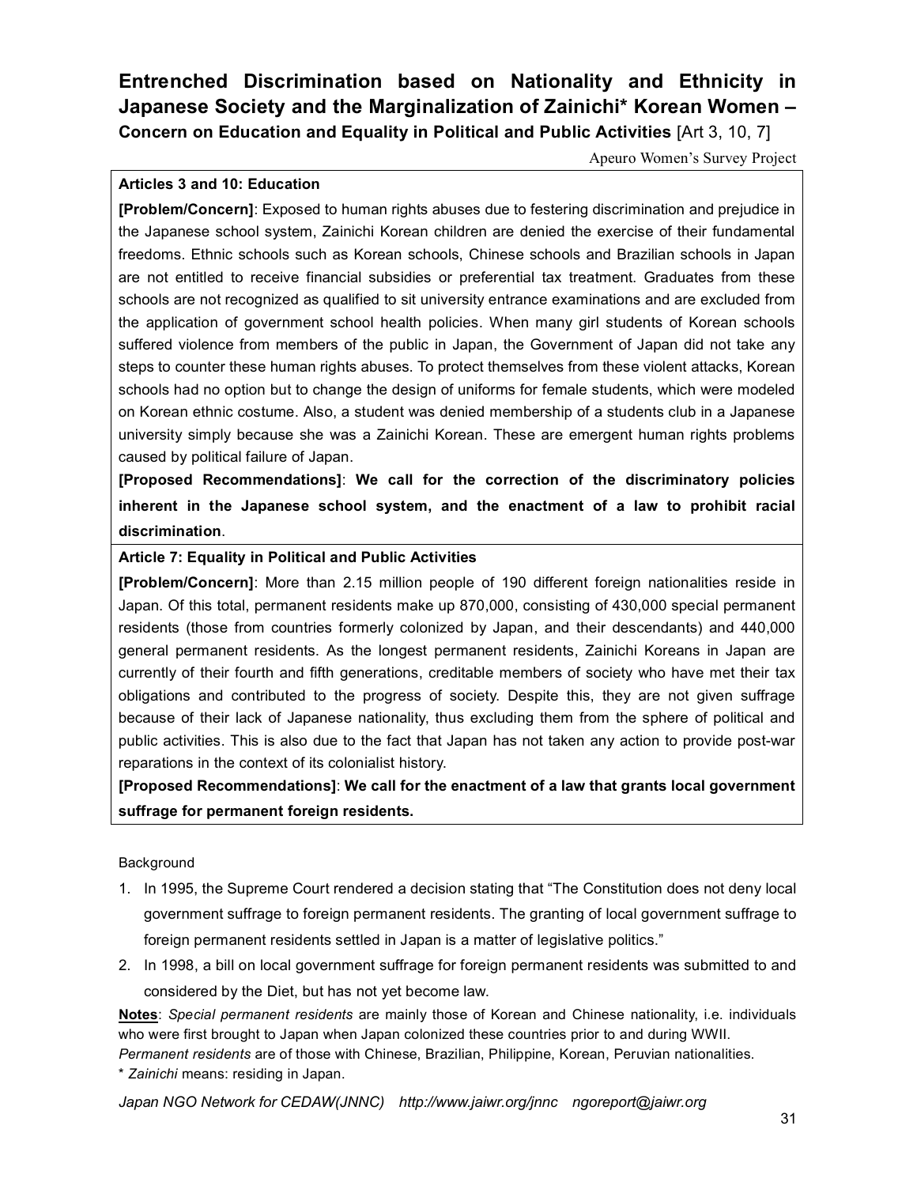# Entrenched Discrimination based on Nationality and Ethnicity in Japanese Society and the Marginalization of Zainichi* Korean Women –

**Concern on Education and Equality in Political and Public Activities** [Art 3, 10, 7]

Apeuro Women's Survey Project

### Articles 3 and 10: Education

**[Problem/Concern]**: Exposed to human rights abuses due to festering discrimination and prejudice in the Japanese school system, Zainichi Korean children are denied the exercise of their fundamental freedoms. Ethnic schools such as Korean schools, Chinese schools and Brazilian schools in Japan are not entitled to receive financial subsidies or preferential tax treatment. Graduates from these schools are not recognized as qualified to sit university entrance examinations and are excluded from the application of government school health policies. When many girl students of Korean schools suffered violence from members of the public in Japan, the Government of Japan did not take any steps to counter these human rights abuses. To protect themselves from these violent attacks, Korean schools had no option but to change the design of uniforms for female students, which were modeled on Korean ethnic costume. Also, a student was denied membership of a students club in a Japanese university simply because she was a Zainichi Korean. These are emergent human rights problems caused by political failure of Japan.

**[Proposed Recommendations]**: **We call for the correction of the discriminatory policies inherent in the Japanese school system, and the enactment of a law to prohibit racial discrimination**.

### Article 7: Equality in Political and Public Activities

**[Problem/Concern]**: More than 2.15 million people of 190 different foreign nationalities reside in Japan. Of this total, permanent residents make up 870,000, consisting of 430,000 special permanent residents (those from countries formerly colonized by Japan, and their descendants) and 440,000 general permanent residents. As the longest permanent residents, Zainichi Koreans in Japan are currently of their fourth and fifth generations, creditable members of society who have met their tax obligations and contributed to the progress of society. Despite this, they are not given suffrage because of their lack of Japanese nationality, thus excluding them from the sphere of political and public activities. This is also due to the fact that Japan has not taken any action to provide post-war reparations in the context of its colonialist history.

**[Proposed Recommendations]**: **We call for the enactment of a law that grants local government suffrage for permanent foreign residents.**

Background

1. In 1995, the Supreme Court rendered a decision stating that "The Constitution does not deny local government suffrage to foreign permanent residents. The granting of local government suffrage to foreign permanent residents settled in Japan is a matter of legislative politics."
2. In 1998, a bill on local government suffrage for foreign permanent residents was submitted to and considered by the Diet, but has not yet become law.

**<u>Notes</u>**: *Special permanent residents* are mainly those of Korean and Chinese nationality, i.e. individuals who were first brought to Japan when Japan colonized these countries prior to and during WWII.
*Permanent residents* are of those with Chinese, Brazilian, Philippine, Korean, Peruvian nationalities.
\* *Zainichi* means: residing in Japan.

*Japan NGO Network for CEDAW(JNNC) http://www.jaiwr.org/jnnc ngoreport@jaiwr.org*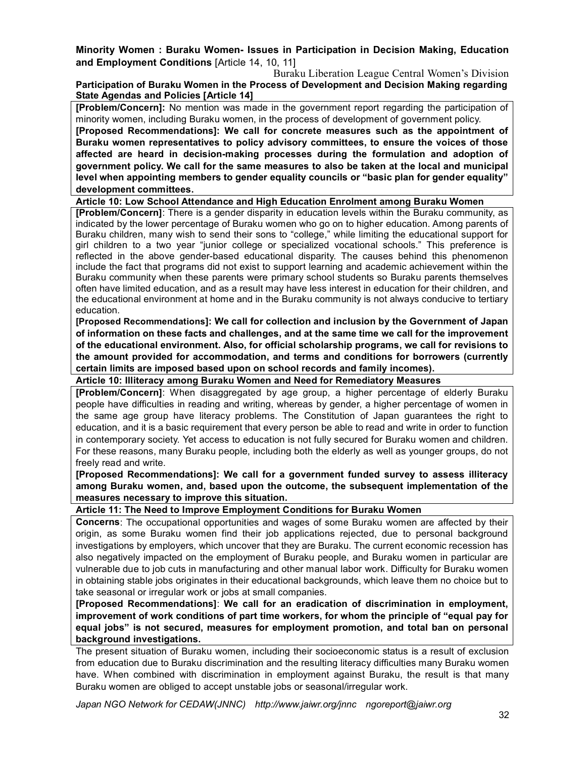**Minority Women : Buraku Women- Issues in Participation in Decision Making, Education and Employment Conditions** [Article 14, 10, 11]

Buraku Liberation League Central Women's Division

**Participation of Buraku Women in the Process of Development and Decision Making regarding State Agendas and Policies [Article 14]**

**[Problem/Concern]:** No mention was made in the government report regarding the participation of minority women, including Buraku women, in the process of development of government policy.

**[Proposed Recommendations]: We call for concrete measures such as the appointment of Buraku women representatives to policy advisory committees, to ensure the voices of those affected are heard in decision-making processes during the formulation and adoption of government policy. We call for the same measures to also be taken at the local and municipal level when appointing members to gender equality councils or "basic plan for gender equality" development committees.**

**Article 10: Low School Attendance and High Education Enrolment among Buraku Women**

**[Problem/Concern]**: There is a gender disparity in education levels within the Buraku community, as indicated by the lower percentage of Buraku women who go on to higher education. Among parents of Buraku children, many wish to send their sons to "college," while limiting the educational support for girl children to a two year "junior college or specialized vocational schools." This preference is reflected in the above gender-based educational disparity. The causes behind this phenomenon include the fact that programs did not exist to support learning and academic achievement within the Buraku community when these parents were primary school students so Buraku parents themselves often have limited education, and as a result may have less interest in education for their children, and the educational environment at home and in the Buraku community is not always conducive to tertiary education.

**[Proposed Recommendations]: We call for collection and inclusion by the Government of Japan of information on these facts and challenges, and at the same time we call for the improvement of the educational environment. Also, for official scholarship programs, we call for revisions to the amount provided for accommodation, and terms and conditions for borrowers (currently certain limits are imposed based upon on school records and family incomes).**

**Article 10: Illiteracy among Buraku Women and Need for Remediatory Measures**

**[Problem/Concern]**: When disaggregated by age group, a higher percentage of elderly Buraku people have difficulties in reading and writing, whereas by gender, a higher percentage of women in the same age group have literacy problems. The Constitution of Japan guarantees the right to education, and it is a basic requirement that every person be able to read and write in order to function in contemporary society. Yet access to education is not fully secured for Buraku women and children. For these reasons, many Buraku people, including both the elderly as well as younger groups, do not freely read and write.

**[Proposed Recommendations]: We call for a government funded survey to assess illiteracy among Buraku women, and, based upon the outcome, the subsequent implementation of the measures necessary to improve this situation.**

**Article 11: The Need to Improve Employment Conditions for Buraku Women**

**Concerns**: The occupational opportunities and wages of some Buraku women are affected by their origin, as some Buraku women find their job applications rejected, due to personal background investigations by employers, which uncover that they are Buraku. The current economic recession has also negatively impacted on the employment of Buraku people, and Buraku women in particular are vulnerable due to job cuts in manufacturing and other manual labor work. Difficulty for Buraku women in obtaining stable jobs originates in their educational backgrounds, which leave them no choice but to take seasonal or irregular work or jobs at small companies.

**[Proposed Recommendations]**: **We call for an eradication of discrimination in employment, improvement of work conditions of part time workers, for whom the principle of "equal pay for equal jobs" is not secured, measures for employment promotion, and total ban on personal background investigations.**

The present situation of Buraku women, including their socioeconomic status is a result of exclusion from education due to Buraku discrimination and the resulting literacy difficulties many Buraku women have. When combined with discrimination in employment against Buraku, the result is that many Buraku women are obliged to accept unstable jobs or seasonal/irregular work.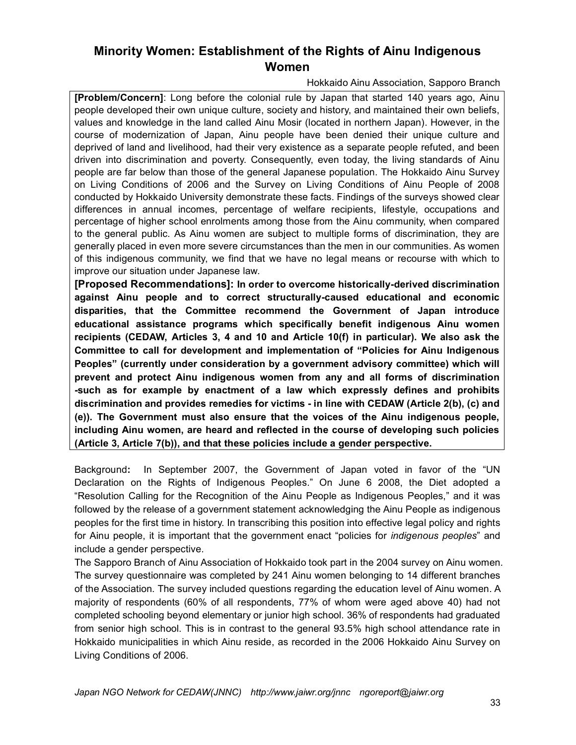# Minority Women: Establishment of the Rights of Ainu Indigenous Women

Hokkaido Ainu Association, Sapporo Branch

**[Problem/Concern]**: Long before the colonial rule by Japan that started 140 years ago, Ainu people developed their own unique culture, society and history, and maintained their own beliefs, values and knowledge in the land called Ainu Mosir (located in northern Japan). However, in the course of modernization of Japan, Ainu people have been denied their unique culture and deprived of land and livelihood, had their very existence as a separate people refuted, and been driven into discrimination and poverty. Consequently, even today, the living standards of Ainu people are far below than those of the general Japanese population. The Hokkaido Ainu Survey on Living Conditions of 2006 and the Survey on Living Conditions of Ainu People of 2008 conducted by Hokkaido University demonstrate these facts. Findings of the surveys showed clear differences in annual incomes, percentage of welfare recipients, lifestyle, occupations and percentage of higher school enrolments among those from the Ainu community, when compared to the general public. As Ainu women are subject to multiple forms of discrimination, they are generally placed in even more severe circumstances than the men in our communities. As women of this indigenous community, we find that we have no legal means or recourse with which to improve our situation under Japanese law.

**[Proposed Recommendations]: In order to overcome historically-derived discrimination against Ainu people and to correct structurally-caused educational and economic disparities, that the Committee recommend the Government of Japan introduce educational assistance programs which specifically benefit indigenous Ainu women recipients (CEDAW, Articles 3, 4 and 10 and Article 10(f) in particular). We also ask the Committee to call for development and implementation of "Policies for Ainu Indigenous Peoples" (currently under consideration by a government advisory committee) which will prevent and protect Ainu indigenous women from any and all forms of discrimination -such as for example by enactment of a law which expressly defines and prohibits discrimination and provides remedies for victims - in line with CEDAW (Article 2(b), (c) and (e)). The Government must also ensure that the voices of the Ainu indigenous people, including Ainu women, are heard and reflected in the course of developing such policies (Article 3, Article 7(b)), and that these policies include a gender perspective.**

Background**:** In September 2007, the Government of Japan voted in favor of the "UN Declaration on the Rights of Indigenous Peoples." On June 6 2008, the Diet adopted a "Resolution Calling for the Recognition of the Ainu People as Indigenous Peoples," and it was followed by the release of a government statement acknowledging the Ainu People as indigenous peoples for the first time in history. In transcribing this position into effective legal policy and rights for Ainu people, it is important that the government enact "policies for *indigenous peoples*" and include a gender perspective.

The Sapporo Branch of Ainu Association of Hokkaido took part in the 2004 survey on Ainu women. The survey questionnaire was completed by 241 Ainu women belonging to 14 different branches of the Association. The survey included questions regarding the education level of Ainu women. A majority of respondents (60% of all respondents, 77% of whom were aged above 40) had not completed schooling beyond elementary or junior high school. 36% of respondents had graduated from senior high school. This is in contrast to the general 93.5% high school attendance rate in Hokkaido municipalities in which Ainu reside, as recorded in the 2006 Hokkaido Ainu Survey on Living Conditions of 2006.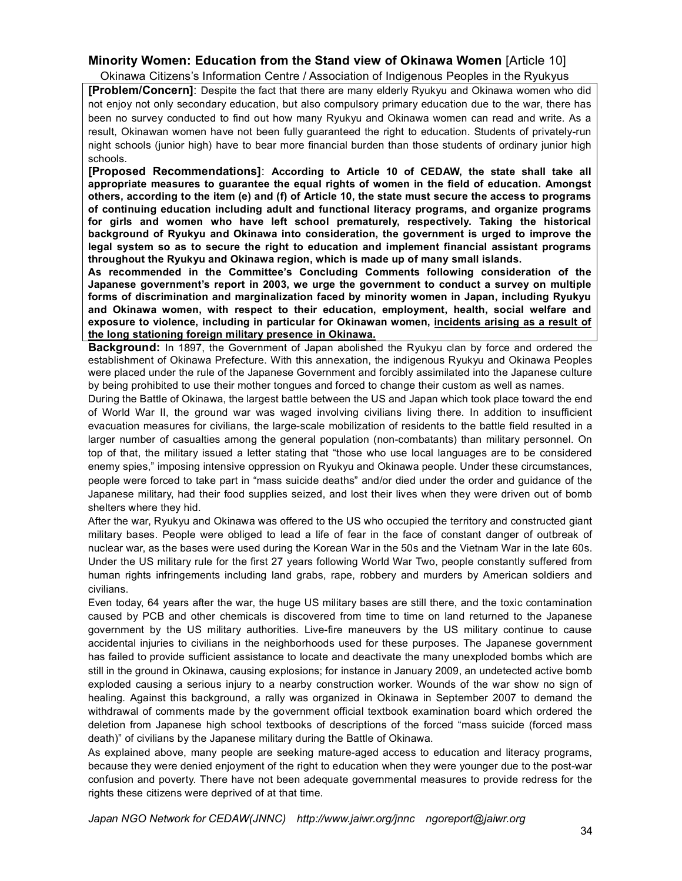## Minority Women: Education from the Stand view of Okinawa Women [Article 10]

Okinawa Citizens's Information Centre / Association of Indigenous Peoples in the Ryukyus

**[Problem/Concern]**: Despite the fact that there are many elderly Ryukyu and Okinawa women who did not enjoy not only secondary education, but also compulsory primary education due to the war, there has been no survey conducted to find out how many Ryukyu and Okinawa women can read and write. As a result, Okinawan women have not been fully guaranteed the right to education. Students of privately-run night schools (junior high) have to bear more financial burden than those students of ordinary junior high schools.

**[Proposed Recommendations]**: **According to Article 10 of CEDAW, the state shall take all appropriate measures to guarantee the equal rights of women in the field of education. Amongst others, according to the item (e) and (f) of Article 10, the state must secure the access to programs of continuing education including adult and functional literacy programs, and organize programs for girls and women who have left school prematurely, respectively. Taking the historical background of Ryukyu and Okinawa into consideration, the government is urged to improve the legal system so as to secure the right to education and implement financial assistant programs throughout the Ryukyu and Okinawa region, which is made up of many small islands.**

**As recommended in the Committee's Concluding Comments following consideration of the Japanese government's report in 2003, we urge the government to conduct a survey on multiple forms of discrimination and marginalization faced by minority women in Japan, including Ryukyu and Okinawa women, with respect to their education, employment, health, social welfare and exposure to violence, including in particular for Okinawan women, <u>incidents arising as a result of the long stationing foreign military presence in Okinawa.</u>**

**Background:** In 1897, the Government of Japan abolished the Ryukyu clan by force and ordered the establishment of Okinawa Prefecture. With this annexation, the indigenous Ryukyu and Okinawa Peoples were placed under the rule of the Japanese Government and forcibly assimilated into the Japanese culture by being prohibited to use their mother tongues and forced to change their custom as well as names.

During the Battle of Okinawa, the largest battle between the US and Japan which took place toward the end of World War II, the ground war was waged involving civilians living there. In addition to insufficient evacuation measures for civilians, the large-scale mobilization of residents to the battle field resulted in a larger number of casualties among the general population (non-combatants) than military personnel. On top of that, the military issued a letter stating that "those who use local languages are to be considered enemy spies," imposing intensive oppression on Ryukyu and Okinawa people. Under these circumstances, people were forced to take part in "mass suicide deaths" and/or died under the order and guidance of the Japanese military, had their food supplies seized, and lost their lives when they were driven out of bomb shelters where they hid.

After the war, Ryukyu and Okinawa was offered to the US who occupied the territory and constructed giant military bases. People were obliged to lead a life of fear in the face of constant danger of outbreak of nuclear war, as the bases were used during the Korean War in the 50s and the Vietnam War in the late 60s. Under the US military rule for the first 27 years following World War Two, people constantly suffered from human rights infringements including land grabs, rape, robbery and murders by American soldiers and civilians.

Even today, 64 years after the war, the huge US military bases are still there, and the toxic contamination caused by PCB and other chemicals is discovered from time to time on land returned to the Japanese government by the US military authorities. Live-fire maneuvers by the US military continue to cause accidental injuries to civilians in the neighborhoods used for these purposes. The Japanese government has failed to provide sufficient assistance to locate and deactivate the many unexploded bombs which are still in the ground in Okinawa, causing explosions; for instance in January 2009, an undetected active bomb exploded causing a serious injury to a nearby construction worker. Wounds of the war show no sign of healing. Against this background, a rally was organized in Okinawa in September 2007 to demand the withdrawal of comments made by the government official textbook examination board which ordered the deletion from Japanese high school textbooks of descriptions of the forced "mass suicide (forced mass death)" of civilians by the Japanese military during the Battle of Okinawa.

As explained above, many people are seeking mature-aged access to education and literacy programs, because they were denied enjoyment of the right to education when they were younger due to the post-war confusion and poverty. There have not been adequate governmental measures to provide redress for the rights these citizens were deprived of at that time.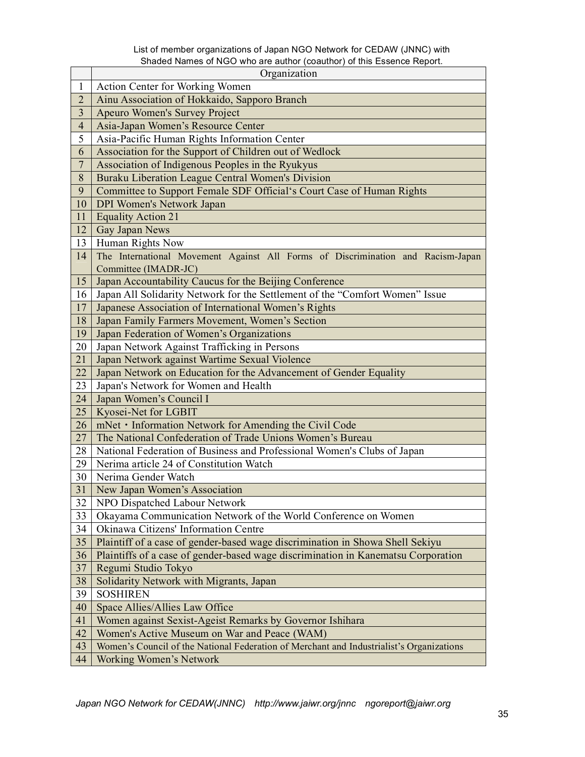List of member organizations of Japan NGO Network for CEDAW (JNNC) with Shaded Names of NGO who are author (coauthor) of this Essence Report.

| | Organization |
|---|---|
| 1 | Action Center for Working Women |
| 2 | Ainu Association of Hokkaido, Sapporo Branch |
| 3 | Apeuro Women's Survey Project |
| 4 | Asia-Japan Women's Resource Center |
| 5 | Asia-Pacific Human Rights Information Center |
| 6 | Association for the Support of Children out of Wedlock |
| 7 | Association of Indigenous Peoples in the Ryukyus |
| 8 | Buraku Liberation League Central Women's Division |
| 9 | Committee to Support Female SDF Official's Court Case of Human Rights |
| 10 | DPI Women's Network Japan |
| 11 | Equality Action 21 |
| 12 | Gay Japan News |
| 13 | Human Rights Now |
| 14 | The International Movement Against All Forms of Discrimination and Racism-Japan Committee (IMADR-JC) |
| 15 | Japan Accountability Caucus for the Beijing Conference |
| 16 | Japan All Solidarity Network for the Settlement of the "Comfort Women" Issue |
| 17 | Japanese Association of International Women's Rights |
| 18 | Japan Family Farmers Movement, Women's Section |
| 19 | Japan Federation of Women's Organizations |
| 20 | Japan Network Against Trafficking in Persons |
| 21 | Japan Network against Wartime Sexual Violence |
| 22 | Japan Network on Education for the Advancement of Gender Equality |
| 23 | Japan's Network for Women and Health |
| 24 | Japan Women's Council I |
| 25 | Kyosei-Net for LGBIT |
| 26 | mNet・Information Network for Amending the Civil Code |
| 27 | The National Confederation of Trade Unions Women's Bureau |
| 28 | National Federation of Business and Professional Women's Clubs of Japan |
| 29 | Nerima article 24 of Constitution Watch |
| 30 | Nerima Gender Watch |
| 31 | New Japan Women's Association |
| 32 | NPO Dispatched Labour Network |
| 33 | Okayama Communication Network of the World Conference on Women |
| 34 | Okinawa Citizens' Information Centre |
| 35 | Plaintiff of a case of gender-based wage discrimination in Showa Shell Sekiyu |
| 36 | Plaintiffs of a case of gender-based wage discrimination in Kanematsu Corporation |
| 37 | Regumi Studio Tokyo |
| 38 | Solidarity Network with Migrants, Japan |
| 39 | SOSHIREN |
| 40 | Space Allies/Allies Law Office |
| 41 | Women against Sexist-Ageist Remarks by Governor Ishihara |
| 42 | Women's Active Museum on War and Peace (WAM) |
| 43 | Women's Council of the National Federation of Merchant and Industrialist's Organizations |
| 44 | Working Women's Network |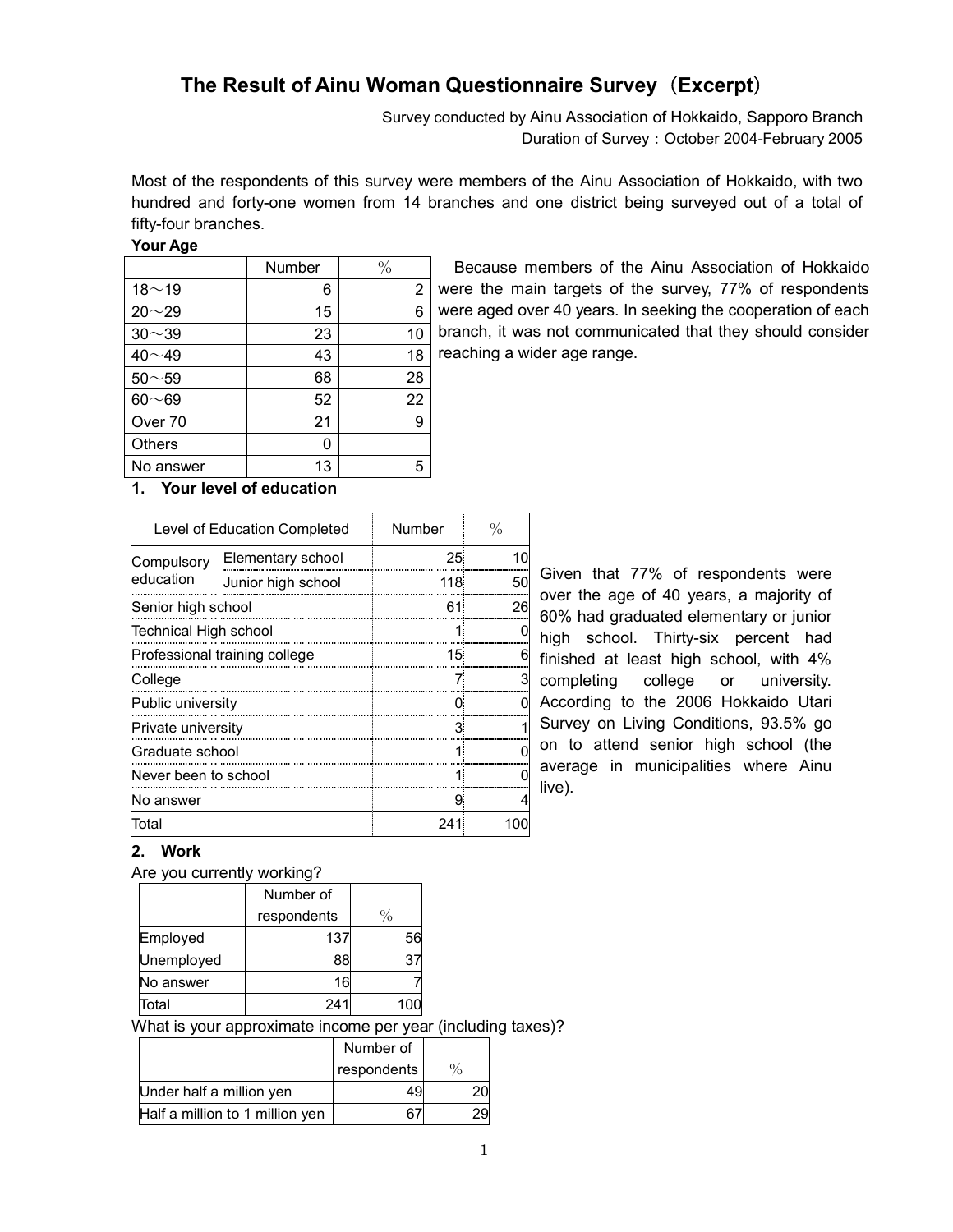# The Result of Ainu Woman Questionnaire Survey（Excerpt）

Survey conducted by Ainu Association of Hokkaido, Sapporo Branch
Duration of Survey：October 2004-February 2005

Most of the respondents of this survey were members of the Ainu Association of Hokkaido, with two hundred and forty-one women from 14 branches and one district being surveyed out of a total of fifty-four branches.

**Your Age**

| | Number | ％ |
|---|---|---|
| 18～19 | 6 | 2 |
| 20～29 | 15 | 6 |
| 30～39 | 23 | 10 |
| 40～49 | 43 | 18 |
| 50～59 | 68 | 28 |
| 60～69 | 52 | 22 |
| Over 70 | 21 | 9 |
| Others | 0 | |
| No answer | 13 | 5 |

Because members of the Ainu Association of Hokkaido were the main targets of the survey, 77% of respondents were aged over 40 years. In seeking the cooperation of each branch, it was not communicated that they should consider reaching a wider age range.

## 1. Your level of education

| Level of Education Completed | | Number | ％ |
|---|---|---|---|
| Compulsory education | Elementary school | 25 | 10 |
| | Junior high school | 118 | 50 |
| Senior high school | | 61 | 26 |
| Technical High school | | 1 | 0 |
| Professional training college | | 15 | 6 |
| College | | 7 | 3 |
| Public university | | 0 | 0 |
| Private university | | 3 | 1 |
| Graduate school | | 1 | 0 |
| Never been to school | | 1 | 0 |
| No answer | | 9 | 4 |
| Total | | 241 | 100 |

Given that 77% of respondents were over the age of 40 years, a majority of 60% had graduated elementary or junior high school. Thirty-six percent had finished at least high school, with 4% completing college or university. According to the 2006 Hokkaido Utari Survey on Living Conditions, 93.5% go on to attend senior high school (the average in municipalities where Ainu live).

## 2. Work

Are you currently working?

| | Number of respondents | ％ |
|---|---|---|
| Employed | 137 | 56 |
| Unemployed | 88 | 37 |
| No answer | 16 | 7 |
| Total | 241 | 100 |

What is your approximate income per year (including taxes)?

| | Number of respondents | ％ |
|---|---|---|
| Under half a million yen | 49 | 20 |
| Half a million to 1 million yen | 67 | 29 |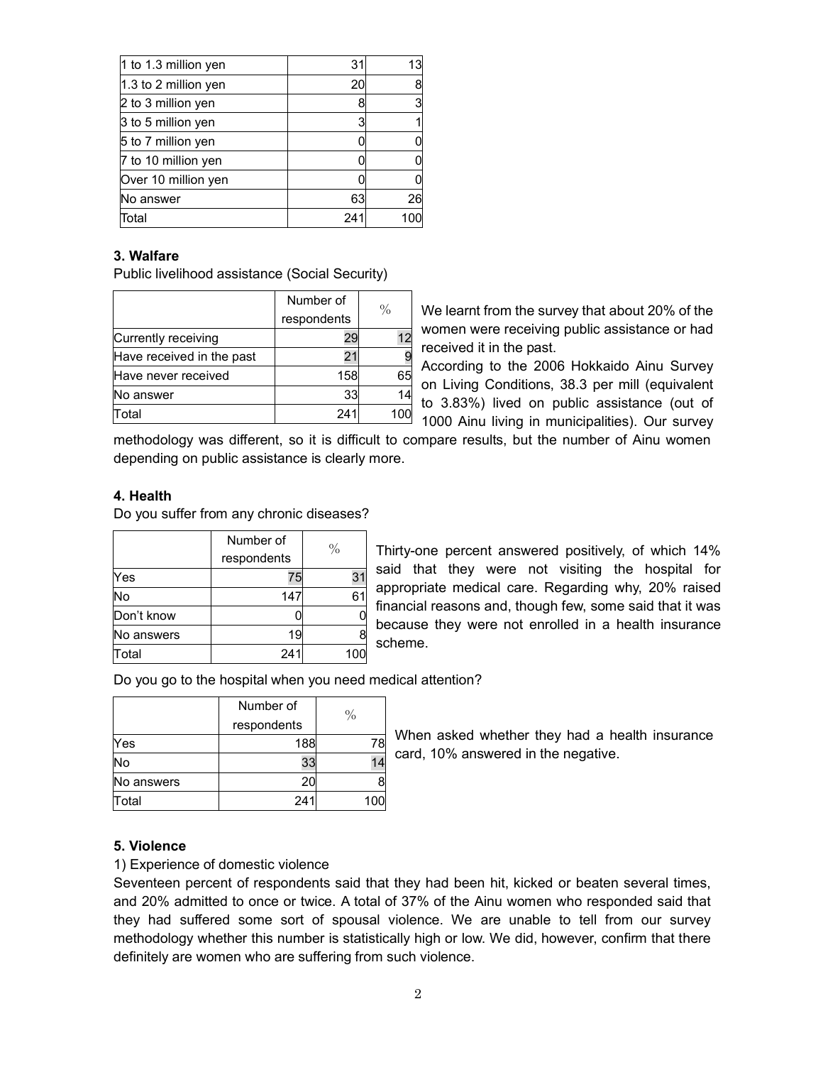| | | |
|---|---|---|
| 1 to 1.3 million yen | 31 | 13 |
| 1.3 to 2 million yen | 20 | 8 |
| 2 to 3 million yen | 8 | 3 |
| 3 to 5 million yen | 3 | 1 |
| 5 to 7 million yen | 0 | 0 |
| 7 to 10 million yen | 0 | 0 |
| Over 10 million yen | 0 | 0 |
| No answer | 63 | 26 |
| Total | 241 | 100 |

### 3. Walfare

Public livelihood assistance (Social Security)

| | Number of respondents | % |
|---|---|---|
| Currently receiving | 29 | 12 |
| Have received in the past | 21 | 9 |
| Have never received | 158 | 65 |
| No answer | 33 | 14 |
| Total | 241 | 100 |

We learnt from the survey that about 20% of the women were receiving public assistance or had received it in the past.

According to the 2006 Hokkaido Ainu Survey on Living Conditions, 38.3 per mill (equivalent to 3.83%) lived on public assistance (out of 1000 Ainu living in municipalities). Our survey methodology was different, so it is difficult to compare results, but the number of Ainu women depending on public assistance is clearly more.

### 4. Health

Do you suffer from any chronic diseases?

| | Number of respondents | % |
|---|---|---|
| Yes | 75 | 31 |
| No | 147 | 61 |
| Don't know | 0 | 0 |
| No answers | 19 | 8 |
| Total | 241 | 100 |

Thirty-one percent answered positively, of which 14% said that they were not visiting the hospital for appropriate medical care. Regarding why, 20% raised financial reasons and, though few, some said that it was because they were not enrolled in a health insurance scheme.

Do you go to the hospital when you need medical attention?

| | Number of respondents | % |
|---|---|---|
| Yes | 188 | 78 |
| No | 33 | 14 |
| No answers | 20 | 8 |
| Total | 241 | 100 |

When asked whether they had a health insurance card, 10% answered in the negative.

### 5. Violence

1) Experience of domestic violence

Seventeen percent of respondents said that they had been hit, kicked or beaten several times, and 20% admitted to once or twice. A total of 37% of the Ainu women who responded said that they had suffered some sort of spousal violence. We are unable to tell from our survey methodology whether this number is statistically high or low. We did, however, confirm that there definitely are women who are suffering from such violence.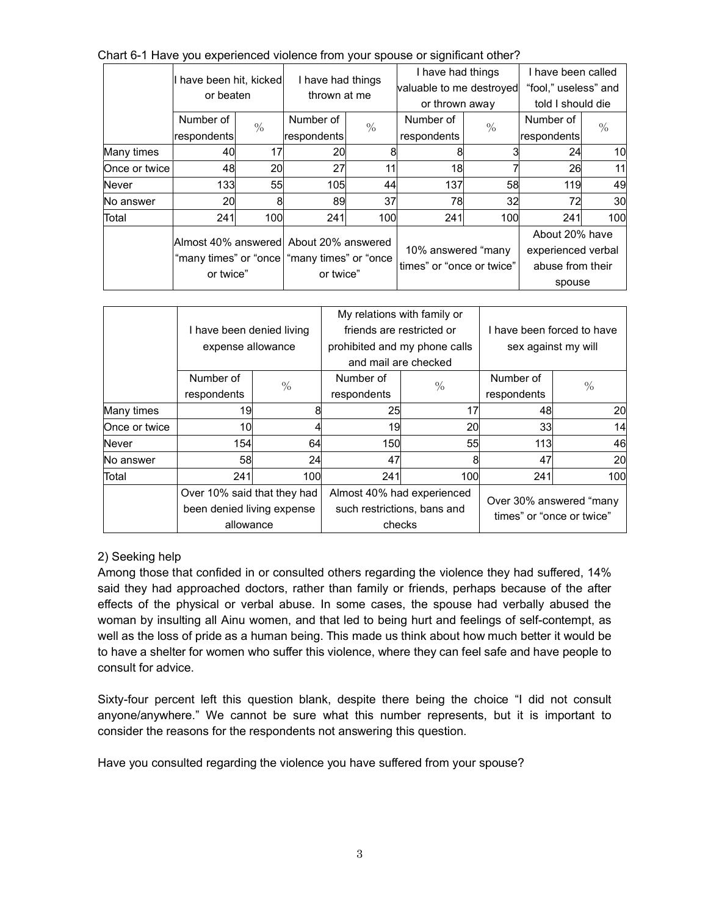Chart 6-1 Have you experienced violence from your spouse or significant other?

| | I have been hit, kicked or beaten | | I have had things thrown at me | | I have had things valuable to me destroyed or thrown away | | I have been called "fool," useless" and told I should die | |
|---|---|---|---|---|---|---|---|---|
| | Number of respondents | % | Number of respondents | % | Number of respondents | % | Number of respondents | % |
| Many times | 40 | 17 | 20 | 8 | 8 | 3 | 24 | 10 |
| Once or twice | 48 | 20 | 27 | 11 | 18 | 7 | 26 | 11 |
| Never | 133 | 55 | 105 | 44 | 137 | 58 | 119 | 49 |
| No answer | 20 | 8 | 89 | 37 | 78 | 32 | 72 | 30 |
| Total | 241 | 100 | 241 | 100 | 241 | 100 | 241 | 100 |
| | Almost 40% answered "many times" or "once or twice" | | About 20% answered "many times" or "once or twice" | | 10% answered "many times" or "once or twice" | | About 20% have experienced verbal abuse from their spouse | |

| | I have been denied living expense allowance | | My relations with family or friends are restricted or prohibited and my phone calls and mail are checked | | I have been forced to have sex against my will | |
|---|---|---|---|---|---|---|
| | Number of respondents | % | Number of respondents | % | Number of respondents | % |
| Many times | 19 | 8 | 25 | 17 | 48 | 20 |
| Once or twice | 10 | 4 | 19 | 20 | 33 | 14 |
| Never | 154 | 64 | 150 | 55 | 113 | 46 |
| No answer | 58 | 24 | 47 | 8 | 47 | 20 |
| Total | 241 | 100 | 241 | 100 | 241 | 100 |
| | Over 10% said that they had been denied living expense allowance | | Almost 40% had experienced such restrictions, bans and checks | | Over 30% answered "many times" or "once or twice" | |

2) Seeking help

Among those that confided in or consulted others regarding the violence they had suffered, 14% said they had approached doctors, rather than family or friends, perhaps because of the after effects of the physical or verbal abuse. In some cases, the spouse had verbally abused the woman by insulting all Ainu women, and that led to being hurt and feelings of self-contempt, as well as the loss of pride as a human being. This made us think about how much better it would be to have a shelter for women who suffer this violence, where they can feel safe and have people to consult for advice.

Sixty-four percent left this question blank, despite there being the choice "I did not consult anyone/anywhere." We cannot be sure what this number represents, but it is important to consider the reasons for the respondents not answering this question.

Have you consulted regarding the violence you have suffered from your spouse?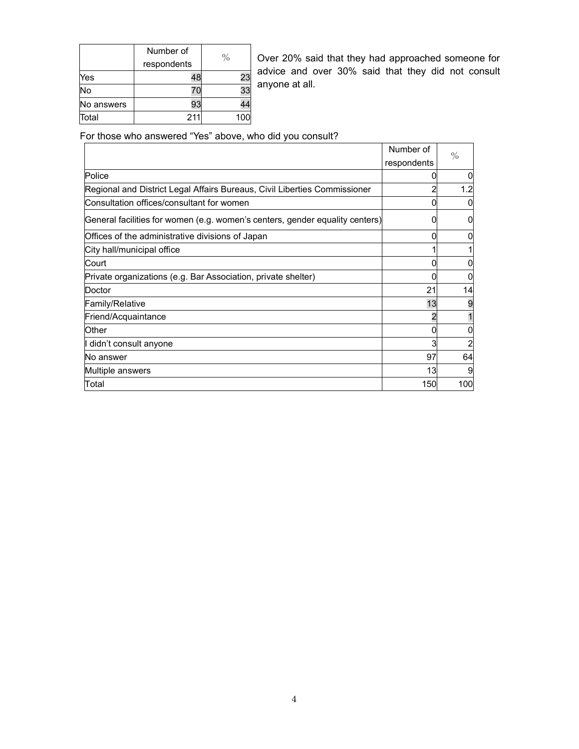| | Number of respondents | % |
|---|---|---|
| Yes | 48 | 23 |
| No | 70 | 33 |
| No answers | 93 | 44 |
| Total | 211 | 100 |

Over 20% said that they had approached someone for advice and over 30% said that they did not consult anyone at all.

For those who answered “Yes” above, who did you consult?

| | Number of respondents | % |
|---|---|---|
| Police | 0 | 0 |
| Regional and District Legal Affairs Bureaus, Civil Liberties Commissioner | 2 | 1.2 |
| Consultation offices/consultant for women | 0 | 0 |
| General facilities for women (e.g. women’s centers, gender equality centers) | 0 | 0 |
| Offices of the administrative divisions of Japan | 0 | 0 |
| City hall/municipal office | 1 | 1 |
| Court | 0 | 0 |
| Private organizations (e.g. Bar Association, private shelter) | 0 | 0 |
| Doctor | 21 | 14 |
| Family/Relative | 13 | 9 |
| Friend/Acquaintance | 2 | 1 |
| Other | 0 | 0 |
| I didn’t consult anyone | 3 | 2 |
| No answer | 97 | 64 |
| Multiple answers | 13 | 9 |
| Total | 150 | 100 |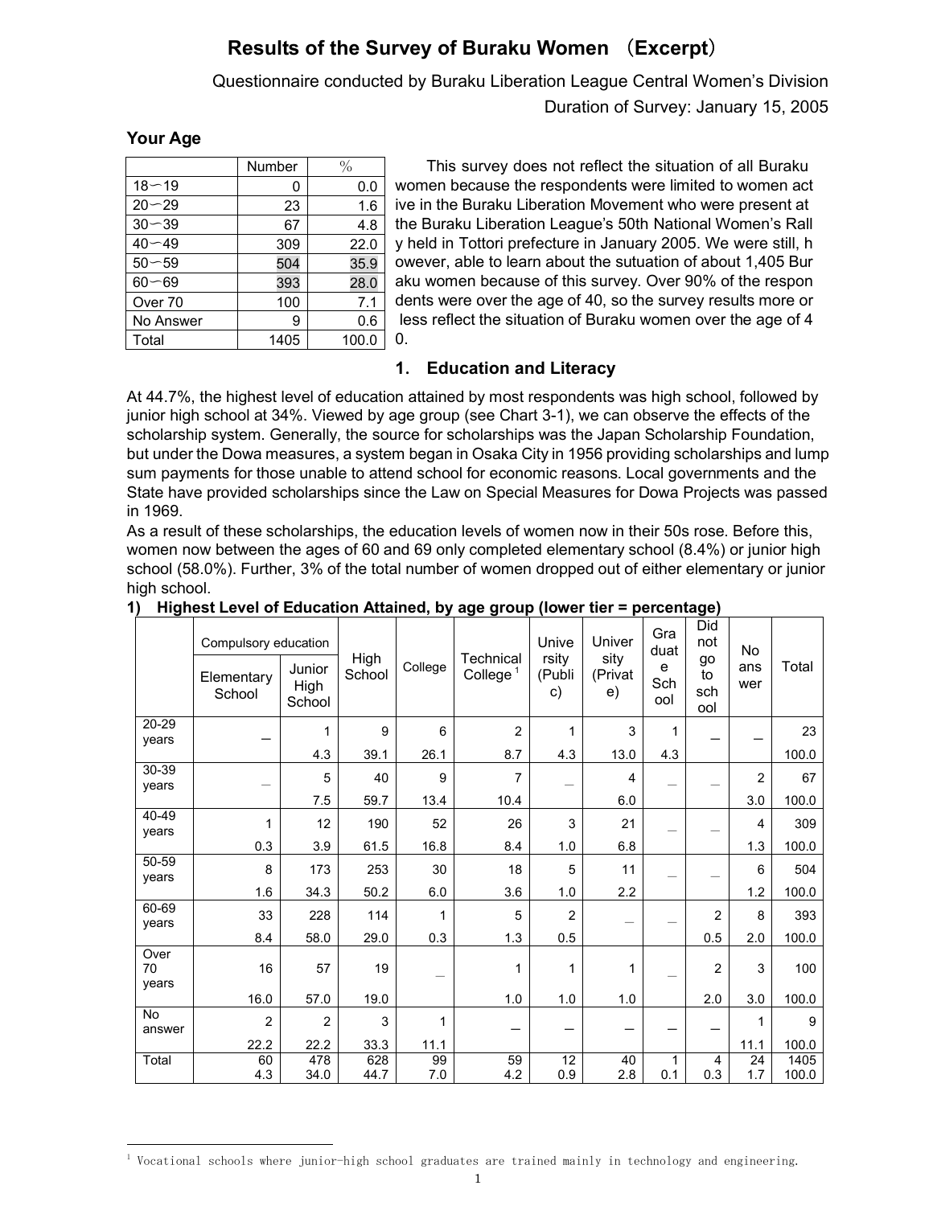# Results of the Survey of Buraku Women （Excerpt）

Questionnaire conducted by Buraku Liberation League Central Women's Division

Duration of Survey: January 15, 2005

### Your Age

| | Number | % |
|---|---|---|
| 18－19 | 0 | 0.0 |
| 20－29 | 23 | 1.6 |
| 30－39 | 67 | 4.8 |
| 40－49 | 309 | 22.0 |
| 50－59 | 504 | 35.9 |
| 60－69 | 393 | 28.0 |
| Over 70 | 100 | 7.1 |
| No Answer | 9 | 0.6 |
| Total | 1405 | 100.0 |

This survey does not reflect the situation of all Buraku women because the respondents were limited to women active in the Buraku Liberation Movement who were present at the Buraku Liberation League's 50th National Women's Rally held in Tottori prefecture in January 2005. We were still, however, able to learn about the sutuation of about 1,405 Buraku women because of this survey. Over 90% of the respondents were over the age of 40, so the survey results more or less reflect the situation of Buraku women over the age of 40.

### 1. Education and Literacy

At 44.7%, the highest level of education attained by most respondents was high school, followed by junior high school at 34%. Viewed by age group (see Chart 3-1), we can observe the effects of the scholarship system. Generally, the source for scholarships was the Japan Scholarship Foundation, but under the Dowa measures, a system began in Osaka City in 1956 providing scholarships and lump sum payments for those unable to attend school for economic reasons. Local governments and the State have provided scholarships since the Law on Special Measures for Dowa Projects was passed in 1969.

As a result of these scholarships, the education levels of women now in their 50s rose. Before this, women now between the ages of 60 and 69 only completed elementary school (8.4%) or junior high school (58.0%). Further, 3% of the total number of women dropped out of either elementary or junior high school.

**1) Highest Level of Education Attained, by age group (lower tier = percentage)**

| | Compulsory education | | High School | College | Technical College [1] | University (Public) | University (Private) | Graduate School | Did not go to school | No answer | Total |
|---|---|---|---|---|---|---|---|---|---|---|---|
| | Elementary School | Junior High School | | | | | | | | | |
| 20-29 years | — | 1 | 9 | 6 | 2 | 1 | 3 | 1 | — | — | 23 |
| | | 4.3 | 39.1 | 26.1 | 8.7 | 4.3 | 13.0 | 4.3 | | | 100.0 |
| 30-39 years | — | 5 | 40 | 9 | 7 | — | 4 | — | — | 2 | 67 |
| | | 7.5 | 59.7 | 13.4 | 10.4 | | 6.0 | | | 3.0 | 100.0 |
| 40-49 years | 1 | 12 | 190 | 52 | 26 | 3 | 21 | — | — | 4 | 309 |
| | 0.3 | 3.9 | 61.5 | 16.8 | 8.4 | 1.0 | 6.8 | | | 1.3 | 100.0 |
| 50-59 years | 8 | 173 | 253 | 30 | 18 | 5 | 11 | — | — | 6 | 504 |
| | 1.6 | 34.3 | 50.2 | 6.0 | 3.6 | 1.0 | 2.2 | | | 1.2 | 100.0 |
| 60-69 years | 33 | 228 | 114 | 1 | 5 | 2 | — | — | 2 | 8 | 393 |
| | 8.4 | 58.0 | 29.0 | 0.3 | 1.3 | 0.5 | | | 0.5 | 2.0 | 100.0 |
| Over 70 years | 16 | 57 | 19 | — | 1 | 1 | 1 | — | 2 | 3 | 100 |
| | 16.0 | 57.0 | 19.0 | | 1.0 | 1.0 | 1.0 | | 2.0 | 3.0 | 100.0 |
| No answer | 2 | 2 | 3 | 1 | — | — | — | — | — | 1 | 9 |
| | 22.2 | 22.2 | 33.3 | 11.1 | | | | | | 11.1 | 100.0 |
| Total | 60 | 478 | 628 | 99 | 59 | 12 | 40 | 1 | 4 | 24 | 1405 |
| | 4.3 | 34.0 | 44.7 | 7.0 | 4.2 | 0.9 | 2.8 | 0.1 | 0.3 | 1.7 | 100.0 |

[1] Vocational schools where junior-high school graduates are trained mainly in technology and engineering.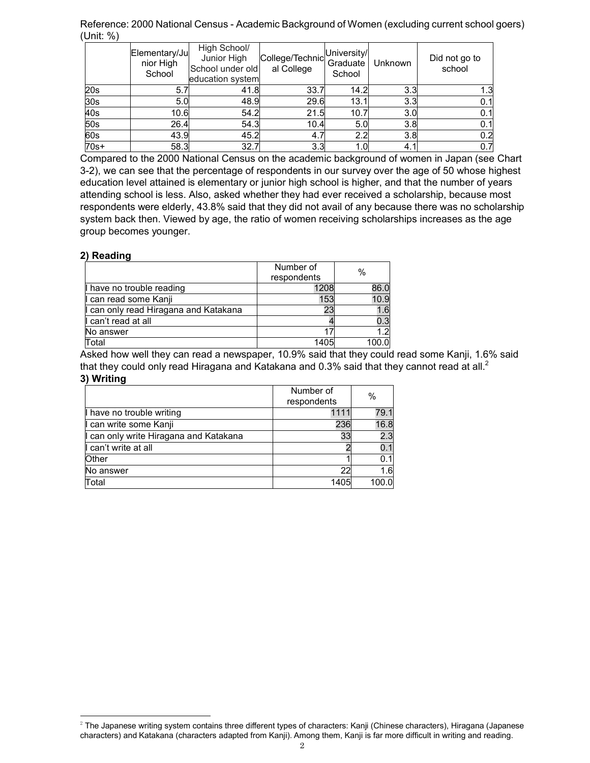Reference: 2000 National Census - Academic Background of Women (excluding current school goers) (Unit: %)

| | Elementary/Junior High School | High School/ Junior High School under old education system | College/Technical College | University/ Graduate School | Unknown | Did not go to school |
|---|---|---|---|---|---|---|
| 20s | 5.7 | 41.8 | 33.7 | 14.2 | 3.3 | 1.3 |
| 30s | 5.0 | 48.9 | 29.6 | 13.1 | 3.3 | 0.1 |
| 40s | 10.6 | 54.2 | 21.5 | 10.7 | 3.0 | 0.1 |
| 50s | 26.4 | 54.3 | 10.4 | 5.0 | 3.8 | 0.1 |
| 60s | 43.9 | 45.2 | 4.7 | 2.2 | 3.8 | 0.2 |
| 70s+ | 58.3 | 32.7 | 3.3 | 1.0 | 4.1 | 0.7 |

Compared to the 2000 National Census on the academic background of women in Japan (see Chart 3-2), we can see that the percentage of respondents in our survey over the age of 50 whose highest education level attained is elementary or junior high school is higher, and that the number of years attending school is less. Also, asked whether they had ever received a scholarship, because most respondents were elderly, 43.8% said that they did not avail of any because there was no scholarship system back then. Viewed by age, the ratio of women receiving scholarships increases as the age group becomes younger.

### 2) Reading

| | Number of respondents | % |
|---|---|---|
| I have no trouble reading | 1208 | 86.0 |
| I can read some Kanji | 153 | 10.9 |
| I can only read Hiragana and Katakana | 23 | 1.6 |
| I can't read at all | 4 | 0.3 |
| No answer | 17 | 1.2 |
| Total | 1405 | 100.0 |

Asked how well they can read a newspaper, 10.9% said that they could read some Kanji, 1.6% said that they could only read Hiragana and Katakana and 0.3% said that they cannot read at all.[2]

### 3) Writing

| | Number of respondents | % |
|---|---|---|
| I have no trouble writing | 1111 | 79.1 |
| I can write some Kanji | 236 | 16.8 |
| I can only write Hiragana and Katakana | 33 | 2.3 |
| I can't write at all | 2 | 0.1 |
| Other | 1 | 0.1 |
| No answer | 22 | 1.6 |
| Total | 1405 | 100.0 |

[2] The Japanese writing system contains three different types of characters: Kanji (Chinese characters), Hiragana (Japanese characters) and Katakana (characters adapted from Kanji). Among them, Kanji is far more difficult in writing and reading.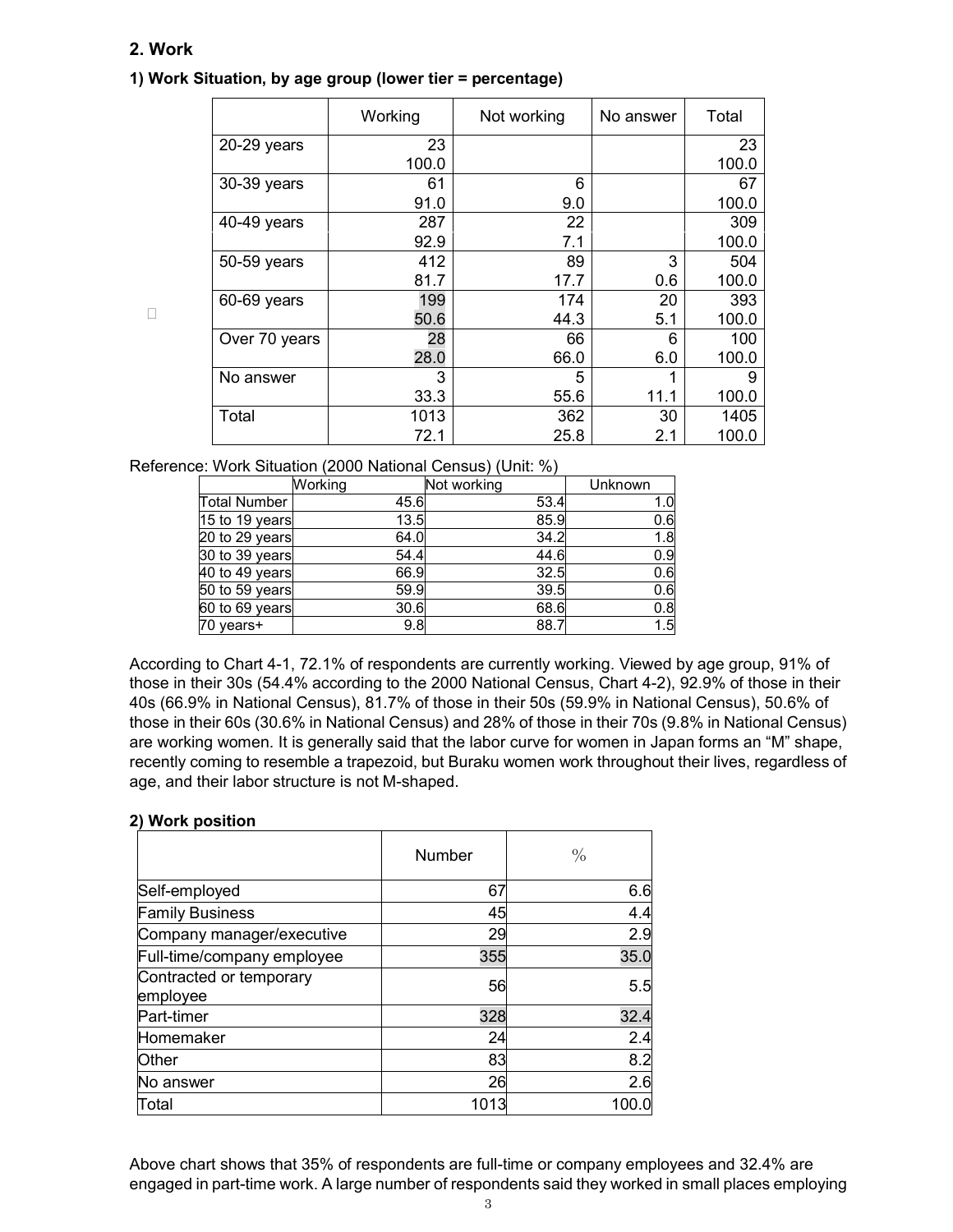## 2. Work

### 1) Work Situation, by age group (lower tier = percentage)

| | Working | Not working | No answer | Total |
|---|---|---|---|---|
| 20-29 years | 23 | | | 23 |
| | 100.0 | | | 100.0 |
| 30-39 years | 61 | 6 | | 67 |
| | 91.0 | 9.0 | | 100.0 |
| 40-49 years | 287 | 22 | | 309 |
| | 92.9 | 7.1 | | 100.0 |
| 50-59 years | 412 | 89 | 3 | 504 |
| | 81.7 | 17.7 | 0.6 | 100.0 |
| 60-69 years | 199 | 174 | 20 | 393 |
| | 50.6 | 44.3 | 5.1 | 100.0 |
| Over 70 years | 28 | 66 | 6 | 100 |
| | 28.0 | 66.0 | 6.0 | 100.0 |
| No answer | 3 | 5 | 1 | 9 |
| | 33.3 | 55.6 | 11.1 | 100.0 |
| Total | 1013 | 362 | 30 | 1405 |
| | 72.1 | 25.8 | 2.1 | 100.0 |

Reference: Work Situation (2000 National Census) (Unit: %)

| | Working | Not working | Unknown |
|---|---|---|---|
| Total Number | 45.6 | 53.4 | 1.0 |
| 15 to 19 years | 13.5 | 85.9 | 0.6 |
| 20 to 29 years | 64.0 | 34.2 | 1.8 |
| 30 to 39 years | 54.4 | 44.6 | 0.9 |
| 40 to 49 years | 66.9 | 32.5 | 0.6 |
| 50 to 59 years | 59.9 | 39.5 | 0.6 |
| 60 to 69 years | 30.6 | 68.6 | 0.8 |
| 70 years+ | 9.8 | 88.7 | 1.5 |

According to Chart 4-1, 72.1% of respondents are currently working. Viewed by age group, 91% of those in their 30s (54.4% according to the 2000 National Census, Chart 4-2), 92.9% of those in their 40s (66.9% in National Census), 81.7% of those in their 50s (59.9% in National Census), 50.6% of those in their 60s (30.6% in National Census) and 28% of those in their 70s (9.8% in National Census) are working women. It is generally said that the labor curve for women in Japan forms an "M" shape, recently coming to resemble a trapezoid, but Buraku women work throughout their lives, regardless of age, and their labor structure is not M-shaped.

### 2) Work position

| | Number | % |
|---|---|---|
| Self-employed | 67 | 6.6 |
| Family Business | 45 | 4.4 |
| Company manager/executive | 29 | 2.9 |
| Full-time/company employee | 355 | 35.0 |
| Contracted or temporary employee | 56 | 5.5 |
| Part-timer | 328 | 32.4 |
| Homemaker | 24 | 2.4 |
| Other | 83 | 8.2 |
| No answer | 26 | 2.6 |
| Total | 1013 | 100.0 |

Above chart shows that 35% of respondents are full-time or company employees and 32.4% are engaged in part-time work. A large number of respondents said they worked in small places employing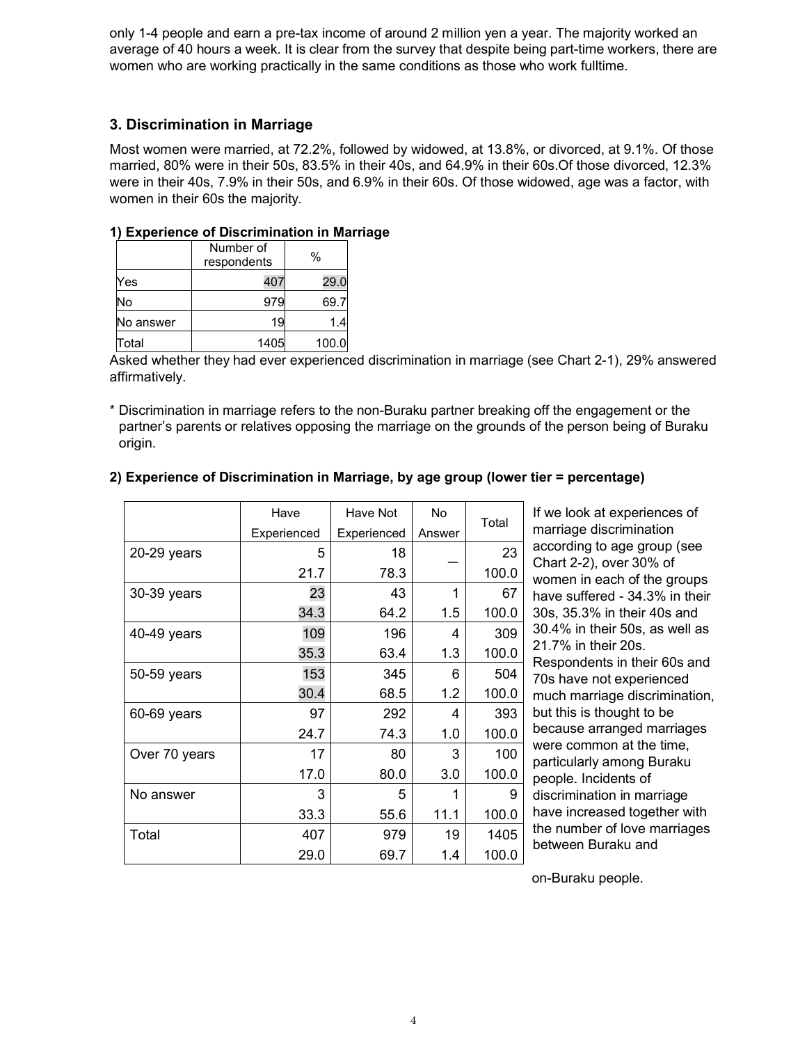only 1-4 people and earn a pre-tax income of around 2 million yen a year. The majority worked an average of 40 hours a week. It is clear from the survey that despite being part-time workers, there are women who are working practically in the same conditions as those who work fulltime.

## 3. Discrimination in Marriage

Most women were married, at 72.2%, followed by widowed, at 13.8%, or divorced, at 9.1%. Of those married, 80% were in their 50s, 83.5% in their 40s, and 64.9% in their 60s.Of those divorced, 12.3% were in their 40s, 7.9% in their 50s, and 6.9% in their 60s. Of those widowed, age was a factor, with women in their 60s the majority.

### 1) Experience of Discrimination in Marriage

| | Number of respondents | % |
|---|---|---|
| Yes | 407 | 29.0 |
| No | 979 | 69.7 |
| No answer | 19 | 1.4 |
| Total | 1405 | 100.0 |

Asked whether they had ever experienced discrimination in marriage (see Chart 2-1), 29% answered affirmatively.

\* Discrimination in marriage refers to the non-Buraku partner breaking off the engagement or the partner's parents or relatives opposing the marriage on the grounds of the person being of Buraku origin.

### 2) Experience of Discrimination in Marriage, by age group (lower tier = percentage)

| | Have Experienced | Have Not Experienced | No Answer | Total |
|---|---|---|---|---|
| 20-29 years | 5 | 18 | — | 23 |
| | 21.7 | 78.3 | | 100.0 |
| 30-39 years | 23 | 43 | 1 | 67 |
| | 34.3 | 64.2 | 1.5 | 100.0 |
| 40-49 years | 109 | 196 | 4 | 309 |
| | 35.3 | 63.4 | 1.3 | 100.0 |
| 50-59 years | 153 | 345 | 6 | 504 |
| | 30.4 | 68.5 | 1.2 | 100.0 |
| 60-69 years | 97 | 292 | 4 | 393 |
| | 24.7 | 74.3 | 1.0 | 100.0 |
| Over 70 years | 17 | 80 | 3 | 100 |
| | 17.0 | 80.0 | 3.0 | 100.0 |
| No answer | 3 | 5 | 1 | 9 |
| | 33.3 | 55.6 | 11.1 | 100.0 |
| Total | 407 | 979 | 19 | 1405 |
| | 29.0 | 69.7 | 1.4 | 100.0 |

If we look at experiences of marriage discrimination according to age group (see Chart 2-2), over 30% of women in each of the groups have suffered - 34.3% in their 30s, 35.3% in their 40s and 30.4% in their 50s, as well as 21.7% in their 20s. Respondents in their 60s and 70s have not experienced much marriage discrimination, but this is thought to be because arranged marriages were common at the time, particularly among Buraku people. Incidents of discrimination in marriage have increased together with the number of love marriages between Buraku and

on-Buraku people.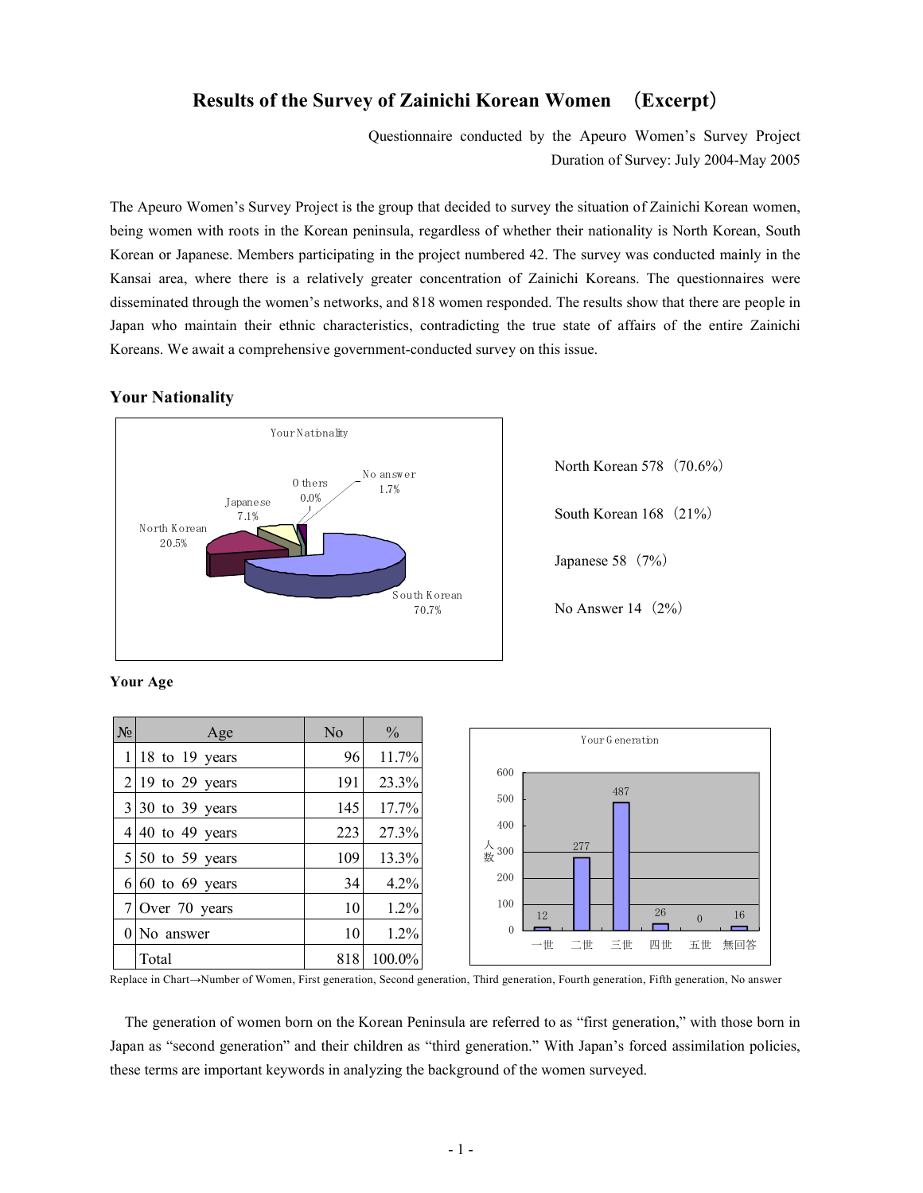# Results of the Survey of Zainichi Korean Women （Excerpt）

Questionnaire conducted by the Apeuro Women's Survey Project
Duration of Survey: July 2004-May 2005

The Apeuro Women's Survey Project is the group that decided to survey the situation of Zainichi Korean women, being women with roots in the Korean peninsula, regardless of whether their nationality is North Korean, South Korean or Japanese. Members participating in the project numbered 42. The survey was conducted mainly in the Kansai area, where there is a relatively greater concentration of Zainichi Koreans. The questionnaires were disseminated through the women's networks, and 818 women responded. The results show that there are people in Japan who maintain their ethnic characteristics, contradicting the true state of affairs of the entire Zainichi Koreans. We await a comprehensive government-conducted survey on this issue.

## Your Nationality

Your Nationality

- South Korean 70.7%
- North Korean 20.5%
- Japanese 7.1%
- Others 0.0%
- No answer 1.7%

North Korean 578（70.6%）

South Korean 168（21%）

Japanese 58（7%）

No Answer 14（2%）

### Your Age

| № | Age | No | % |
|---|---|---|---|
| 1 | 18 to 19 years | 96 | 11.7% |
| 2 | 19 to 29 years | 191 | 23.3% |
| 3 | 30 to 39 years | 145 | 17.7% |
| 4 | 40 to 49 years | 223 | 27.3% |
| 5 | 50 to 59 years | 109 | 13.3% |
| 6 | 60 to 69 years | 34 | 4.2% |
| 7 | Over 70 years | 10 | 1.2% |
| 0 | No answer | 10 | 1.2% |
| | Total | 818 | 100.0% |

Your Generation

| 一世 | 二世 | 三世 | 四世 | 五世 | 無回答 |
|---|---|---|---|---|---|
| 12 | 277 | 487 | 26 | 0 | 16 |

Replace in Chart→Number of Women, First generation, Second generation, Third generation, Fourth generation, Fifth generation, No answer

The generation of women born on the Korean Peninsula are referred to as "first generation," with those born in Japan as "second generation" and their children as "third generation." With Japan's forced assimilation policies, these terms are important keywords in analyzing the background of the women surveyed.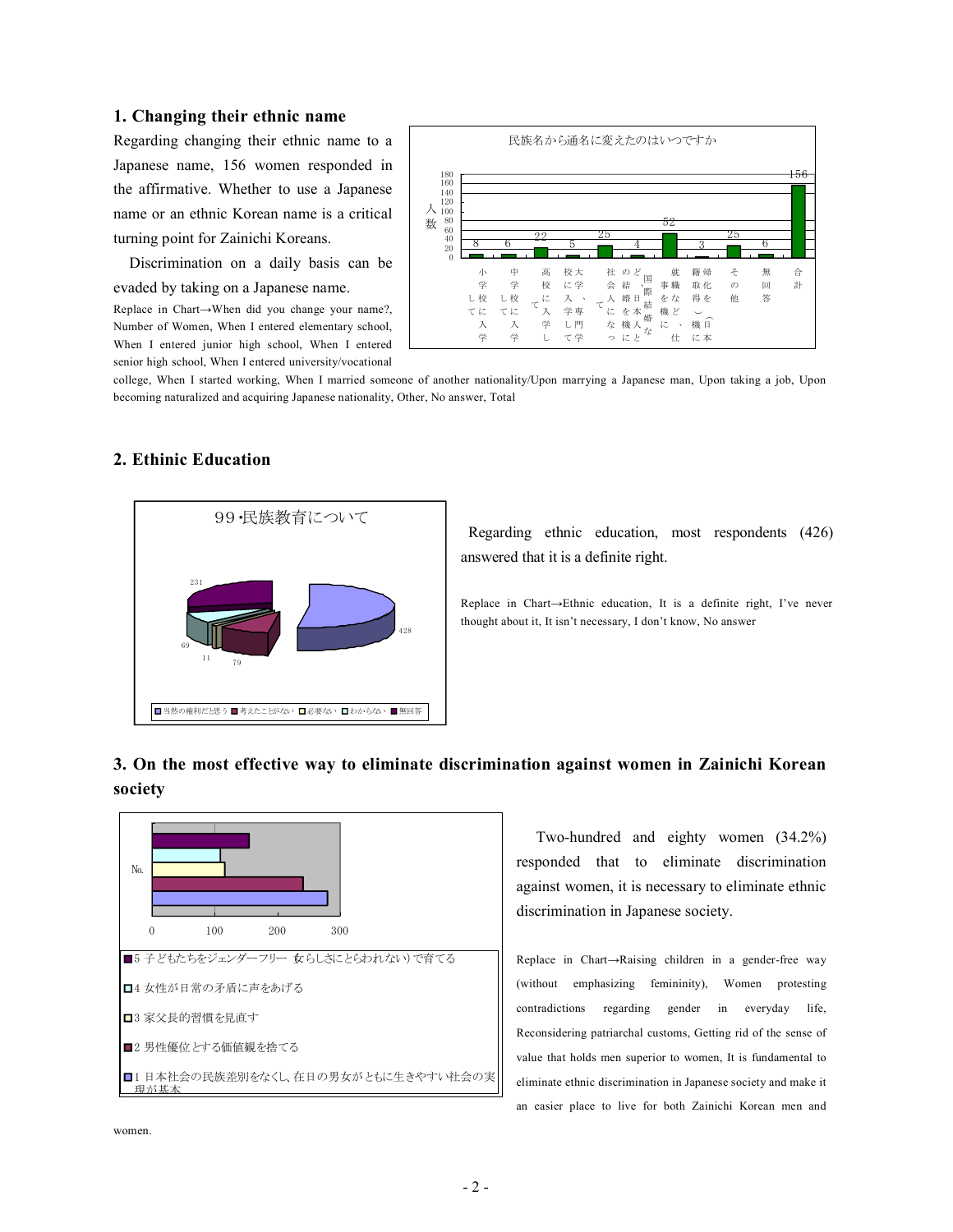## 1. Changing their ethnic name

Regarding changing their ethnic name to a Japanese name, 156 women responded in the affirmative. Whether to use a Japanese name or an ethnic Korean name is a critical turning point for Zainichi Koreans.

Discrimination on a daily basis can be evaded by taking on a Japanese name.

民族名から通名に変えたのはいつですか

| 小学校に入学して | 中学校に入学して | 高校に入学して | 大学、専門学校に入学して | 社会人になって | 日本人と結婚したのを機に（国際結婚など） | 就職を機に | 帰化（日本籍を取得）を機に | その他 | 無回答 | 合計 |
|---|---|---|---|---|---|---|---|---|---|---|
| 8 | 6 | 22 | 5 | 25 | 4 | 52 | 3 | 25 | 6 | 156 |

Replace in Chart→When did you change your name?, Number of Women, When I entered elementary school, When I entered junior high school, When I entered senior high school, When I entered university/vocational college, When I started working, When I married someone of another nationality/Upon marrying a Japanese man, Upon taking a job, Upon becoming naturalized and acquiring Japanese nationality, Other, No answer, Total

## 2. Ethinic Education

99·民族教育について

| 当然の権利だと思う | 考えたことがない | 必要ない | わからない | 無回答 |
|---|---|---|---|---|
| 428 | 79 | 11 | 69 | 231 |

Regarding ethnic education, most respondents (426) answered that it is a definite right.

Replace in Chart→Ethnic education, It is a definite right, I've never thought about it, It isn't necessary, I don't know, No answer

## 3. On the most effective way to eliminate discrimination against women in Zainichi Korean society

- 5 子どもたちをジェンダーフリー（女らしさにとらわれない）で育てる
- 4 女性が日常の矛盾に声をあげる
- 3 家父長的習慣を見直す
- 2 男性優位とする価値観を捨てる
- 1 日本社会の民族差別をなくし、在日の男女がともに生きやすい社会の実現が基本

Two-hundred and eighty women (34.2%) responded that to eliminate discrimination against women, it is necessary to eliminate ethnic discrimination in Japanese society.

Replace in Chart→Raising children in a gender-free way (without emphasizing femininity), Women protesting contradictions regarding gender in everyday life, Reconsidering patriarchal customs, Getting rid of the sense of value that holds men superior to women, It is fundamental to eliminate ethnic discrimination in Japanese society and make it an easier place to live for both Zainichi Korean men and women.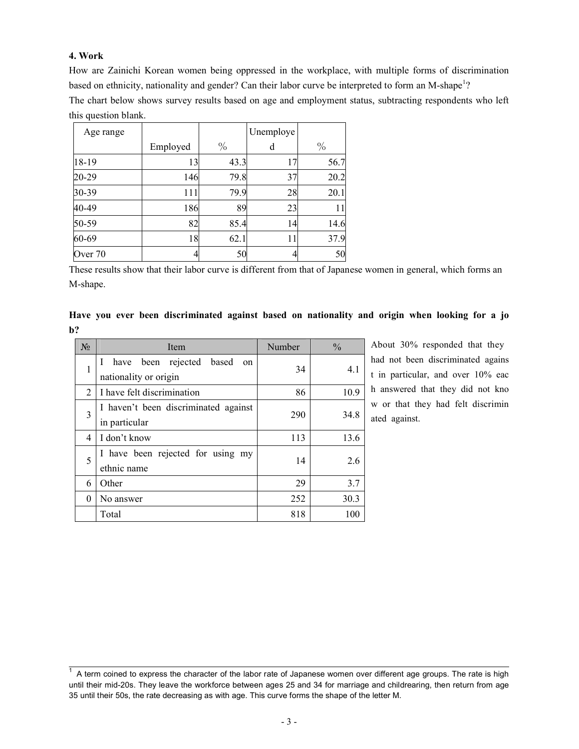### 4. Work

How are Zainichi Korean women being oppressed in the workplace, with multiple forms of discrimination based on ethnicity, nationality and gender? Can their labor curve be interpreted to form an M-shape[1]?

The chart below shows survey results based on age and employment status, subtracting respondents who left this question blank.

| Age range | Employed | % | Unemployed | % |
|---|---|---|---|---|
| 18-19 | 13 | 43.3 | 17 | 56.7 |
| 20-29 | 146 | 79.8 | 37 | 20.2 |
| 30-39 | 111 | 79.9 | 28 | 20.1 |
| 40-49 | 186 | 89 | 23 | 11 |
| 50-59 | 82 | 85.4 | 14 | 14.6 |
| 60-69 | 18 | 62.1 | 11 | 37.9 |
| Over 70 | 4 | 50 | 4 | 50 |

These results show that their labor curve is different from that of Japanese women in general, which forms an M-shape.

**Have you ever been discriminated against based on nationality and origin when looking for a job?**

| № | Item | Number | % |
|---|---|---|---|
| 1 | I have been rejected based on nationality or origin | 34 | 4.1 |
| 2 | I have felt discrimination | 86 | 10.9 |
| 3 | I haven't been discriminated against in particular | 290 | 34.8 |
| 4 | I don't know | 113 | 13.6 |
| 5 | I have been rejected for using my ethnic name | 14 | 2.6 |
| 6 | Other | 29 | 3.7 |
| 0 | No answer | 252 | 30.3 |
| | Total | 818 | 100 |

About 30% responded that they had not been discriminated against in particular, and over 10% each answered that they did not know or that they had felt discriminated against.

[1] A term coined to express the character of the labor rate of Japanese women over different age groups. The rate is high until their mid-20s. They leave the workforce between ages 25 and 34 for marriage and childrearing, then return from age 35 until their 50s, the rate decreasing as with age. This curve forms the shape of the letter M.